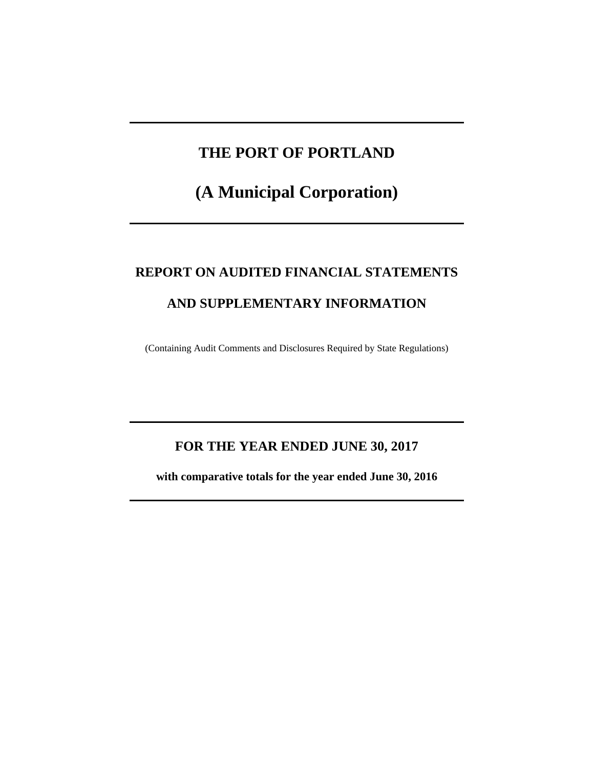# THE PORT OF PORTLAND

## (A Municipal Corporation)

## REPORT ON AUDITED FINANCIAL STATEMENTS

## AND SUPPLEMENTARY INFORMATION

(Containing Audit Comments and Disclosures Required by State Regulations)

## FOR THE YEAR ENDED JUNE 30, 2017

**with comparative totals for the year ended June 30, 2016**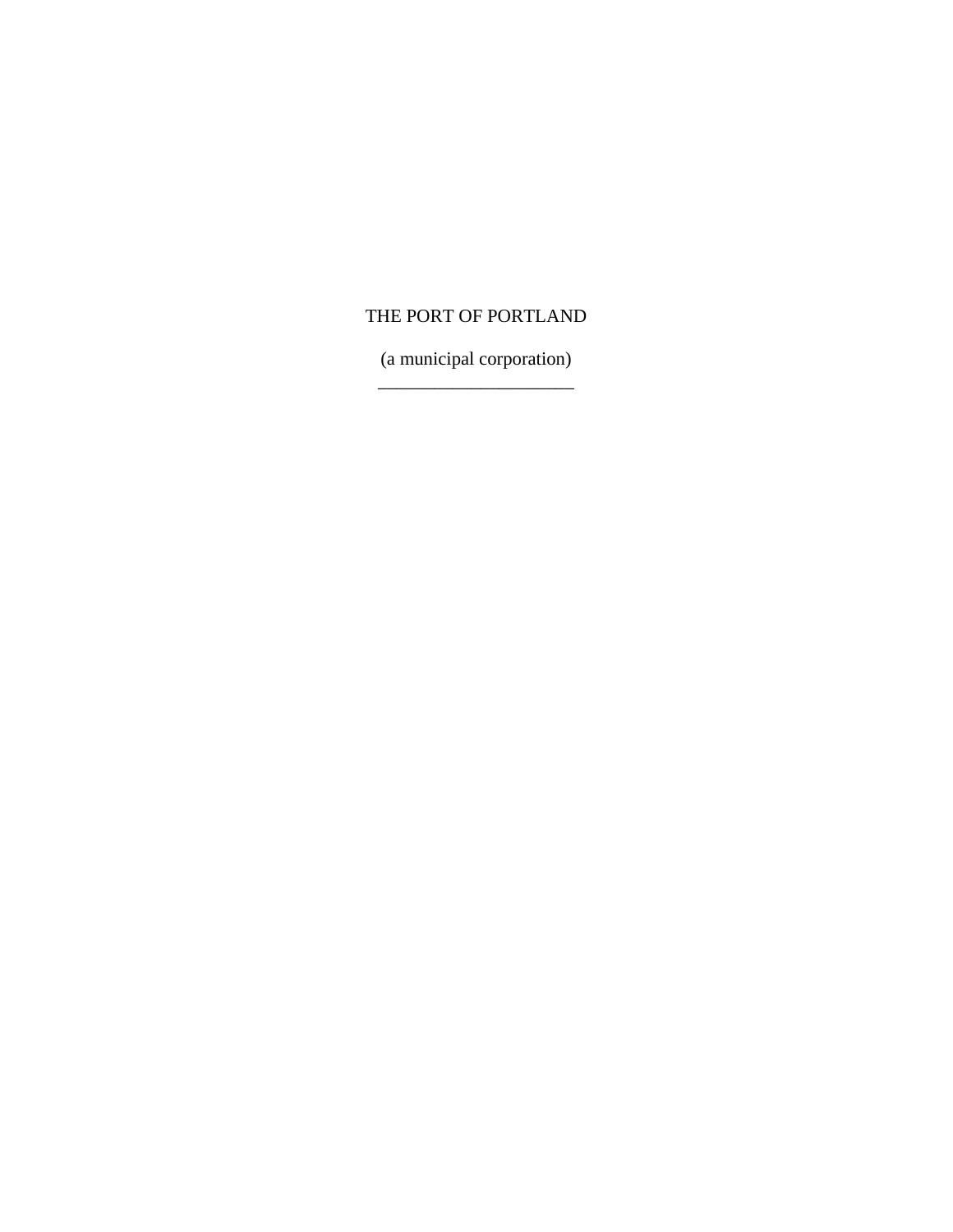THE PORT OF PORTLAND

(a municipal corporation)

______________________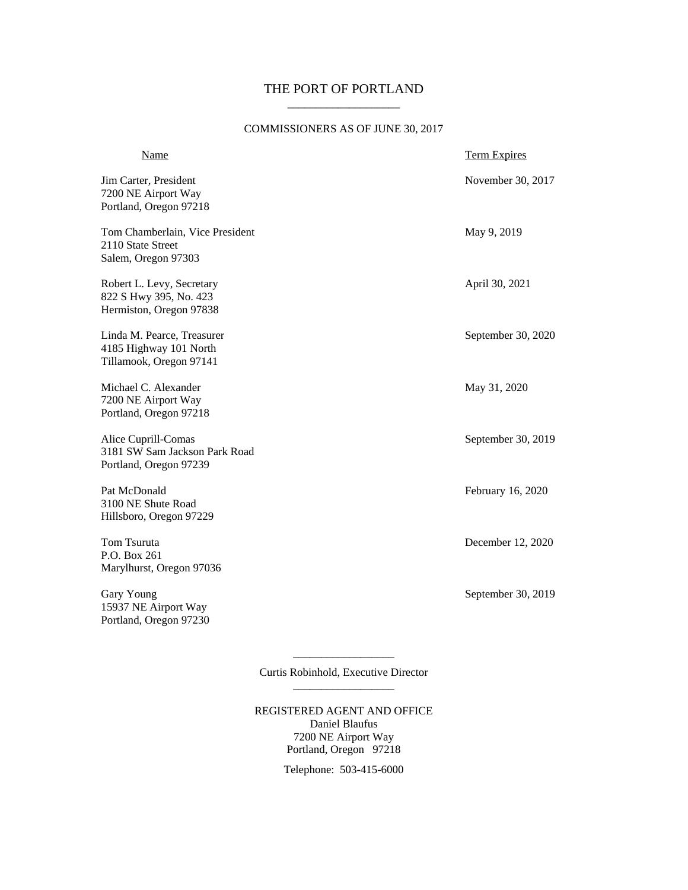# THE PORT OF PORTLAND

## COMMISSIONERS AS OF JUNE 30, 2017

| Name | Term Expires |
| --- | --- |
| Jim Carter, President<br>7200 NE Airport Way<br>Portland, Oregon 97218 | November 30, 2017 |
| Tom Chamberlain, Vice President<br>2110 State Street<br>Salem, Oregon 97303 | May 9, 2019 |
| Robert L. Levy, Secretary<br>822 S Hwy 395, No. 423<br>Hermiston, Oregon 97838 | April 30, 2021 |
| Linda M. Pearce, Treasurer<br>4185 Highway 101 North<br>Tillamook, Oregon 97141 | September 30, 2020 |
| Michael C. Alexander<br>7200 NE Airport Way<br>Portland, Oregon 97218 | May 31, 2020 |
| Alice Cuprill-Comas<br>3181 SW Sam Jackson Park Road<br>Portland, Oregon 97239 | September 30, 2019 |
| Pat McDonald<br>3100 NE Shute Road<br>Hillsboro, Oregon 97229 | February 16, 2020 |
| Tom Tsuruta<br>P.O. Box 261<br>Marylhurst, Oregon 97036 | December 12, 2020 |
| Gary Young<br>15937 NE Airport Way<br>Portland, Oregon 97230 | September 30, 2019 |

Curtis Robinhold, Executive Director

REGISTERED AGENT AND OFFICE
Daniel Blaufus
7200 NE Airport Way
Portland, Oregon 97218

Telephone: 503-415-6000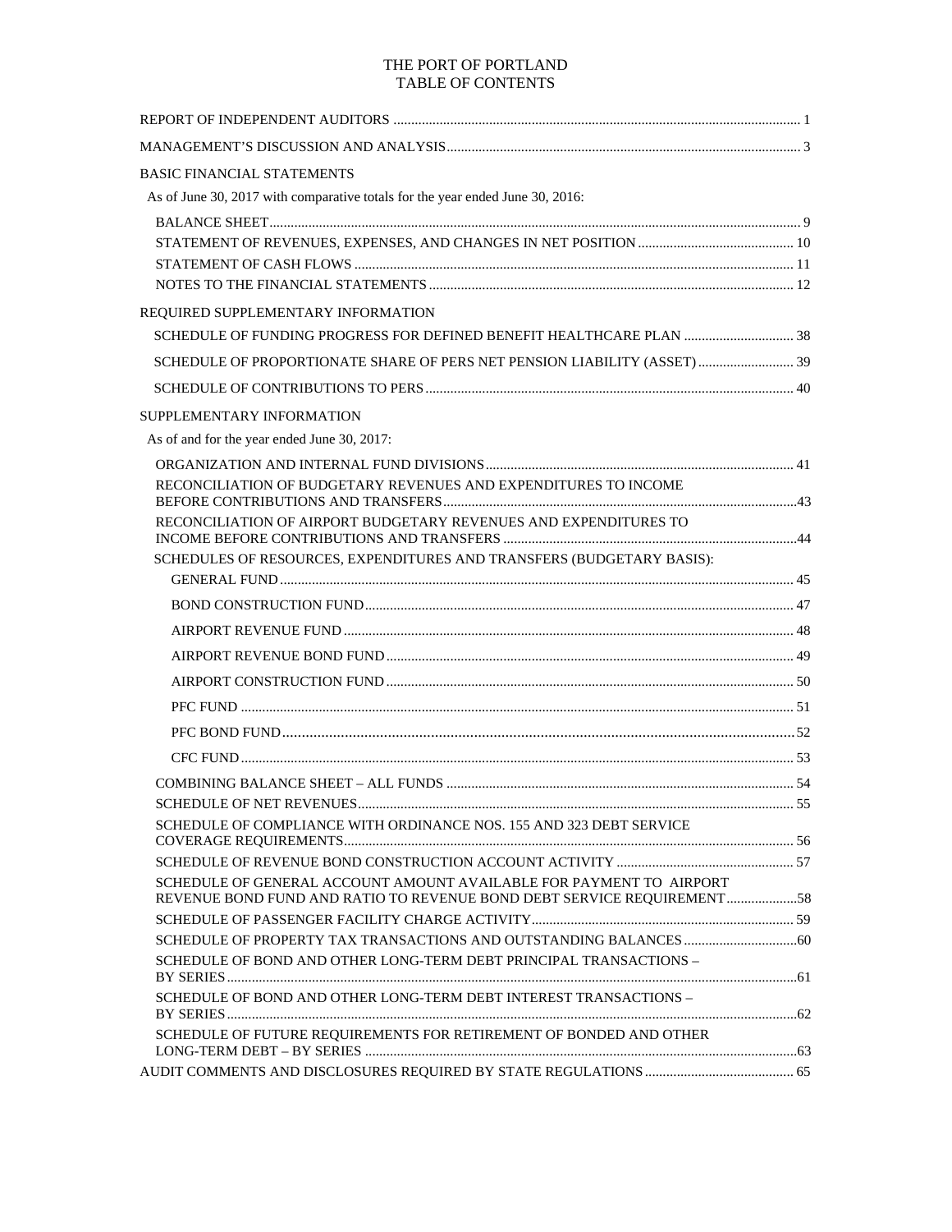# THE PORT OF PORTLAND
## TABLE OF CONTENTS

| | |
|---|---|
| REPORT OF INDEPENDENT AUDITORS | 1 |
| MANAGEMENT'S DISCUSSION AND ANALYSIS | 3 |
| BASIC FINANCIAL STATEMENTS | |
| As of June 30, 2017 with comparative totals for the year ended June 30, 2016: | |
| BALANCE SHEET | 9 |
| STATEMENT OF REVENUES, EXPENSES, AND CHANGES IN NET POSITION | 10 |
| STATEMENT OF CASH FLOWS | 11 |
| NOTES TO THE FINANCIAL STATEMENTS | 12 |
| REQUIRED SUPPLEMENTARY INFORMATION | |
| SCHEDULE OF FUNDING PROGRESS FOR DEFINED BENEFIT HEALTHCARE PLAN | 38 |
| SCHEDULE OF PROPORTIONATE SHARE OF PERS NET PENSION LIABILITY (ASSET) | 39 |
| SCHEDULE OF CONTRIBUTIONS TO PERS | 40 |
| SUPPLEMENTARY INFORMATION | |
| As of and for the year ended June 30, 2017: | |
| ORGANIZATION AND INTERNAL FUND DIVISIONS | 41 |
| RECONCILIATION OF BUDGETARY REVENUES AND EXPENDITURES TO INCOME BEFORE CONTRIBUTIONS AND TRANSFERS | 43 |
| RECONCILIATION OF AIRPORT BUDGETARY REVENUES AND EXPENDITURES TO INCOME BEFORE CONTRIBUTIONS AND TRANSFERS | 44 |
| SCHEDULES OF RESOURCES, EXPENDITURES AND TRANSFERS (BUDGETARY BASIS): | |
| GENERAL FUND | 45 |
| BOND CONSTRUCTION FUND | 47 |
| AIRPORT REVENUE FUND | 48 |
| AIRPORT REVENUE BOND FUND | 49 |
| AIRPORT CONSTRUCTION FUND | 50 |
| PFC FUND | 51 |
| PFC BOND FUND | 52 |
| CFC FUND | 53 |
| COMBINING BALANCE SHEET – ALL FUNDS | 54 |
| SCHEDULE OF NET REVENUES | 55 |
| SCHEDULE OF COMPLIANCE WITH ORDINANCE NOS. 155 AND 323 DEBT SERVICE COVERAGE REQUIREMENTS | 56 |
| SCHEDULE OF REVENUE BOND CONSTRUCTION ACCOUNT ACTIVITY | 57 |
| SCHEDULE OF GENERAL ACCOUNT AMOUNT AVAILABLE FOR PAYMENT TO AIRPORT REVENUE BOND FUND AND RATIO TO REVENUE BOND DEBT SERVICE REQUIREMENT | 58 |
| SCHEDULE OF PASSENGER FACILITY CHARGE ACTIVITY | 59 |
| SCHEDULE OF PROPERTY TAX TRANSACTIONS AND OUTSTANDING BALANCES | 60 |
| SCHEDULE OF BOND AND OTHER LONG-TERM DEBT PRINCIPAL TRANSACTIONS – BY SERIES | 61 |
| SCHEDULE OF BOND AND OTHER LONG-TERM DEBT INTEREST TRANSACTIONS – BY SERIES | 62 |
| SCHEDULE OF FUTURE REQUIREMENTS FOR RETIREMENT OF BONDED AND OTHER LONG-TERM DEBT – BY SERIES | 63 |
| AUDIT COMMENTS AND DISCLOSURES REQUIRED BY STATE REGULATIONS | 65 |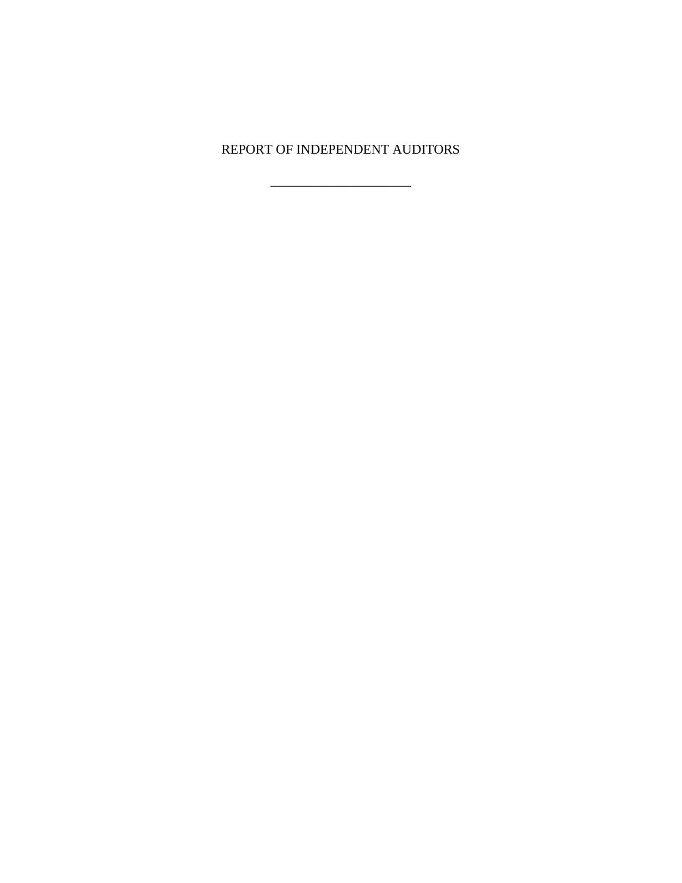# REPORT OF INDEPENDENT AUDITORS

---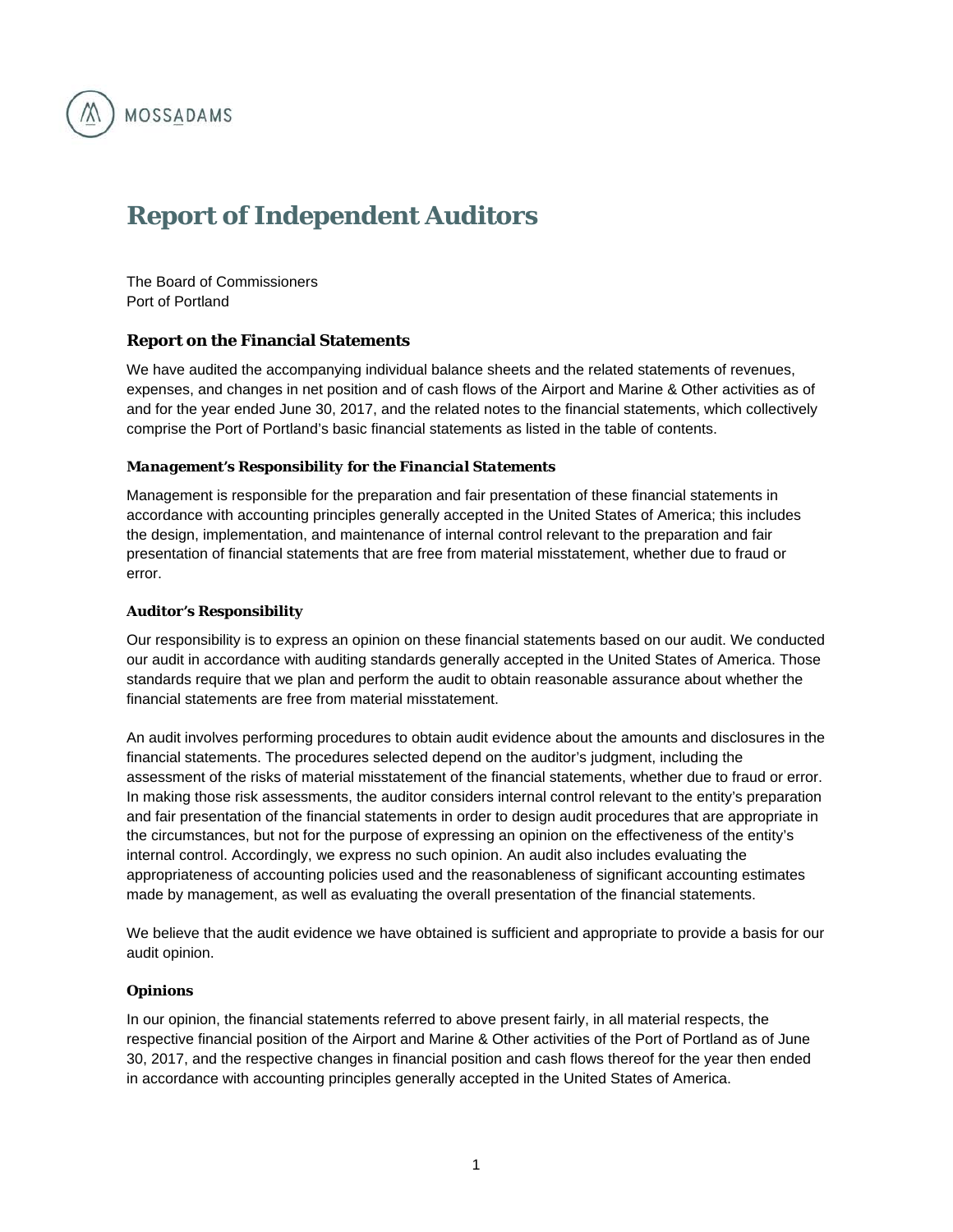MOSSADAMS

# Report of Independent Auditors

The Board of Commissioners
Port of Portland

### Report on the Financial Statements

We have audited the accompanying individual balance sheets and the related statements of revenues, expenses, and changes in net position and of cash flows of the Airport and Marine & Other activities as of and for the year ended June 30, 2017, and the related notes to the financial statements, which collectively comprise the Port of Portland's basic financial statements as listed in the table of contents.

#### *Management's Responsibility for the Financial Statements*

Management is responsible for the preparation and fair presentation of these financial statements in accordance with accounting principles generally accepted in the United States of America; this includes the design, implementation, and maintenance of internal control relevant to the preparation and fair presentation of financial statements that are free from material misstatement, whether due to fraud or error.

#### Auditor's Responsibility

Our responsibility is to express an opinion on these financial statements based on our audit. We conducted our audit in accordance with auditing standards generally accepted in the United States of America. Those standards require that we plan and perform the audit to obtain reasonable assurance about whether the financial statements are free from material misstatement.

An audit involves performing procedures to obtain audit evidence about the amounts and disclosures in the financial statements. The procedures selected depend on the auditor's judgment, including the assessment of the risks of material misstatement of the financial statements, whether due to fraud or error. In making those risk assessments, the auditor considers internal control relevant to the entity's preparation and fair presentation of the financial statements in order to design audit procedures that are appropriate in the circumstances, but not for the purpose of expressing an opinion on the effectiveness of the entity's internal control. Accordingly, we express no such opinion. An audit also includes evaluating the appropriateness of accounting policies used and the reasonableness of significant accounting estimates made by management, as well as evaluating the overall presentation of the financial statements.

We believe that the audit evidence we have obtained is sufficient and appropriate to provide a basis for our audit opinion.

#### Opinions

In our opinion, the financial statements referred to above present fairly, in all material respects, the respective financial position of the Airport and Marine & Other activities of the Port of Portland as of June 30, 2017, and the respective changes in financial position and cash flows thereof for the year then ended in accordance with accounting principles generally accepted in the United States of America.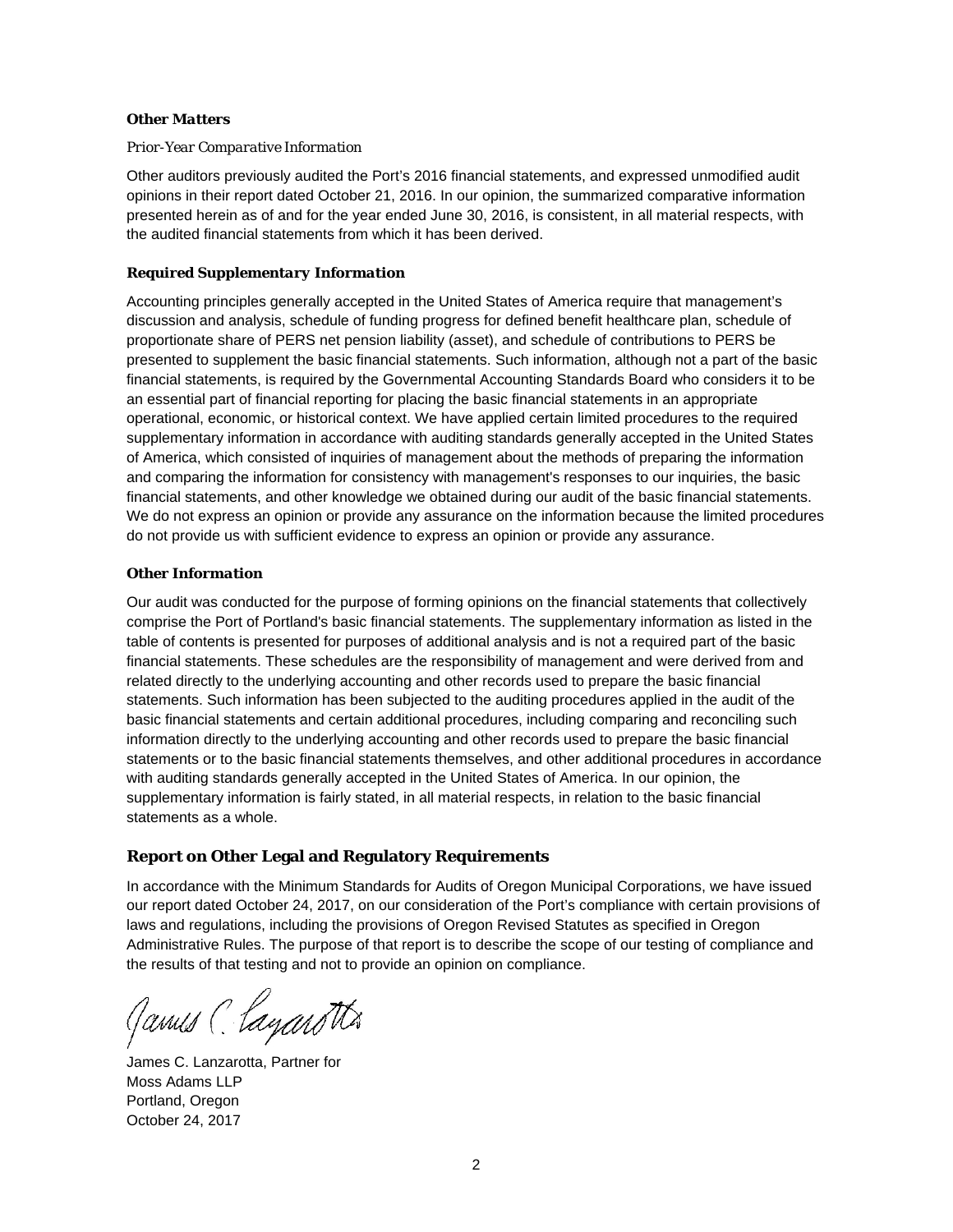### *Other Matters*

*Prior-Year Comparative Information*

Other auditors previously audited the Port's 2016 financial statements, and expressed unmodified audit opinions in their report dated October 21, 2016. In our opinion, the summarized comparative information presented herein as of and for the year ended June 30, 2016, is consistent, in all material respects, with the audited financial statements from which it has been derived.

### *Required Supplementary Information*

Accounting principles generally accepted in the United States of America require that management's discussion and analysis, schedule of funding progress for defined benefit healthcare plan, schedule of proportionate share of PERS net pension liability (asset), and schedule of contributions to PERS be presented to supplement the basic financial statements. Such information, although not a part of the basic financial statements, is required by the Governmental Accounting Standards Board who considers it to be an essential part of financial reporting for placing the basic financial statements in an appropriate operational, economic, or historical context. We have applied certain limited procedures to the required supplementary information in accordance with auditing standards generally accepted in the United States of America, which consisted of inquiries of management about the methods of preparing the information and comparing the information for consistency with management's responses to our inquiries, the basic financial statements, and other knowledge we obtained during our audit of the basic financial statements. We do not express an opinion or provide any assurance on the information because the limited procedures do not provide us with sufficient evidence to express an opinion or provide any assurance.

### *Other Information*

Our audit was conducted for the purpose of forming opinions on the financial statements that collectively comprise the Port of Portland's basic financial statements. The supplementary information as listed in the table of contents is presented for purposes of additional analysis and is not a required part of the basic financial statements. These schedules are the responsibility of management and were derived from and related directly to the underlying accounting and other records used to prepare the basic financial statements. Such information has been subjected to the auditing procedures applied in the audit of the basic financial statements and certain additional procedures, including comparing and reconciling such information directly to the underlying accounting and other records used to prepare the basic financial statements or to the basic financial statements themselves, and other additional procedures in accordance with auditing standards generally accepted in the United States of America. In our opinion, the supplementary information is fairly stated, in all material respects, in relation to the basic financial statements as a whole.

## Report on Other Legal and Regulatory Requirements

In accordance with the Minimum Standards for Audits of Oregon Municipal Corporations, we have issued our report dated October 24, 2017, on our consideration of the Port's compliance with certain provisions of laws and regulations, including the provisions of Oregon Revised Statutes as specified in Oregon Administrative Rules. The purpose of that report is to describe the scope of our testing of compliance and the results of that testing and not to provide an opinion on compliance.

James C. Lanzarotta

James C. Lanzarotta, Partner for
Moss Adams LLP
Portland, Oregon
October 24, 2017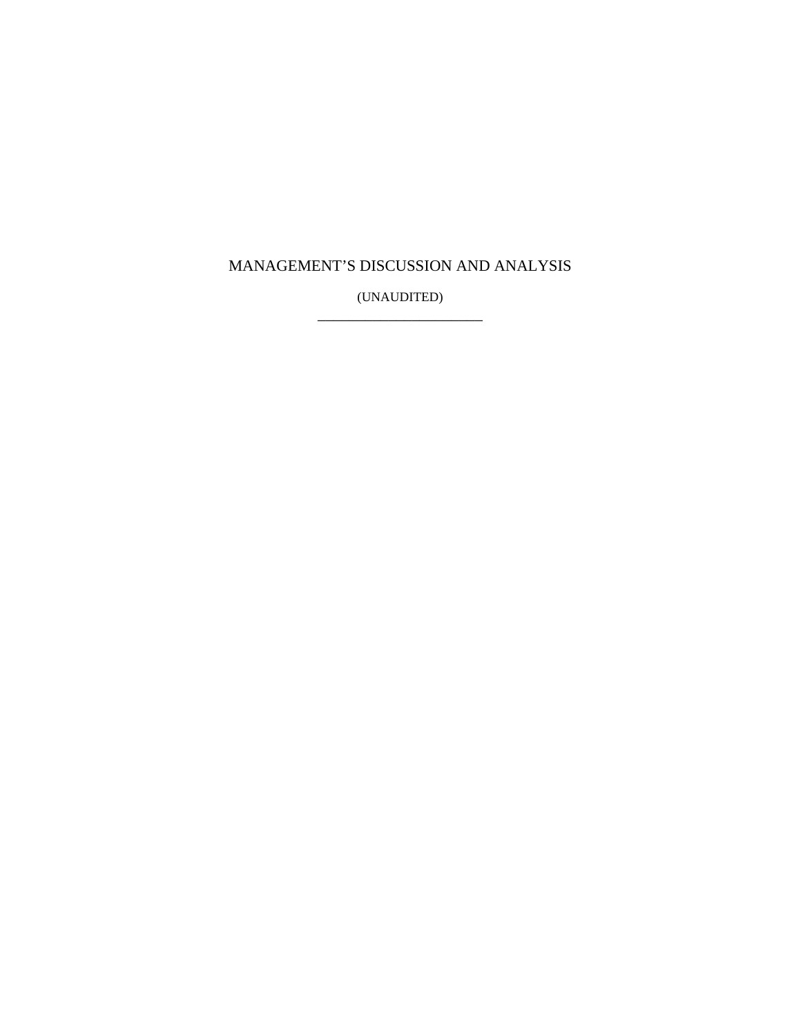# MANAGEMENT'S DISCUSSION AND ANALYSIS

(UNAUDITED)

---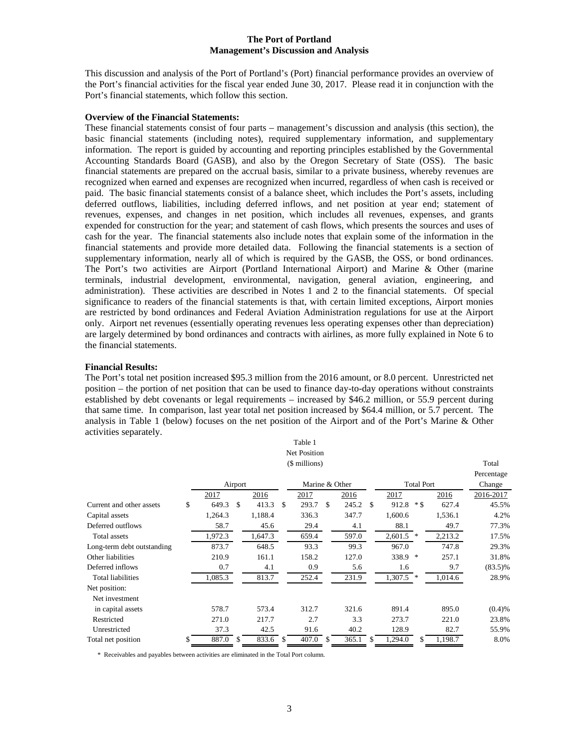## The Port of Portland
## Management's Discussion and Analysis

This discussion and analysis of the Port of Portland's (Port) financial performance provides an overview of the Port's financial activities for the fiscal year ended June 30, 2017. Please read it in conjunction with the Port's financial statements, which follow this section.

**Overview of the Financial Statements:**

These financial statements consist of four parts – management's discussion and analysis (this section), the basic financial statements (including notes), required supplementary information, and supplementary information. The report is guided by accounting and reporting principles established by the Governmental Accounting Standards Board (GASB), and also by the Oregon Secretary of State (OSS). The basic financial statements are prepared on the accrual basis, similar to a private business, whereby revenues are recognized when earned and expenses are recognized when incurred, regardless of when cash is received or paid. The basic financial statements consist of a balance sheet, which includes the Port's assets, including deferred outflows, liabilities, including deferred inflows, and net position at year end; statement of revenues, expenses, and changes in net position, which includes all revenues, expenses, and grants expended for construction for the year; and statement of cash flows, which presents the sources and uses of cash for the year. The financial statements also include notes that explain some of the information in the financial statements and provide more detailed data. Following the financial statements is a section of supplementary information, nearly all of which is required by the GASB, the OSS, or bond ordinances. The Port's two activities are Airport (Portland International Airport) and Marine & Other (marine terminals, industrial development, environmental, navigation, general aviation, engineering, and administration). These activities are described in Notes 1 and 2 to the financial statements. Of special significance to readers of the financial statements is that, with certain limited exceptions, Airport monies are restricted by bond ordinances and Federal Aviation Administration regulations for use at the Airport only. Airport net revenues (essentially operating revenues less operating expenses other than depreciation) are largely determined by bond ordinances and contracts with airlines, as more fully explained in Note 6 to the financial statements.

**Financial Results:**

The Port's total net position increased $95.3 million from the 2016 amount, or 8.0 percent. Unrestricted net position – the portion of net position that can be used to finance day-to-day operations without constraints established by debt covenants or legal requirements – increased by $46.2 million, or 55.9 percent during that same time. In comparison, last year total net position increased by $64.4 million, or 5.7 percent. The analysis in Table 1 (below) focuses on the net position of the Airport and of the Port's Marine & Other activities separately.

Table 1
Net Position
($ millions)

| | Airport | | Marine & Other | | Total Port | | Total Percentage Change |
|---|---|---|---|---|---|---|---|
| | 2017 | 2016 | 2017 | 2016 | 2017 | 2016 | 2016-2017 |
| Current and other assets | $ 649.3 | $ 413.3 | $ 293.7 | $ 245.2 | $ 912.8 * | $ 627.4 | 45.5% |
| Capital assets | 1,264.3 | 1,188.4 | 336.3 | 347.7 | 1,600.6 | 1,536.1 | 4.2% |
| Deferred outflows | 58.7 | 45.6 | 29.4 | 4.1 | 88.1 | 49.7 | 77.3% |
| Total assets | 1,972.3 | 1,647.3 | 659.4 | 597.0 | 2,601.5 * | 2,213.2 | 17.5% |
| Long-term debt outstanding | 873.7 | 648.5 | 93.3 | 99.3 | 967.0 | 747.8 | 29.3% |
| Other liabilities | 210.9 | 161.1 | 158.2 | 127.0 | 338.9 * | 257.1 | 31.8% |
| Deferred inflows | 0.7 | 4.1 | 0.9 | 5.6 | 1.6 | 9.7 | (83.5)% |
| Total liabilities | 1,085.3 | 813.7 | 252.4 | 231.9 | 1,307.5 * | 1,014.6 | 28.9% |
| Net position: | | | | | | | |
| Net investment in capital assets | 578.7 | 573.4 | 312.7 | 321.6 | 891.4 | 895.0 | (0.4)% |
| Restricted | 271.0 | 217.7 | 2.7 | 3.3 | 273.7 | 221.0 | 23.8% |
| Unrestricted | 37.3 | 42.5 | 91.6 | 40.2 | 128.9 | 82.7 | 55.9% |
| Total net position | $ 887.0 | $ 833.6 | $ 407.0 | $ 365.1 | $ 1,294.0 | $ 1,198.7 | 8.0% |

\* Receivables and payables between activities are eliminated in the Total Port column.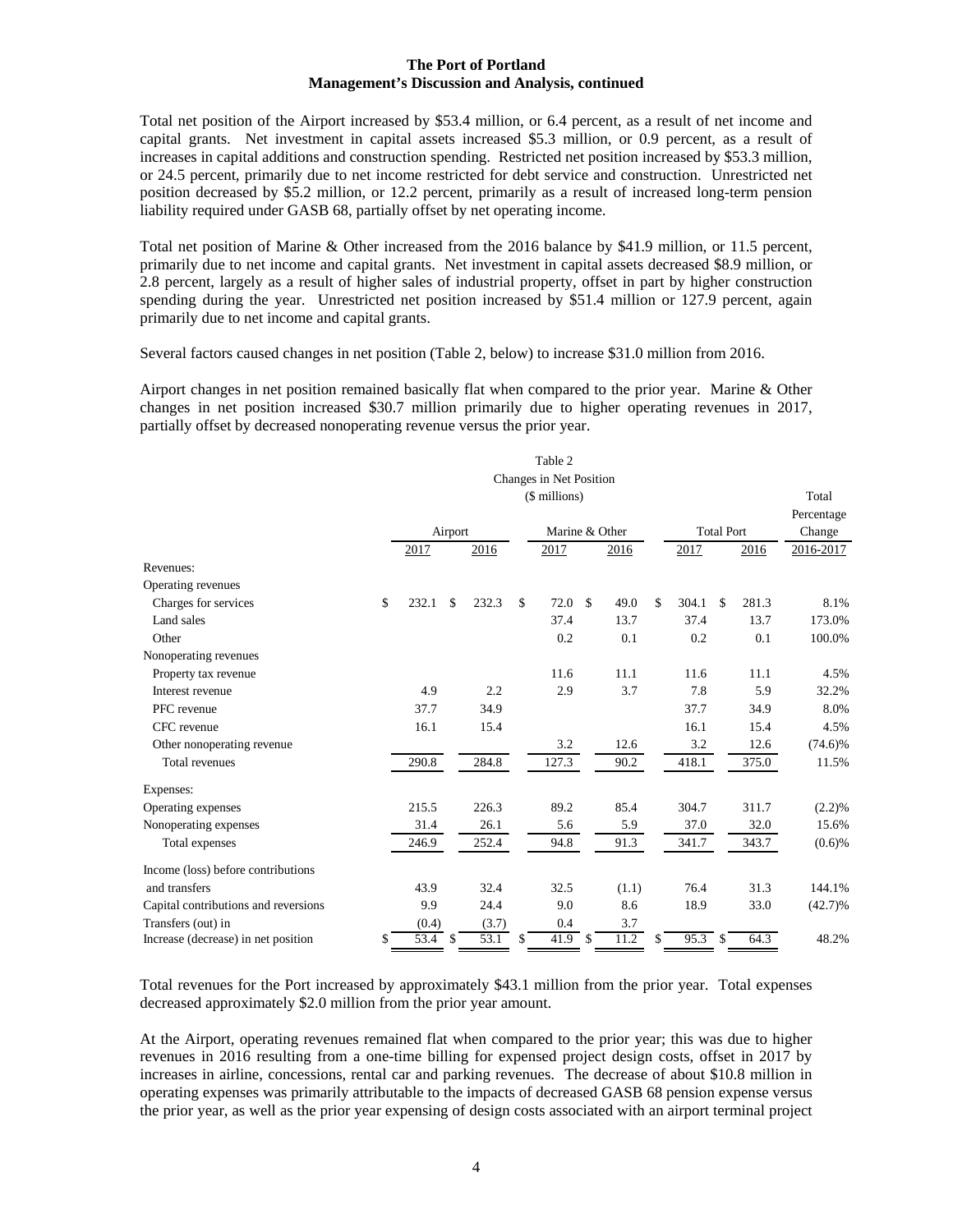Total net position of the Airport increased by $53.4 million, or 6.4 percent, as a result of net income and capital grants. Net investment in capital assets increased $5.3 million, or 0.9 percent, as a result of increases in capital additions and construction spending. Restricted net position increased by $53.3 million, or 24.5 percent, primarily due to net income restricted for debt service and construction. Unrestricted net position decreased by $5.2 million, or 12.2 percent, primarily as a result of increased long-term pension liability required under GASB 68, partially offset by net operating income.

Total net position of Marine & Other increased from the 2016 balance by $41.9 million, or 11.5 percent, primarily due to net income and capital grants. Net investment in capital assets decreased $8.9 million, or 2.8 percent, largely as a result of higher sales of industrial property, offset in part by higher construction spending during the year. Unrestricted net position increased by $51.4 million or 127.9 percent, again primarily due to net income and capital grants.

Several factors caused changes in net position (Table 2, below) to increase $31.0 million from 2016.

Airport changes in net position remained basically flat when compared to the prior year. Marine & Other changes in net position increased $30.7 million primarily due to higher operating revenues in 2017, partially offset by decreased nonoperating revenue versus the prior year.

Table 2
Changes in Net Position
($ millions)

| | Airport | | Marine & Other | | Total Port | | Total Percentage Change |
|---|---|---|---|---|---|---|---|
| | 2017 | 2016 | 2017 | 2016 | 2017 | 2016 | 2016-2017 |
| Revenues: | | | | | | | |
| Operating revenues | | | | | | | |
| Charges for services | $ 232.1 | $ 232.3 | $ 72.0 | $ 49.0 | $ 304.1 | $ 281.3 | 8.1% |
| Land sales | | | 37.4 | 13.7 | 37.4 | 13.7 | 173.0% |
| Other | | | 0.2 | 0.1 | 0.2 | 0.1 | 100.0% |
| Nonoperating revenues | | | | | | | |
| Property tax revenue | | | 11.6 | 11.1 | 11.6 | 11.1 | 4.5% |
| Interest revenue | 4.9 | 2.2 | 2.9 | 3.7 | 7.8 | 5.9 | 32.2% |
| PFC revenue | 37.7 | 34.9 | | | 37.7 | 34.9 | 8.0% |
| CFC revenue | 16.1 | 15.4 | | | 16.1 | 15.4 | 4.5% |
| Other nonoperating revenue | | | 3.2 | 12.6 | 3.2 | 12.6 | (74.6)% |
| Total revenues | 290.8 | 284.8 | 127.3 | 90.2 | 418.1 | 375.0 | 11.5% |
| Expenses: | | | | | | | |
| Operating expenses | 215.5 | 226.3 | 89.2 | 85.4 | 304.7 | 311.7 | (2.2)% |
| Nonoperating expenses | 31.4 | 26.1 | 5.6 | 5.9 | 37.0 | 32.0 | 15.6% |
| Total expenses | 246.9 | 252.4 | 94.8 | 91.3 | 341.7 | 343.7 | (0.6)% |
| Income (loss) before contributions and transfers | 43.9 | 32.4 | 32.5 | (1.1) | 76.4 | 31.3 | 144.1% |
| Capital contributions and reversions | 9.9 | 24.4 | 9.0 | 8.6 | 18.9 | 33.0 | (42.7)% |
| Transfers (out) in | (0.4) | (3.7) | 0.4 | 3.7 | | | |
| Increase (decrease) in net position | $ 53.4 | $ 53.1 | $ 41.9 | $ 11.2 | $ 95.3 | $ 64.3 | 48.2% |

Total revenues for the Port increased by approximately $43.1 million from the prior year. Total expenses decreased approximately $2.0 million from the prior year amount.

At the Airport, operating revenues remained flat when compared to the prior year; this was due to higher revenues in 2016 resulting from a one-time billing for expensed project design costs, offset in 2017 by increases in airline, concessions, rental car and parking revenues. The decrease of about $10.8 million in operating expenses was primarily attributable to the impacts of decreased GASB 68 pension expense versus the prior year, as well as the prior year expensing of design costs associated with an airport terminal project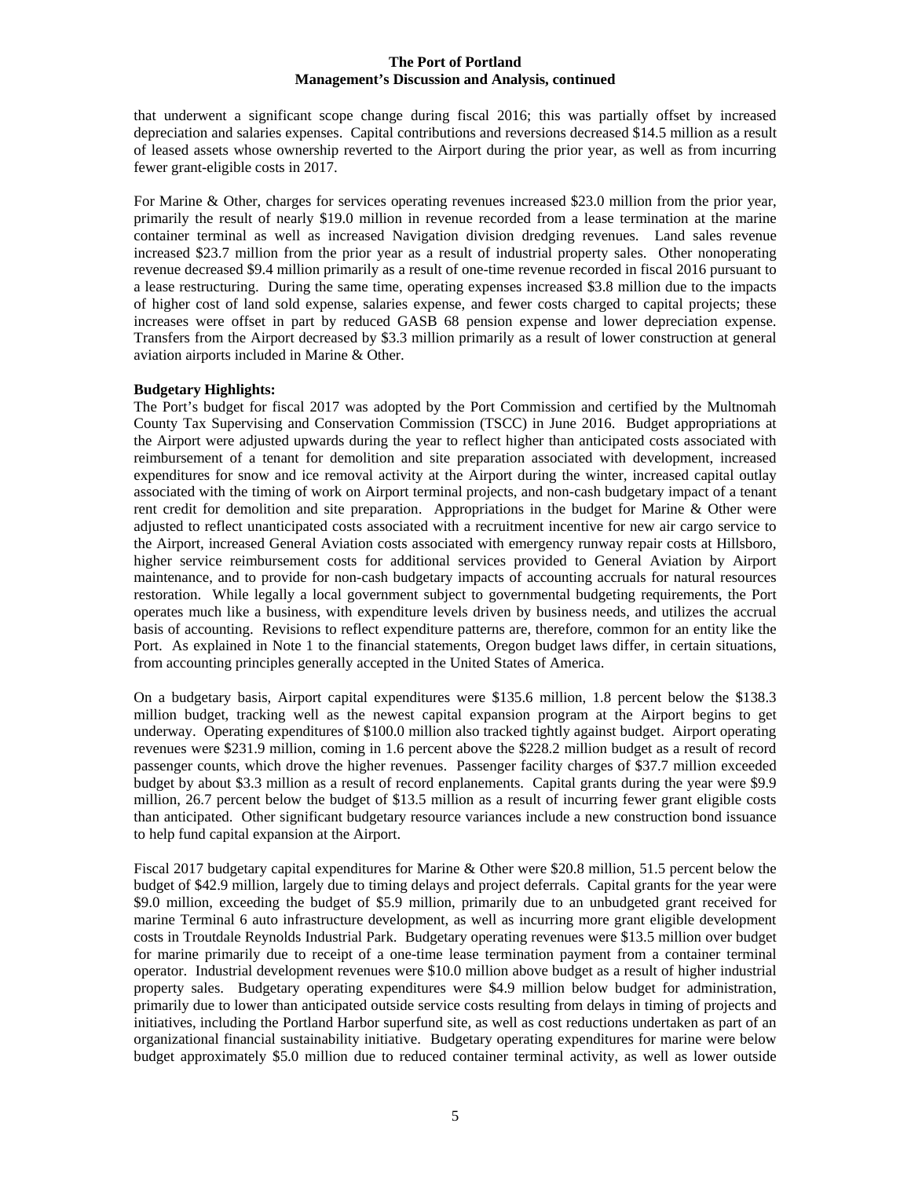that underwent a significant scope change during fiscal 2016; this was partially offset by increased depreciation and salaries expenses. Capital contributions and reversions decreased $14.5 million as a result of leased assets whose ownership reverted to the Airport during the prior year, as well as from incurring fewer grant-eligible costs in 2017.

For Marine & Other, charges for services operating revenues increased $23.0 million from the prior year, primarily the result of nearly $19.0 million in revenue recorded from a lease termination at the marine container terminal as well as increased Navigation division dredging revenues. Land sales revenue increased $23.7 million from the prior year as a result of industrial property sales. Other nonoperating revenue decreased $9.4 million primarily as a result of one-time revenue recorded in fiscal 2016 pursuant to a lease restructuring. During the same time, operating expenses increased $3.8 million due to the impacts of higher cost of land sold expense, salaries expense, and fewer costs charged to capital projects; these increases were offset in part by reduced GASB 68 pension expense and lower depreciation expense. Transfers from the Airport decreased by $3.3 million primarily as a result of lower construction at general aviation airports included in Marine & Other.

**Budgetary Highlights:**

The Port's budget for fiscal 2017 was adopted by the Port Commission and certified by the Multnomah County Tax Supervising and Conservation Commission (TSCC) in June 2016. Budget appropriations at the Airport were adjusted upwards during the year to reflect higher than anticipated costs associated with reimbursement of a tenant for demolition and site preparation associated with development, increased expenditures for snow and ice removal activity at the Airport during the winter, increased capital outlay associated with the timing of work on Airport terminal projects, and non-cash budgetary impact of a tenant rent credit for demolition and site preparation. Appropriations in the budget for Marine & Other were adjusted to reflect unanticipated costs associated with a recruitment incentive for new air cargo service to the Airport, increased General Aviation costs associated with emergency runway repair costs at Hillsboro, higher service reimbursement costs for additional services provided to General Aviation by Airport maintenance, and to provide for non-cash budgetary impacts of accounting accruals for natural resources restoration. While legally a local government subject to governmental budgeting requirements, the Port operates much like a business, with expenditure levels driven by business needs, and utilizes the accrual basis of accounting. Revisions to reflect expenditure patterns are, therefore, common for an entity like the Port. As explained in Note 1 to the financial statements, Oregon budget laws differ, in certain situations, from accounting principles generally accepted in the United States of America.

On a budgetary basis, Airport capital expenditures were $135.6 million, 1.8 percent below the $138.3 million budget, tracking well as the newest capital expansion program at the Airport begins to get underway. Operating expenditures of $100.0 million also tracked tightly against budget. Airport operating revenues were $231.9 million, coming in 1.6 percent above the $228.2 million budget as a result of record passenger counts, which drove the higher revenues. Passenger facility charges of $37.7 million exceeded budget by about $3.3 million as a result of record enplanements. Capital grants during the year were $9.9 million, 26.7 percent below the budget of $13.5 million as a result of incurring fewer grant eligible costs than anticipated. Other significant budgetary resource variances include a new construction bond issuance to help fund capital expansion at the Airport.

Fiscal 2017 budgetary capital expenditures for Marine & Other were $20.8 million, 51.5 percent below the budget of $42.9 million, largely due to timing delays and project deferrals. Capital grants for the year were $9.0 million, exceeding the budget of $5.9 million, primarily due to an unbudgeted grant received for marine Terminal 6 auto infrastructure development, as well as incurring more grant eligible development costs in Troutdale Reynolds Industrial Park. Budgetary operating revenues were $13.5 million over budget for marine primarily due to receipt of a one-time lease termination payment from a container terminal operator. Industrial development revenues were $10.0 million above budget as a result of higher industrial property sales. Budgetary operating expenditures were $4.9 million below budget for administration, primarily due to lower than anticipated outside service costs resulting from delays in timing of projects and initiatives, including the Portland Harbor superfund site, as well as cost reductions undertaken as part of an organizational financial sustainability initiative. Budgetary operating expenditures for marine were below budget approximately $5.0 million due to reduced container terminal activity, as well as lower outside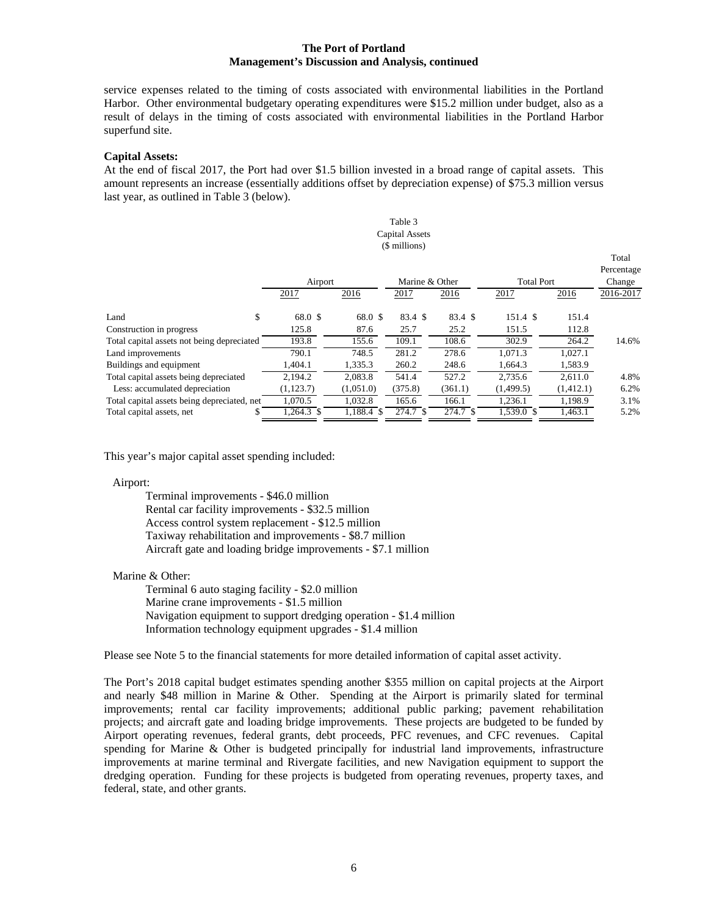service expenses related to the timing of costs associated with environmental liabilities in the Portland Harbor. Other environmental budgetary operating expenditures were $15.2 million under budget, also as a result of delays in the timing of costs associated with environmental liabilities in the Portland Harbor superfund site.

**Capital Assets:**

At the end of fiscal 2017, the Port had over $1.5 billion invested in a broad range of capital assets. This amount represents an increase (essentially additions offset by depreciation expense) of $75.3 million versus last year, as outlined in Table 3 (below).

Table 3
Capital Assets
($ millions)

| | Airport | | Marine & Other | | Total Port | | Total Percentage Change |
|---|---|---|---|---|---|---|---|
| | 2017 | 2016 | 2017 | 2016 | 2017 | 2016 | 2016-2017 |
| Land | $ 68.0 | $ 68.0 | $ 83.4 | $ 83.4 | $ 151.4 | $ 151.4 | |
| Construction in progress | 125.8 | 87.6 | 25.7 | 25.2 | 151.5 | 112.8 | |
| Total capital assets not being depreciated | 193.8 | 155.6 | 109.1 | 108.6 | 302.9 | 264.2 | 14.6% |
| Land improvements | 790.1 | 748.5 | 281.2 | 278.6 | 1,071.3 | 1,027.1 | |
| Buildings and equipment | 1,404.1 | 1,335.3 | 260.2 | 248.6 | 1,664.3 | 1,583.9 | |
| Total capital assets being depreciated | 2,194.2 | 2,083.8 | 541.4 | 527.2 | 2,735.6 | 2,611.0 | 4.8% |
| Less: accumulated depreciation | (1,123.7) | (1,051.0) | (375.8) | (361.1) | (1,499.5) | (1,412.1) | 6.2% |
| Total capital assets being depreciated, net | 1,070.5 | 1,032.8 | 165.6 | 166.1 | 1,236.1 | 1,198.9 | 3.1% |
| Total capital assets, net | $ 1,264.3 | $ 1,188.4 | $ 274.7 | $ 274.7 | $ 1,539.0 | $ 1,463.1 | 5.2% |

This year's major capital asset spending included:

Airport:

- Terminal improvements - $46.0 million
- Rental car facility improvements - $32.5 million
- Access control system replacement - $12.5 million
- Taxiway rehabilitation and improvements - $8.7 million
- Aircraft gate and loading bridge improvements - $7.1 million

Marine & Other:

- Terminal 6 auto staging facility - $2.0 million
- Marine crane improvements - $1.5 million
- Navigation equipment to support dredging operation - $1.4 million
- Information technology equipment upgrades - $1.4 million

Please see Note 5 to the financial statements for more detailed information of capital asset activity.

The Port's 2018 capital budget estimates spending another $355 million on capital projects at the Airport and nearly $48 million in Marine & Other. Spending at the Airport is primarily slated for terminal improvements; rental car facility improvements; additional public parking; pavement rehabilitation projects; and aircraft gate and loading bridge improvements. These projects are budgeted to be funded by Airport operating revenues, federal grants, debt proceeds, PFC revenues, and CFC revenues. Capital spending for Marine & Other is budgeted principally for industrial land improvements, infrastructure improvements at marine terminal and Rivergate facilities, and new Navigation equipment to support the dredging operation. Funding for these projects is budgeted from operating revenues, property taxes, and federal, state, and other grants.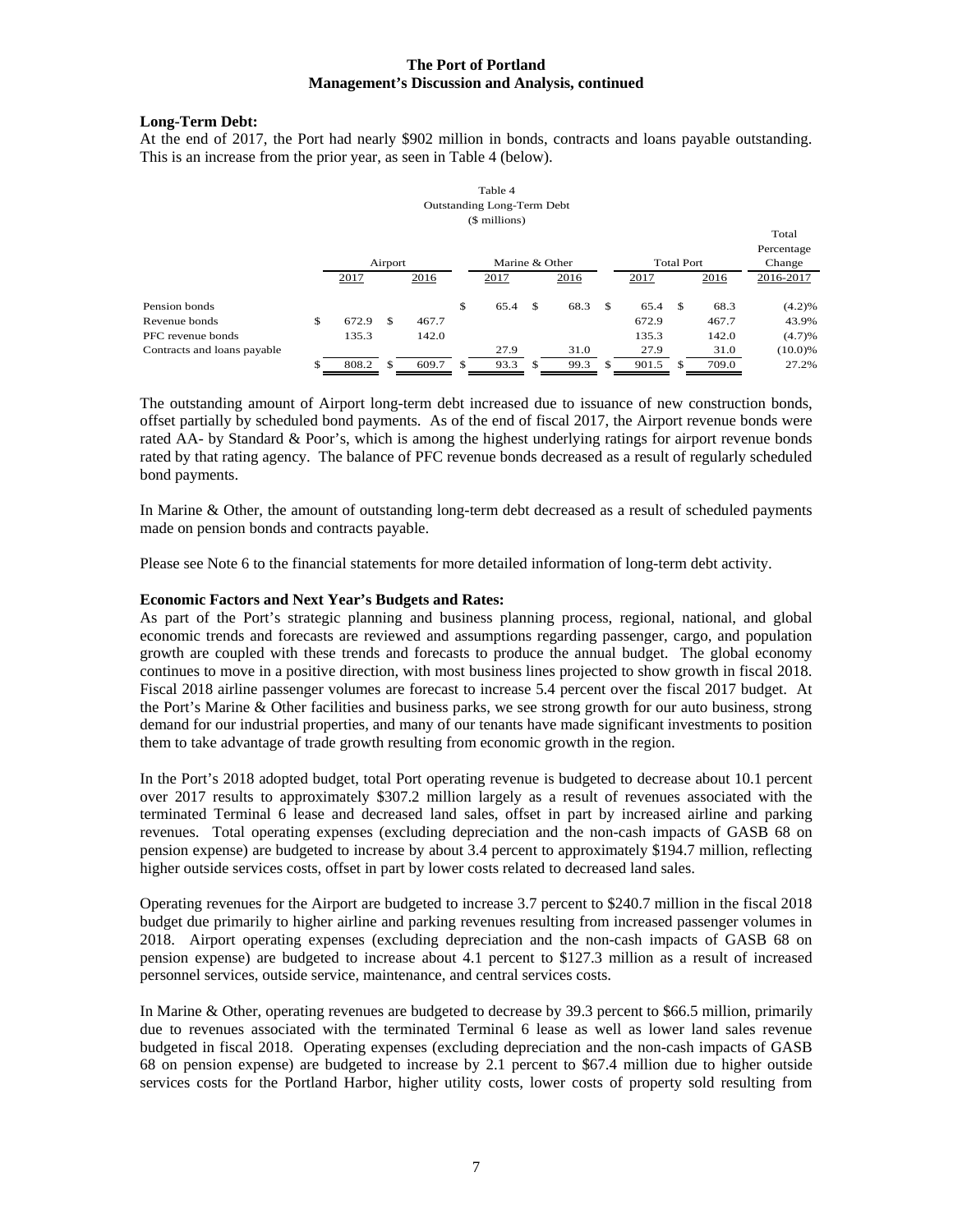**Long-Term Debt:**
At the end of 2017, the Port had nearly $902 million in bonds, contracts and loans payable outstanding. This is an increase from the prior year, as seen in Table 4 (below).

Table 4
Outstanding Long-Term Debt
($ millions)

| | Airport | | Marine & Other | | Total Port | | Total Percentage Change |
|---|---|---|---|---|---|---|---|
| | 2017 | 2016 | 2017 | 2016 | 2017 | 2016 | 2016-2017 |
| Pension bonds | | | $ 65.4 | $ 68.3 | $ 65.4 | $ 68.3 | (4.2)% |
| Revenue bonds | $ 672.9 | $ 467.7 | | | 672.9 | 467.7 | 43.9% |
| PFC revenue bonds | 135.3 | 142.0 | | | 135.3 | 142.0 | (4.7)% |
| Contracts and loans payable | | | 27.9 | 31.0 | 27.9 | 31.0 | (10.0)% |
| | $ 808.2 | $ 609.7 | $ 93.3 | $ 99.3 | $ 901.5 | $ 709.0 | 27.2% |

The outstanding amount of Airport long-term debt increased due to issuance of new construction bonds, offset partially by scheduled bond payments. As of the end of fiscal 2017, the Airport revenue bonds were rated AA- by Standard & Poor's, which is among the highest underlying ratings for airport revenue bonds rated by that rating agency. The balance of PFC revenue bonds decreased as a result of regularly scheduled bond payments.

In Marine & Other, the amount of outstanding long-term debt decreased as a result of scheduled payments made on pension bonds and contracts payable.

Please see Note 6 to the financial statements for more detailed information of long-term debt activity.

**Economic Factors and Next Year's Budgets and Rates:**
As part of the Port's strategic planning and business planning process, regional, national, and global economic trends and forecasts are reviewed and assumptions regarding passenger, cargo, and population growth are coupled with these trends and forecasts to produce the annual budget. The global economy continues to move in a positive direction, with most business lines projected to show growth in fiscal 2018. Fiscal 2018 airline passenger volumes are forecast to increase 5.4 percent over the fiscal 2017 budget. At the Port's Marine & Other facilities and business parks, we see strong growth for our auto business, strong demand for our industrial properties, and many of our tenants have made significant investments to position them to take advantage of trade growth resulting from economic growth in the region.

In the Port's 2018 adopted budget, total Port operating revenue is budgeted to decrease about 10.1 percent over 2017 results to approximately $307.2 million largely as a result of revenues associated with the terminated Terminal 6 lease and decreased land sales, offset in part by increased airline and parking revenues. Total operating expenses (excluding depreciation and the non-cash impacts of GASB 68 on pension expense) are budgeted to increase by about 3.4 percent to approximately $194.7 million, reflecting higher outside services costs, offset in part by lower costs related to decreased land sales.

Operating revenues for the Airport are budgeted to increase 3.7 percent to $240.7 million in the fiscal 2018 budget due primarily to higher airline and parking revenues resulting from increased passenger volumes in 2018. Airport operating expenses (excluding depreciation and the non-cash impacts of GASB 68 on pension expense) are budgeted to increase about 4.1 percent to $127.3 million as a result of increased personnel services, outside service, maintenance, and central services costs.

In Marine & Other, operating revenues are budgeted to decrease by 39.3 percent to $66.5 million, primarily due to revenues associated with the terminated Terminal 6 lease as well as lower land sales revenue budgeted in fiscal 2018. Operating expenses (excluding depreciation and the non-cash impacts of GASB 68 on pension expense) are budgeted to increase by 2.1 percent to $67.4 million due to higher outside services costs for the Portland Harbor, higher utility costs, lower costs of property sold resulting from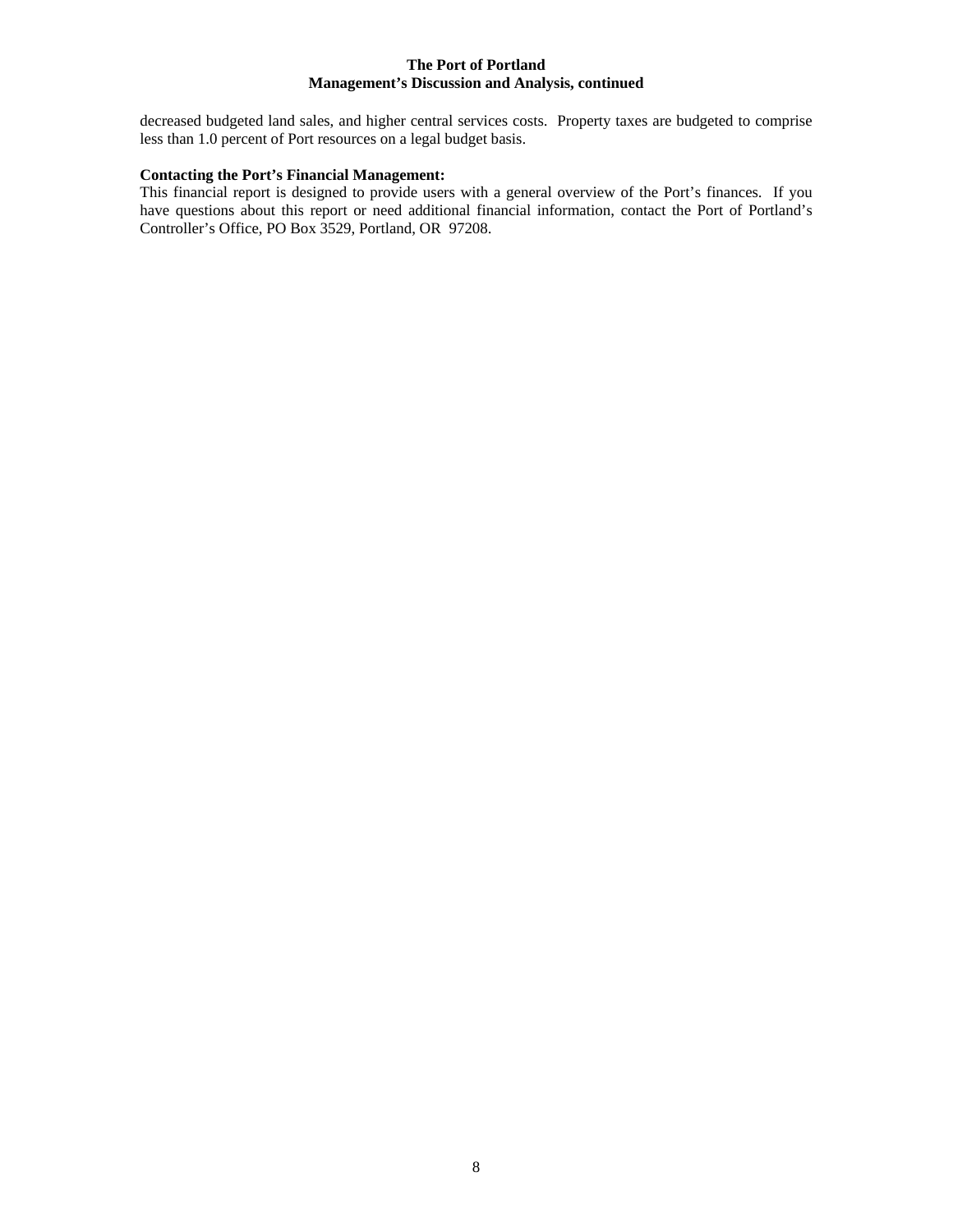decreased budgeted land sales, and higher central services costs. Property taxes are budgeted to comprise less than 1.0 percent of Port resources on a legal budget basis.

**Contacting the Port's Financial Management:**

This financial report is designed to provide users with a general overview of the Port's finances. If you have questions about this report or need additional financial information, contact the Port of Portland's Controller's Office, PO Box 3529, Portland, OR 97208.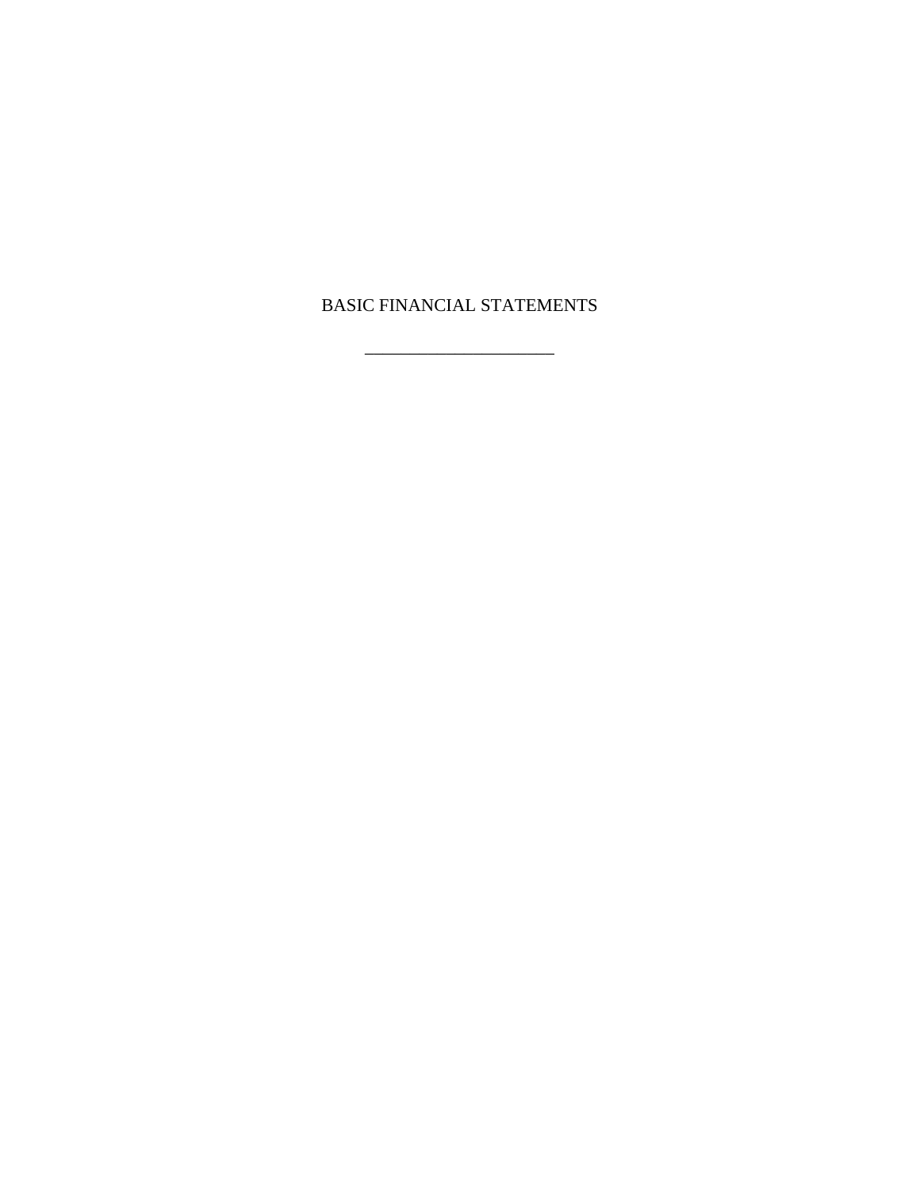# BASIC FINANCIAL STATEMENTS

---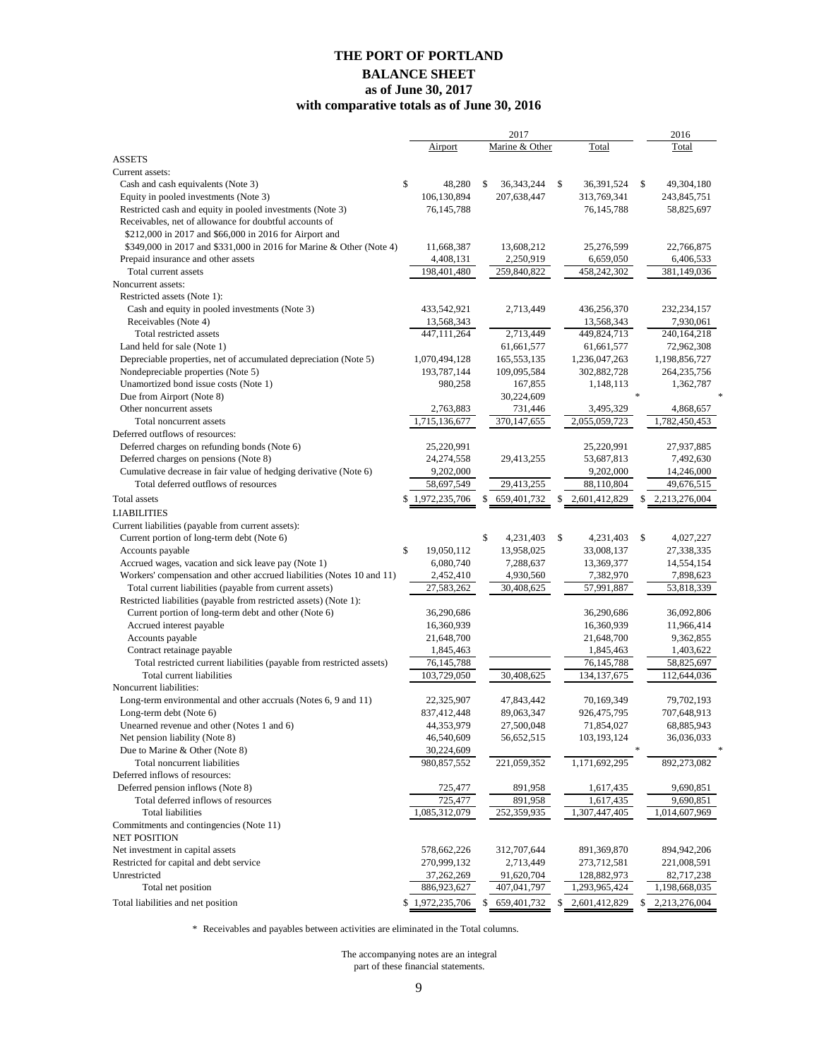# THE PORT OF PORTLAND

## BALANCE SHEET
### as of June 30, 2017
### with comparative totals as of June 30, 2016

| | 2017 | | | 2016 |
|---|---|---|---|---|
| | Airport | Marine & Other | Total | Total |
| **ASSETS** | | | | |
| Current assets: | | | | |
| Cash and cash equivalents (Note 3) | $ 48,280 | $ 36,343,244 | $ 36,391,524 | $ 49,304,180 |
| Equity in pooled investments (Note 3) | 106,130,894 | 207,638,447 | 313,769,341 | 243,845,751 |
| Restricted cash and equity in pooled investments (Note 3) | 76,145,788 | | 76,145,788 | 58,825,697 |
| Receivables, net of allowance for doubtful accounts of $212,000 in 2017 and $66,000 in 2016 for Airport and $349,000 in 2017 and $331,000 in 2016 for Marine & Other (Note 4) | 11,668,387 | 13,608,212 | 25,276,599 | 22,766,875 |
| Prepaid insurance and other assets | 4,408,131 | 2,250,919 | 6,659,050 | 6,406,533 |
| Total current assets | 198,401,480 | 259,840,822 | 458,242,302 | 381,149,036 |
| Noncurrent assets: | | | | |
| Restricted assets (Note 1): | | | | |
| Cash and equity in pooled investments (Note 3) | 433,542,921 | 2,713,449 | 436,256,370 | 232,234,157 |
| Receivables (Note 4) | 13,568,343 | | 13,568,343 | 7,930,061 |
| Total restricted assets | 447,111,264 | 2,713,449 | 449,824,713 | 240,164,218 |
| Land held for sale (Note 1) | | 61,661,577 | 61,661,577 | 72,962,308 |
| Depreciable properties, net of accumulated depreciation (Note 5) | 1,070,494,128 | 165,553,135 | 1,236,047,263 | 1,198,856,727 |
| Nondepreciable properties (Note 5) | 193,787,144 | 109,095,584 | 302,882,728 | 264,235,756 |
| Unamortized bond issue costs (Note 1) | 980,258 | 167,855 | 1,148,113 | 1,362,787 |
| Due from Airport (Note 8) | | 30,224,609 | * | * |
| Other noncurrent assets | 2,763,883 | 731,446 | 3,495,329 | 4,868,657 |
| Total noncurrent assets | 1,715,136,677 | 370,147,655 | 2,055,059,723 | 1,782,450,453 |
| Deferred outflows of resources: | | | | |
| Deferred charges on refunding bonds (Note 6) | 25,220,991 | | 25,220,991 | 27,937,885 |
| Deferred charges on pensions (Note 8) | 24,274,558 | 29,413,255 | 53,687,813 | 7,492,630 |
| Cumulative decrease in fair value of hedging derivative (Note 6) | 9,202,000 | | 9,202,000 | 14,246,000 |
| Total deferred outflows of resources | 58,697,549 | 29,413,255 | 88,110,804 | 49,676,515 |
| Total assets | $ 1,972,235,706 | $ 659,401,732 | $ 2,601,412,829 | $ 2,213,276,004 |
| **LIABILITIES** | | | | |
| Current liabilities (payable from current assets): | | | | |
| Current portion of long-term debt (Note 6) | | $ 4,231,403 | $ 4,231,403 | $ 4,027,227 |
| Accounts payable | $ 19,050,112 | 13,958,025 | 33,008,137 | 27,338,335 |
| Accrued wages, vacation and sick leave pay (Note 1) | 6,080,740 | 7,288,637 | 13,369,377 | 14,554,154 |
| Workers' compensation and other accrued liabilities (Notes 10 and 11) | 2,452,410 | 4,930,560 | 7,382,970 | 7,898,623 |
| Total current liabilities (payable from current assets) | 27,583,262 | 30,408,625 | 57,991,887 | 53,818,339 |
| Restricted liabilities (payable from restricted assets) (Note 1): | | | | |
| Current portion of long-term debt and other (Note 6) | 36,290,686 | | 36,290,686 | 36,092,806 |
| Accrued interest payable | 16,360,939 | | 16,360,939 | 11,966,414 |
| Accounts payable | 21,648,700 | | 21,648,700 | 9,362,855 |
| Contract retainage payable | 1,845,463 | | 1,845,463 | 1,403,622 |
| Total restricted current liabilities (payable from restricted assets) | 76,145,788 | | 76,145,788 | 58,825,697 |
| Total current liabilities | 103,729,050 | 30,408,625 | 134,137,675 | 112,644,036 |
| Noncurrent liabilities: | | | | |
| Long-term environmental and other accruals (Notes 6, 9 and 11) | 22,325,907 | 47,843,442 | 70,169,349 | 79,702,193 |
| Long-term debt (Note 6) | 837,412,448 | 89,063,347 | 926,475,795 | 707,648,913 |
| Unearned revenue and other (Notes 1 and 6) | 44,353,979 | 27,500,048 | 71,854,027 | 68,885,943 |
| Net pension liability (Note 8) | 46,540,609 | 56,652,515 | 103,193,124 | 36,036,033 |
| Due to Marine & Other (Note 8) | 30,224,609 | | * | * |
| Total noncurrent liabilities | 980,857,552 | 221,059,352 | 1,171,692,295 | 892,273,082 |
| Deferred inflows of resources: | | | | |
| Deferred pension inflows (Note 8) | 725,477 | 891,958 | 1,617,435 | 9,690,851 |
| Total deferred inflows of resources | 725,477 | 891,958 | 1,617,435 | 9,690,851 |
| Total liabilities | 1,085,312,079 | 252,359,935 | 1,307,447,405 | 1,014,607,969 |
| Commitments and contingencies (Note 11) | | | | |
| **NET POSITION** | | | | |
| Net investment in capital assets | 578,662,226 | 312,707,644 | 891,369,870 | 894,942,206 |
| Restricted for capital and debt service | 270,999,132 | 2,713,449 | 273,712,581 | 221,008,591 |
| Unrestricted | 37,262,269 | 91,620,704 | 128,882,973 | 82,717,238 |
| Total net position | 886,923,627 | 407,041,797 | 1,293,965,424 | 1,198,668,035 |
| Total liabilities and net position | $ 1,972,235,706 | $ 659,401,732 | $ 2,601,412,829 | $ 2,213,276,004 |

\* Receivables and payables between activities are eliminated in the Total columns.

The accompanying notes are an integral part of these financial statements.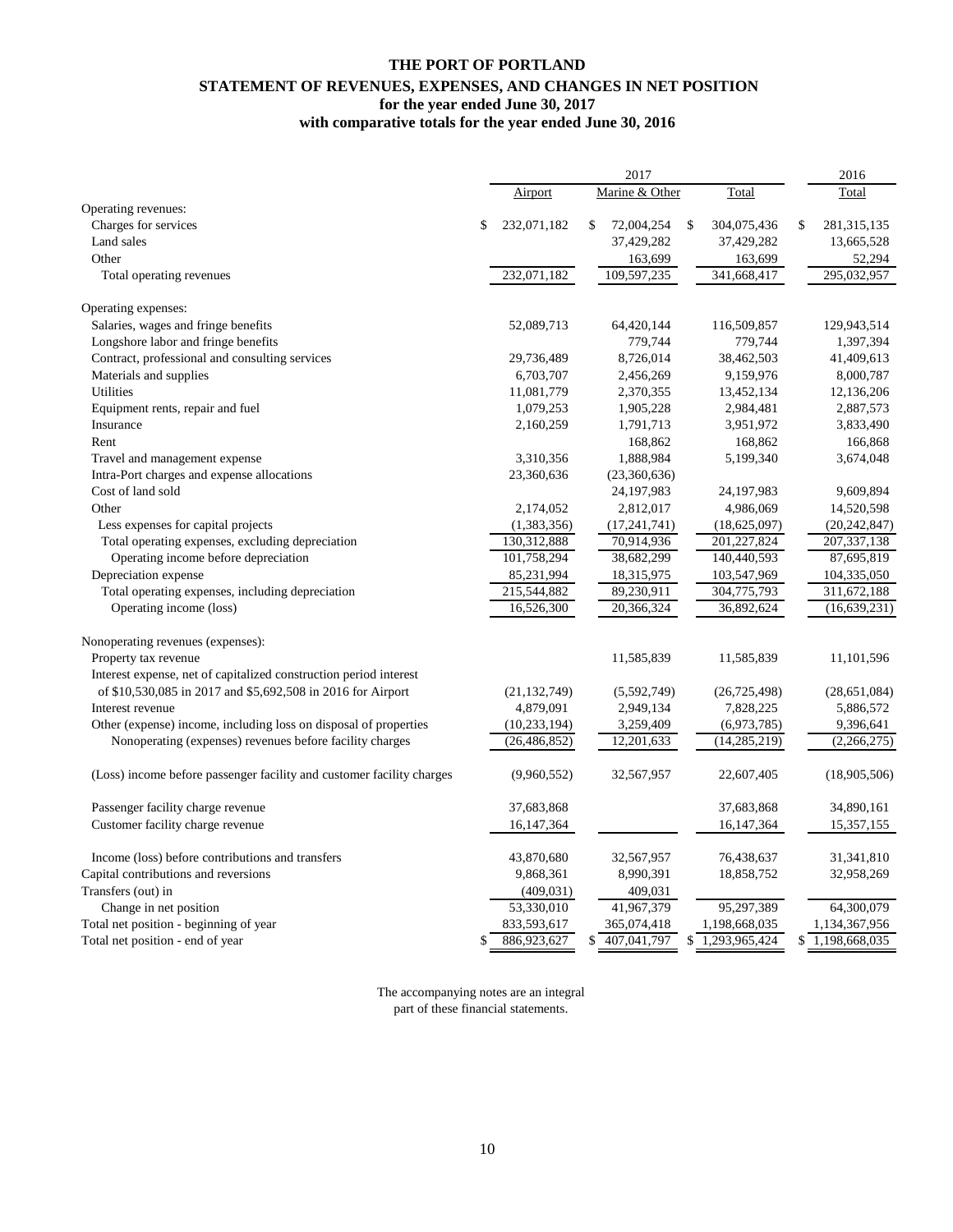# THE PORT OF PORTLAND

## STATEMENT OF REVENUES, EXPENSES, AND CHANGES IN NET POSITION

### for the year ended June 30, 2017

### with comparative totals for the year ended June 30, 2016

| | 2017 | | | 2016 |
|---|---|---|---|---|
| | Airport | Marine & Other | Total | Total |
| Operating revenues: | | | | |
| Charges for services | $ 232,071,182 | $ 72,004,254 | $ 304,075,436 | $ 281,315,135 |
| Land sales | | 37,429,282 | 37,429,282 | 13,665,528 |
| Other | | 163,699 | 163,699 | 52,294 |
| Total operating revenues | 232,071,182 | 109,597,235 | 341,668,417 | 295,032,957 |
| Operating expenses: | | | | |
| Salaries, wages and fringe benefits | 52,089,713 | 64,420,144 | 116,509,857 | 129,943,514 |
| Longshore labor and fringe benefits | | 779,744 | 779,744 | 1,397,394 |
| Contract, professional and consulting services | 29,736,489 | 8,726,014 | 38,462,503 | 41,409,613 |
| Materials and supplies | 6,703,707 | 2,456,269 | 9,159,976 | 8,000,787 |
| Utilities | 11,081,779 | 2,370,355 | 13,452,134 | 12,136,206 |
| Equipment rents, repair and fuel | 1,079,253 | 1,905,228 | 2,984,481 | 2,887,573 |
| Insurance | 2,160,259 | 1,791,713 | 3,951,972 | 3,833,490 |
| Rent | | 168,862 | 168,862 | 166,868 |
| Travel and management expense | 3,310,356 | 1,888,984 | 5,199,340 | 3,674,048 |
| Intra-Port charges and expense allocations | 23,360,636 | (23,360,636) | | |
| Cost of land sold | | 24,197,983 | 24,197,983 | 9,609,894 |
| Other | 2,174,052 | 2,812,017 | 4,986,069 | 14,520,598 |
| Less expenses for capital projects | (1,383,356) | (17,241,741) | (18,625,097) | (20,242,847) |
| Total operating expenses, excluding depreciation | 130,312,888 | 70,914,936 | 201,227,824 | 207,337,138 |
| Operating income before depreciation | 101,758,294 | 38,682,299 | 140,440,593 | 87,695,819 |
| Depreciation expense | 85,231,994 | 18,315,975 | 103,547,969 | 104,335,050 |
| Total operating expenses, including depreciation | 215,544,882 | 89,230,911 | 304,775,793 | 311,672,188 |
| Operating income (loss) | 16,526,300 | 20,366,324 | 36,892,624 | (16,639,231) |
| Nonoperating revenues (expenses): | | | | |
| Property tax revenue | | 11,585,839 | 11,585,839 | 11,101,596 |
| Interest expense, net of capitalized construction period interest of $10,530,085 in 2017 and $5,692,508 in 2016 for Airport | (21,132,749) | (5,592,749) | (26,725,498) | (28,651,084) |
| Interest revenue | 4,879,091 | 2,949,134 | 7,828,225 | 5,886,572 |
| Other (expense) income, including loss on disposal of properties | (10,233,194) | 3,259,409 | (6,973,785) | 9,396,641 |
| Nonoperating (expenses) revenues before facility charges | (26,486,852) | 12,201,633 | (14,285,219) | (2,266,275) |
| (Loss) income before passenger facility and customer facility charges | (9,960,552) | 32,567,957 | 22,607,405 | (18,905,506) |
| Passenger facility charge revenue | 37,683,868 | | 37,683,868 | 34,890,161 |
| Customer facility charge revenue | 16,147,364 | | 16,147,364 | 15,357,155 |
| Income (loss) before contributions and transfers | 43,870,680 | 32,567,957 | 76,438,637 | 31,341,810 |
| Capital contributions and reversions | 9,868,361 | 8,990,391 | 18,858,752 | 32,958,269 |
| Transfers (out) in | (409,031) | 409,031 | | |
| Change in net position | 53,330,010 | 41,967,379 | 95,297,389 | 64,300,079 |
| Total net position - beginning of year | 833,593,617 | 365,074,418 | 1,198,668,035 | 1,134,367,956 |
| Total net position - end of year | $ 886,923,627 | $ 407,041,797 | $ 1,293,965,424 | $ 1,198,668,035 |

The accompanying notes are an integral part of these financial statements.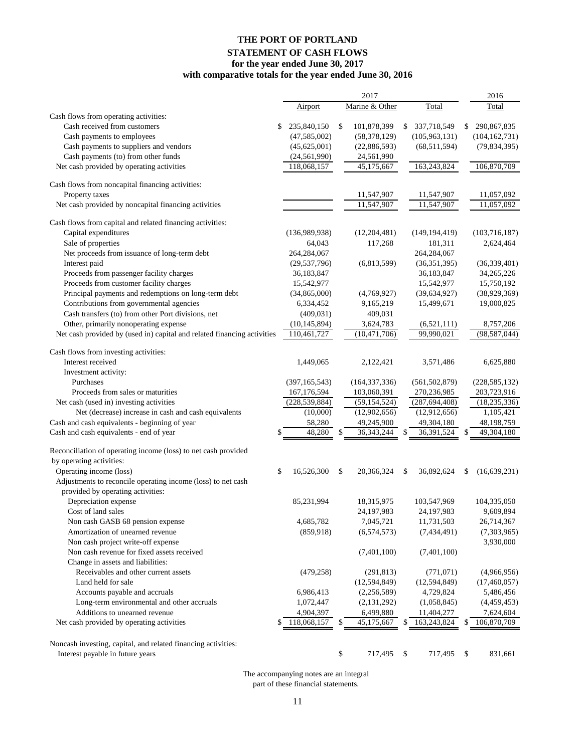# THE PORT OF PORTLAND

## STATEMENT OF CASH FLOWS

### for the year ended June 30, 2017

### with comparative totals for the year ended June 30, 2016

| | 2017 | | | 2016 |
|---|---|---|---|---|
| | Airport | Marine & Other | Total | Total |
| Cash flows from operating activities: | | | | |
| Cash received from customers | $ 235,840,150 | $ 101,878,399 | $ 337,718,549 | $ 290,867,835 |
| Cash payments to employees | (47,585,002) | (58,378,129) | (105,963,131) | (104,162,731) |
| Cash payments to suppliers and vendors | (45,625,001) | (22,886,593) | (68,511,594) | (79,834,395) |
| Cash payments (to) from other funds | (24,561,990) | 24,561,990 | | |
| Net cash provided by operating activities | 118,068,157 | 45,175,667 | 163,243,824 | 106,870,709 |
| Cash flows from noncapital financing activities: | | | | |
| Property taxes | | 11,547,907 | 11,547,907 | 11,057,092 |
| Net cash provided by noncapital financing activities | | 11,547,907 | 11,547,907 | 11,057,092 |
| Cash flows from capital and related financing activities: | | | | |
| Capital expenditures | (136,989,938) | (12,204,481) | (149,194,419) | (103,716,187) |
| Sale of properties | 64,043 | 117,268 | 181,311 | 2,624,464 |
| Net proceeds from issuance of long-term debt | 264,284,067 | | 264,284,067 | |
| Interest paid | (29,537,796) | (6,813,599) | (36,351,395) | (36,339,401) |
| Proceeds from passenger facility charges | 36,183,847 | | 36,183,847 | 34,265,226 |
| Proceeds from customer facility charges | 15,542,977 | | 15,542,977 | 15,750,192 |
| Principal payments and redemptions on long-term debt | (34,865,000) | (4,769,927) | (39,634,927) | (38,929,369) |
| Contributions from governmental agencies | 6,334,452 | 9,165,219 | 15,499,671 | 19,000,825 |
| Cash transfers (to) from other Port divisions, net | (409,031) | 409,031 | | |
| Other, primarily nonoperating expense | (10,145,894) | 3,624,783 | (6,521,111) | 8,757,206 |
| Net cash provided by (used in) capital and related financing activities | 110,461,727 | (10,471,706) | 99,990,021 | (98,587,044) |
| Cash flows from investing activities: | | | | |
| Interest received | 1,449,065 | 2,122,421 | 3,571,486 | 6,625,880 |
| Investment activity: | | | | |
| Purchases | (397,165,543) | (164,337,336) | (561,502,879) | (228,585,132) |
| Proceeds from sales or maturities | 167,176,594 | 103,060,391 | 270,236,985 | 203,723,916 |
| Net cash (used in) investing activities | (228,539,884) | (59,154,524) | (287,694,408) | (18,235,336) |
| Net (decrease) increase in cash and cash equivalents | (10,000) | (12,902,656) | (12,912,656) | 1,105,421 |
| Cash and cash equivalents - beginning of year | 58,280 | 49,245,900 | 49,304,180 | 48,198,759 |
| Cash and cash equivalents - end of year | $ 48,280 | $ 36,343,244 | $ 36,391,524 | $ 49,304,180 |
| Reconciliation of operating income (loss) to net cash provided by operating activities: | | | | |
| Operating income (loss) | $ 16,526,300 | $ 20,366,324 | $ 36,892,624 | $ (16,639,231) |
| Adjustments to reconcile operating income (loss) to net cash provided by operating activities: | | | | |
| Depreciation expense | 85,231,994 | 18,315,975 | 103,547,969 | 104,335,050 |
| Cost of land sales | | 24,197,983 | 24,197,983 | 9,609,894 |
| Non cash GASB 68 pension expense | 4,685,782 | 7,045,721 | 11,731,503 | 26,714,367 |
| Amortization of unearned revenue | (859,918) | (6,574,573) | (7,434,491) | (7,303,965) |
| Non cash project write-off expense | | | | 3,930,000 |
| Non cash revenue for fixed assets received | | (7,401,100) | (7,401,100) | |
| Change in assets and liabilities: | | | | |
| Receivables and other current assets | (479,258) | (291,813) | (771,071) | (4,966,956) |
| Land held for sale | | (12,594,849) | (12,594,849) | (17,460,057) |
| Accounts payable and accruals | 6,986,413 | (2,256,589) | 4,729,824 | 5,486,456 |
| Long-term environmental and other accruals | 1,072,447 | (2,131,292) | (1,058,845) | (4,459,453) |
| Additions to unearned revenue | 4,904,397 | 6,499,880 | 11,404,277 | 7,624,604 |
| Net cash provided by operating activities | $ 118,068,157 | $ 45,175,667 | $ 163,243,824 | $ 106,870,709 |
| Noncash investing, capital, and related financing activities: | | | | |
| Interest payable in future years | | $ 717,495 | $ 717,495 | $ 831,661 |

The accompanying notes are an integral part of these financial statements.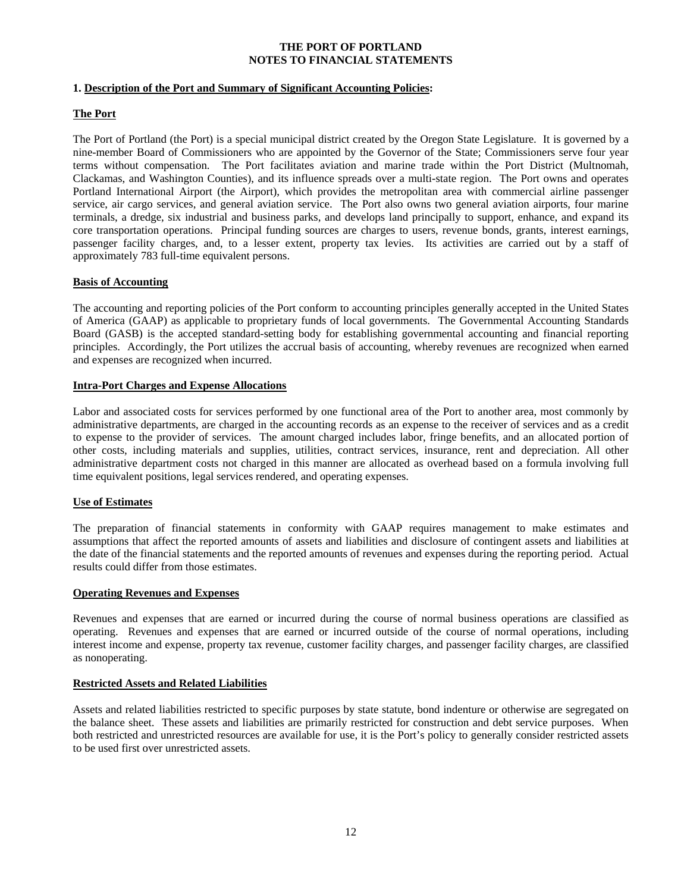**THE PORT OF PORTLAND**
**NOTES TO FINANCIAL STATEMENTS**

## 1. Description of the Port and Summary of Significant Accounting Policies:

### The Port

The Port of Portland (the Port) is a special municipal district created by the Oregon State Legislature. It is governed by a nine-member Board of Commissioners who are appointed by the Governor of the State; Commissioners serve four year terms without compensation. The Port facilitates aviation and marine trade within the Port District (Multnomah, Clackamas, and Washington Counties), and its influence spreads over a multi-state region. The Port owns and operates Portland International Airport (the Airport), which provides the metropolitan area with commercial airline passenger service, air cargo services, and general aviation service. The Port also owns two general aviation airports, four marine terminals, a dredge, six industrial and business parks, and develops land principally to support, enhance, and expand its core transportation operations. Principal funding sources are charges to users, revenue bonds, grants, interest earnings, passenger facility charges, and, to a lesser extent, property tax levies. Its activities are carried out by a staff of approximately 783 full-time equivalent persons.

### Basis of Accounting

The accounting and reporting policies of the Port conform to accounting principles generally accepted in the United States of America (GAAP) as applicable to proprietary funds of local governments. The Governmental Accounting Standards Board (GASB) is the accepted standard-setting body for establishing governmental accounting and financial reporting principles. Accordingly, the Port utilizes the accrual basis of accounting, whereby revenues are recognized when earned and expenses are recognized when incurred.

### Intra-Port Charges and Expense Allocations

Labor and associated costs for services performed by one functional area of the Port to another area, most commonly by administrative departments, are charged in the accounting records as an expense to the receiver of services and as a credit to expense to the provider of services. The amount charged includes labor, fringe benefits, and an allocated portion of other costs, including materials and supplies, utilities, contract services, insurance, rent and depreciation. All other administrative department costs not charged in this manner are allocated as overhead based on a formula involving full time equivalent positions, legal services rendered, and operating expenses.

### Use of Estimates

The preparation of financial statements in conformity with GAAP requires management to make estimates and assumptions that affect the reported amounts of assets and liabilities and disclosure of contingent assets and liabilities at the date of the financial statements and the reported amounts of revenues and expenses during the reporting period. Actual results could differ from those estimates.

### Operating Revenues and Expenses

Revenues and expenses that are earned or incurred during the course of normal business operations are classified as operating. Revenues and expenses that are earned or incurred outside of the course of normal operations, including interest income and expense, property tax revenue, customer facility charges, and passenger facility charges, are classified as nonoperating.

### Restricted Assets and Related Liabilities

Assets and related liabilities restricted to specific purposes by state statute, bond indenture or otherwise are segregated on the balance sheet. These assets and liabilities are primarily restricted for construction and debt service purposes. When both restricted and unrestricted resources are available for use, it is the Port's policy to generally consider restricted assets to be used first over unrestricted assets.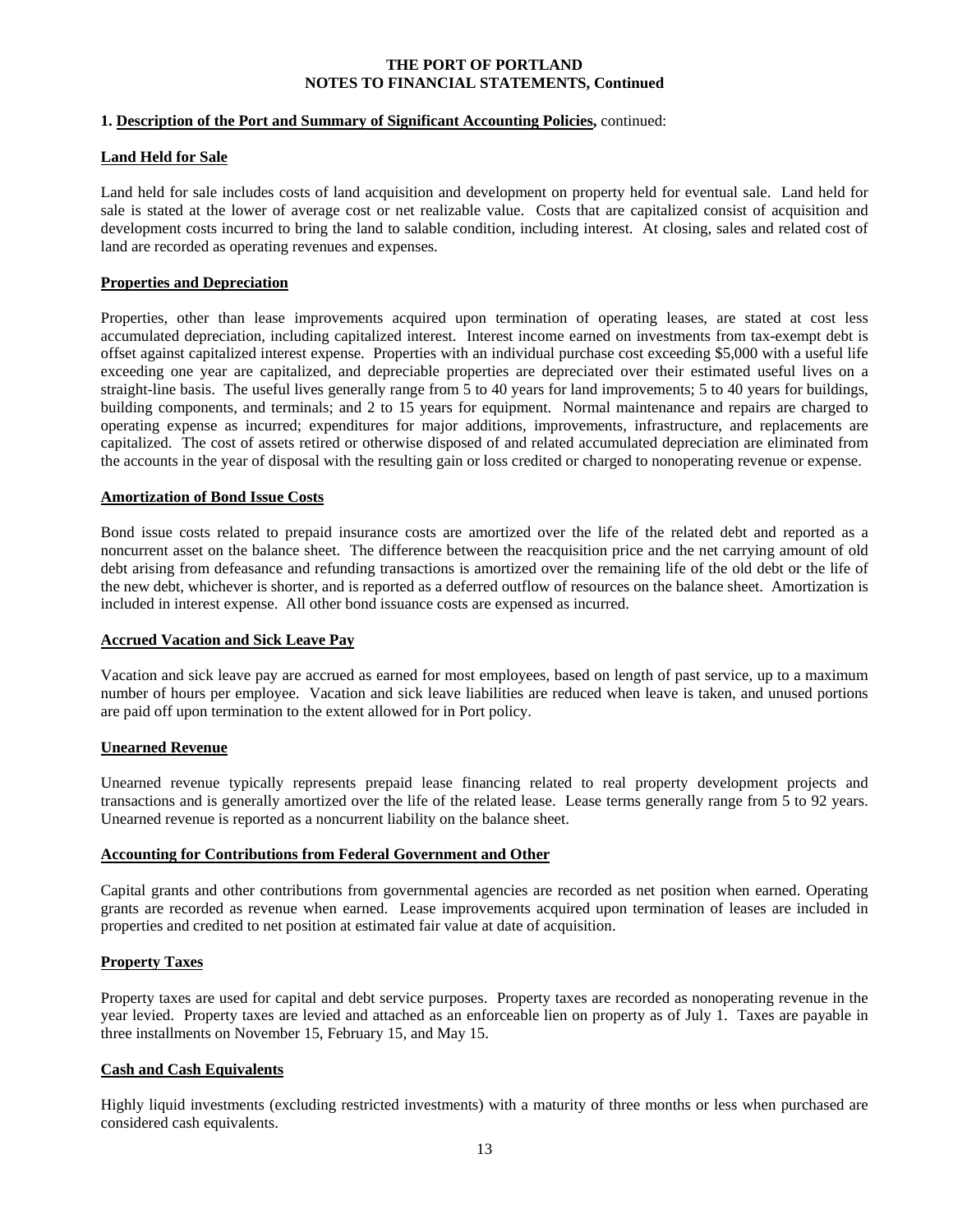**THE PORT OF PORTLAND**
**NOTES TO FINANCIAL STATEMENTS, Continued**

**1. Description of the Port and Summary of Significant Accounting Policies,** continued:

**Land Held for Sale**

Land held for sale includes costs of land acquisition and development on property held for eventual sale. Land held for sale is stated at the lower of average cost or net realizable value. Costs that are capitalized consist of acquisition and development costs incurred to bring the land to salable condition, including interest. At closing, sales and related cost of land are recorded as operating revenues and expenses.

**Properties and Depreciation**

Properties, other than lease improvements acquired upon termination of operating leases, are stated at cost less accumulated depreciation, including capitalized interest. Interest income earned on investments from tax-exempt debt is offset against capitalized interest expense. Properties with an individual purchase cost exceeding $5,000 with a useful life exceeding one year are capitalized, and depreciable properties are depreciated over their estimated useful lives on a straight-line basis. The useful lives generally range from 5 to 40 years for land improvements; 5 to 40 years for buildings, building components, and terminals; and 2 to 15 years for equipment. Normal maintenance and repairs are charged to operating expense as incurred; expenditures for major additions, improvements, infrastructure, and replacements are capitalized. The cost of assets retired or otherwise disposed of and related accumulated depreciation are eliminated from the accounts in the year of disposal with the resulting gain or loss credited or charged to nonoperating revenue or expense.

**Amortization of Bond Issue Costs**

Bond issue costs related to prepaid insurance costs are amortized over the life of the related debt and reported as a noncurrent asset on the balance sheet. The difference between the reacquisition price and the net carrying amount of old debt arising from defeasance and refunding transactions is amortized over the remaining life of the old debt or the life of the new debt, whichever is shorter, and is reported as a deferred outflow of resources on the balance sheet. Amortization is included in interest expense. All other bond issuance costs are expensed as incurred.

**Accrued Vacation and Sick Leave Pay**

Vacation and sick leave pay are accrued as earned for most employees, based on length of past service, up to a maximum number of hours per employee. Vacation and sick leave liabilities are reduced when leave is taken, and unused portions are paid off upon termination to the extent allowed for in Port policy.

**Unearned Revenue**

Unearned revenue typically represents prepaid lease financing related to real property development projects and transactions and is generally amortized over the life of the related lease. Lease terms generally range from 5 to 92 years. Unearned revenue is reported as a noncurrent liability on the balance sheet.

**Accounting for Contributions from Federal Government and Other**

Capital grants and other contributions from governmental agencies are recorded as net position when earned. Operating grants are recorded as revenue when earned. Lease improvements acquired upon termination of leases are included in properties and credited to net position at estimated fair value at date of acquisition.

**Property Taxes**

Property taxes are used for capital and debt service purposes. Property taxes are recorded as nonoperating revenue in the year levied. Property taxes are levied and attached as an enforceable lien on property as of July 1. Taxes are payable in three installments on November 15, February 15, and May 15.

**Cash and Cash Equivalents**

Highly liquid investments (excluding restricted investments) with a maturity of three months or less when purchased are considered cash equivalents.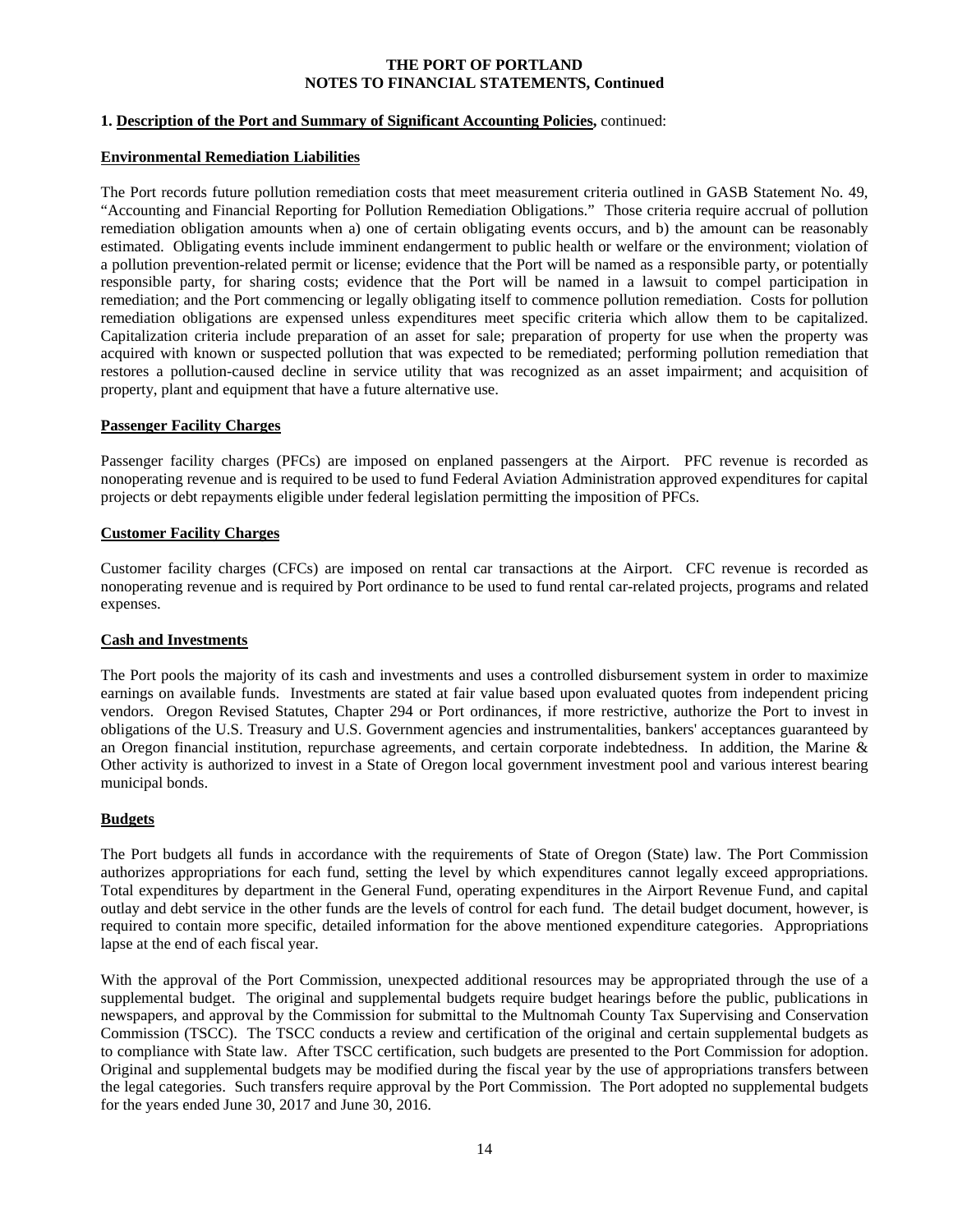**THE PORT OF PORTLAND**
**NOTES TO FINANCIAL STATEMENTS, Continued**

**1. Description of the Port and Summary of Significant Accounting Policies,** continued:

**Environmental Remediation Liabilities**

The Port records future pollution remediation costs that meet measurement criteria outlined in GASB Statement No. 49, "Accounting and Financial Reporting for Pollution Remediation Obligations." Those criteria require accrual of pollution remediation obligation amounts when a) one of certain obligating events occurs, and b) the amount can be reasonably estimated. Obligating events include imminent endangerment to public health or welfare or the environment; violation of a pollution prevention-related permit or license; evidence that the Port will be named as a responsible party, or potentially responsible party, for sharing costs; evidence that the Port will be named in a lawsuit to compel participation in remediation; and the Port commencing or legally obligating itself to commence pollution remediation. Costs for pollution remediation obligations are expensed unless expenditures meet specific criteria which allow them to be capitalized. Capitalization criteria include preparation of an asset for sale; preparation of property for use when the property was acquired with known or suspected pollution that was expected to be remediated; performing pollution remediation that restores a pollution-caused decline in service utility that was recognized as an asset impairment; and acquisition of property, plant and equipment that have a future alternative use.

**Passenger Facility Charges**

Passenger facility charges (PFCs) are imposed on enplaned passengers at the Airport. PFC revenue is recorded as nonoperating revenue and is required to be used to fund Federal Aviation Administration approved expenditures for capital projects or debt repayments eligible under federal legislation permitting the imposition of PFCs.

**Customer Facility Charges**

Customer facility charges (CFCs) are imposed on rental car transactions at the Airport. CFC revenue is recorded as nonoperating revenue and is required by Port ordinance to be used to fund rental car-related projects, programs and related expenses.

**Cash and Investments**

The Port pools the majority of its cash and investments and uses a controlled disbursement system in order to maximize earnings on available funds. Investments are stated at fair value based upon evaluated quotes from independent pricing vendors. Oregon Revised Statutes, Chapter 294 or Port ordinances, if more restrictive, authorize the Port to invest in obligations of the U.S. Treasury and U.S. Government agencies and instrumentalities, bankers' acceptances guaranteed by an Oregon financial institution, repurchase agreements, and certain corporate indebtedness. In addition, the Marine & Other activity is authorized to invest in a State of Oregon local government investment pool and various interest bearing municipal bonds.

**Budgets**

The Port budgets all funds in accordance with the requirements of State of Oregon (State) law. The Port Commission authorizes appropriations for each fund, setting the level by which expenditures cannot legally exceed appropriations. Total expenditures by department in the General Fund, operating expenditures in the Airport Revenue Fund, and capital outlay and debt service in the other funds are the levels of control for each fund. The detail budget document, however, is required to contain more specific, detailed information for the above mentioned expenditure categories. Appropriations lapse at the end of each fiscal year.

With the approval of the Port Commission, unexpected additional resources may be appropriated through the use of a supplemental budget. The original and supplemental budgets require budget hearings before the public, publications in newspapers, and approval by the Commission for submittal to the Multnomah County Tax Supervising and Conservation Commission (TSCC). The TSCC conducts a review and certification of the original and certain supplemental budgets as to compliance with State law. After TSCC certification, such budgets are presented to the Port Commission for adoption. Original and supplemental budgets may be modified during the fiscal year by the use of appropriations transfers between the legal categories. Such transfers require approval by the Port Commission. The Port adopted no supplemental budgets for the years ended June 30, 2017 and June 30, 2016.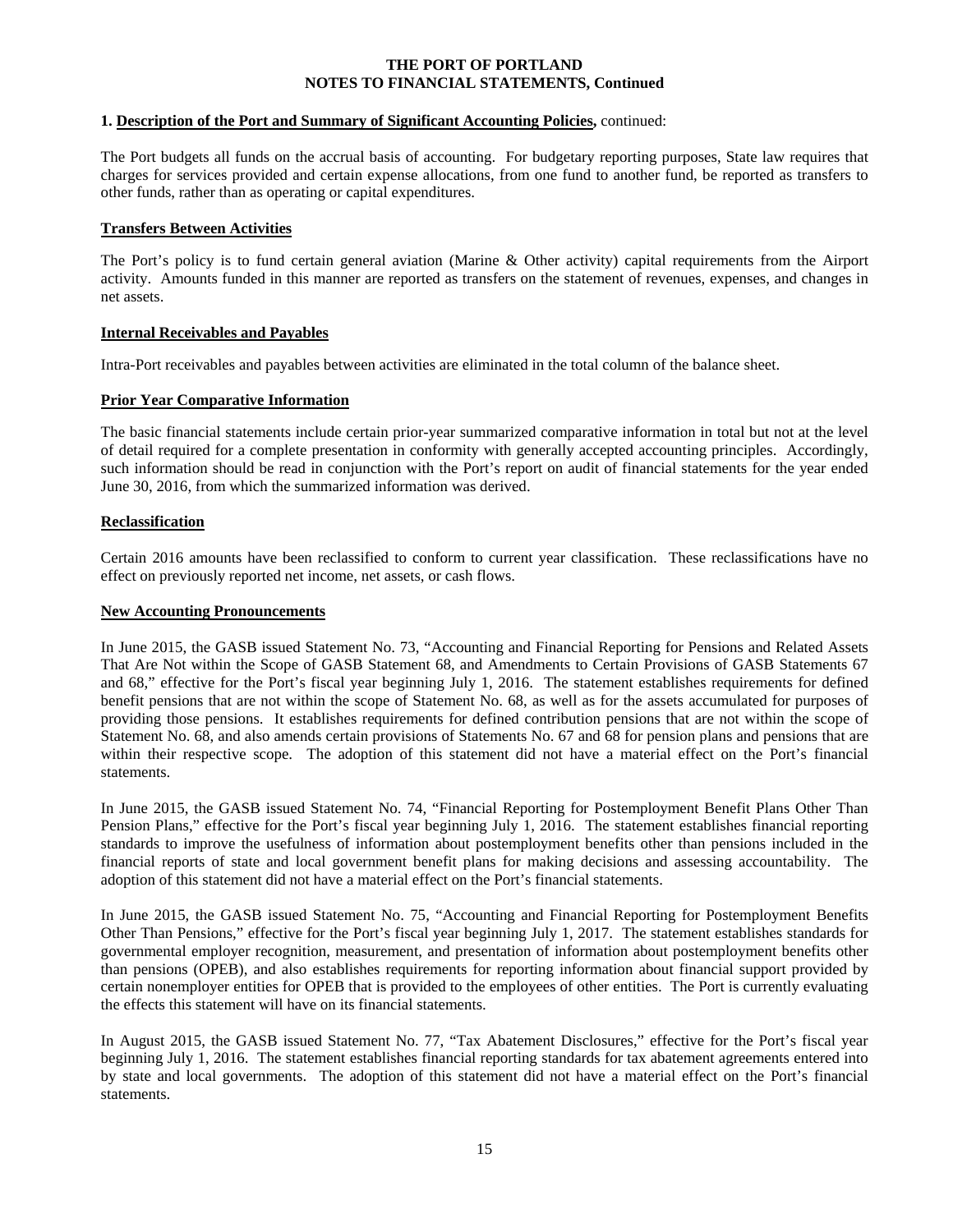**1. Description of the Port and Summary of Significant Accounting Policies,** continued:

The Port budgets all funds on the accrual basis of accounting. For budgetary reporting purposes, State law requires that charges for services provided and certain expense allocations, from one fund to another fund, be reported as transfers to other funds, rather than as operating or capital expenditures.

**Transfers Between Activities**

The Port's policy is to fund certain general aviation (Marine & Other activity) capital requirements from the Airport activity. Amounts funded in this manner are reported as transfers on the statement of revenues, expenses, and changes in net assets.

**Internal Receivables and Payables**

Intra-Port receivables and payables between activities are eliminated in the total column of the balance sheet.

**Prior Year Comparative Information**

The basic financial statements include certain prior-year summarized comparative information in total but not at the level of detail required for a complete presentation in conformity with generally accepted accounting principles. Accordingly, such information should be read in conjunction with the Port's report on audit of financial statements for the year ended June 30, 2016, from which the summarized information was derived.

**Reclassification**

Certain 2016 amounts have been reclassified to conform to current year classification. These reclassifications have no effect on previously reported net income, net assets, or cash flows.

**New Accounting Pronouncements**

In June 2015, the GASB issued Statement No. 73, "Accounting and Financial Reporting for Pensions and Related Assets That Are Not within the Scope of GASB Statement 68, and Amendments to Certain Provisions of GASB Statements 67 and 68," effective for the Port's fiscal year beginning July 1, 2016. The statement establishes requirements for defined benefit pensions that are not within the scope of Statement No. 68, as well as for the assets accumulated for purposes of providing those pensions. It establishes requirements for defined contribution pensions that are not within the scope of Statement No. 68, and also amends certain provisions of Statements No. 67 and 68 for pension plans and pensions that are within their respective scope. The adoption of this statement did not have a material effect on the Port's financial statements.

In June 2015, the GASB issued Statement No. 74, "Financial Reporting for Postemployment Benefit Plans Other Than Pension Plans," effective for the Port's fiscal year beginning July 1, 2016. The statement establishes financial reporting standards to improve the usefulness of information about postemployment benefits other than pensions included in the financial reports of state and local government benefit plans for making decisions and assessing accountability. The adoption of this statement did not have a material effect on the Port's financial statements.

In June 2015, the GASB issued Statement No. 75, "Accounting and Financial Reporting for Postemployment Benefits Other Than Pensions," effective for the Port's fiscal year beginning July 1, 2017. The statement establishes standards for governmental employer recognition, measurement, and presentation of information about postemployment benefits other than pensions (OPEB), and also establishes requirements for reporting information about financial support provided by certain nonemployer entities for OPEB that is provided to the employees of other entities. The Port is currently evaluating the effects this statement will have on its financial statements.

In August 2015, the GASB issued Statement No. 77, "Tax Abatement Disclosures," effective for the Port's fiscal year beginning July 1, 2016. The statement establishes financial reporting standards for tax abatement agreements entered into by state and local governments. The adoption of this statement did not have a material effect on the Port's financial statements.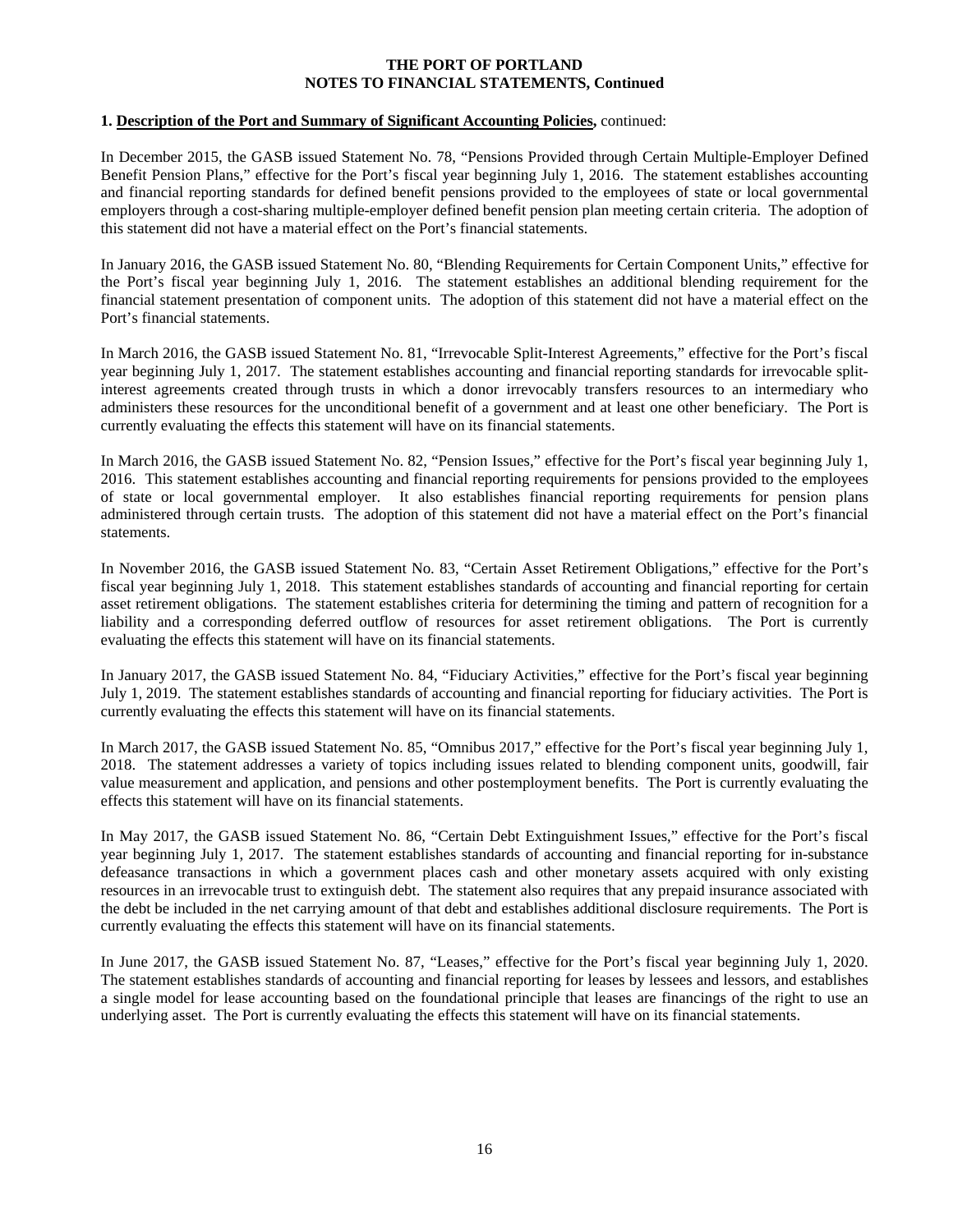**1. Description of the Port and Summary of Significant Accounting Policies,** continued:

In December 2015, the GASB issued Statement No. 78, "Pensions Provided through Certain Multiple-Employer Defined Benefit Pension Plans," effective for the Port's fiscal year beginning July 1, 2016. The statement establishes accounting and financial reporting standards for defined benefit pensions provided to the employees of state or local governmental employers through a cost-sharing multiple-employer defined benefit pension plan meeting certain criteria. The adoption of this statement did not have a material effect on the Port's financial statements.

In January 2016, the GASB issued Statement No. 80, "Blending Requirements for Certain Component Units," effective for the Port's fiscal year beginning July 1, 2016. The statement establishes an additional blending requirement for the financial statement presentation of component units. The adoption of this statement did not have a material effect on the Port's financial statements.

In March 2016, the GASB issued Statement No. 81, "Irrevocable Split-Interest Agreements," effective for the Port's fiscal year beginning July 1, 2017. The statement establishes accounting and financial reporting standards for irrevocable split-interest agreements created through trusts in which a donor irrevocably transfers resources to an intermediary who administers these resources for the unconditional benefit of a government and at least one other beneficiary. The Port is currently evaluating the effects this statement will have on its financial statements.

In March 2016, the GASB issued Statement No. 82, "Pension Issues," effective for the Port's fiscal year beginning July 1, 2016. This statement establishes accounting and financial reporting requirements for pensions provided to the employees of state or local governmental employer. It also establishes financial reporting requirements for pension plans administered through certain trusts. The adoption of this statement did not have a material effect on the Port's financial statements.

In November 2016, the GASB issued Statement No. 83, "Certain Asset Retirement Obligations," effective for the Port's fiscal year beginning July 1, 2018. This statement establishes standards of accounting and financial reporting for certain asset retirement obligations. The statement establishes criteria for determining the timing and pattern of recognition for a liability and a corresponding deferred outflow of resources for asset retirement obligations. The Port is currently evaluating the effects this statement will have on its financial statements.

In January 2017, the GASB issued Statement No. 84, "Fiduciary Activities," effective for the Port's fiscal year beginning July 1, 2019. The statement establishes standards of accounting and financial reporting for fiduciary activities. The Port is currently evaluating the effects this statement will have on its financial statements.

In March 2017, the GASB issued Statement No. 85, "Omnibus 2017," effective for the Port's fiscal year beginning July 1, 2018. The statement addresses a variety of topics including issues related to blending component units, goodwill, fair value measurement and application, and pensions and other postemployment benefits. The Port is currently evaluating the effects this statement will have on its financial statements.

In May 2017, the GASB issued Statement No. 86, "Certain Debt Extinguishment Issues," effective for the Port's fiscal year beginning July 1, 2017. The statement establishes standards of accounting and financial reporting for in-substance defeasance transactions in which a government places cash and other monetary assets acquired with only existing resources in an irrevocable trust to extinguish debt. The statement also requires that any prepaid insurance associated with the debt be included in the net carrying amount of that debt and establishes additional disclosure requirements. The Port is currently evaluating the effects this statement will have on its financial statements.

In June 2017, the GASB issued Statement No. 87, "Leases," effective for the Port's fiscal year beginning July 1, 2020. The statement establishes standards of accounting and financial reporting for leases by lessees and lessors, and establishes a single model for lease accounting based on the foundational principle that leases are financings of the right to use an underlying asset. The Port is currently evaluating the effects this statement will have on its financial statements.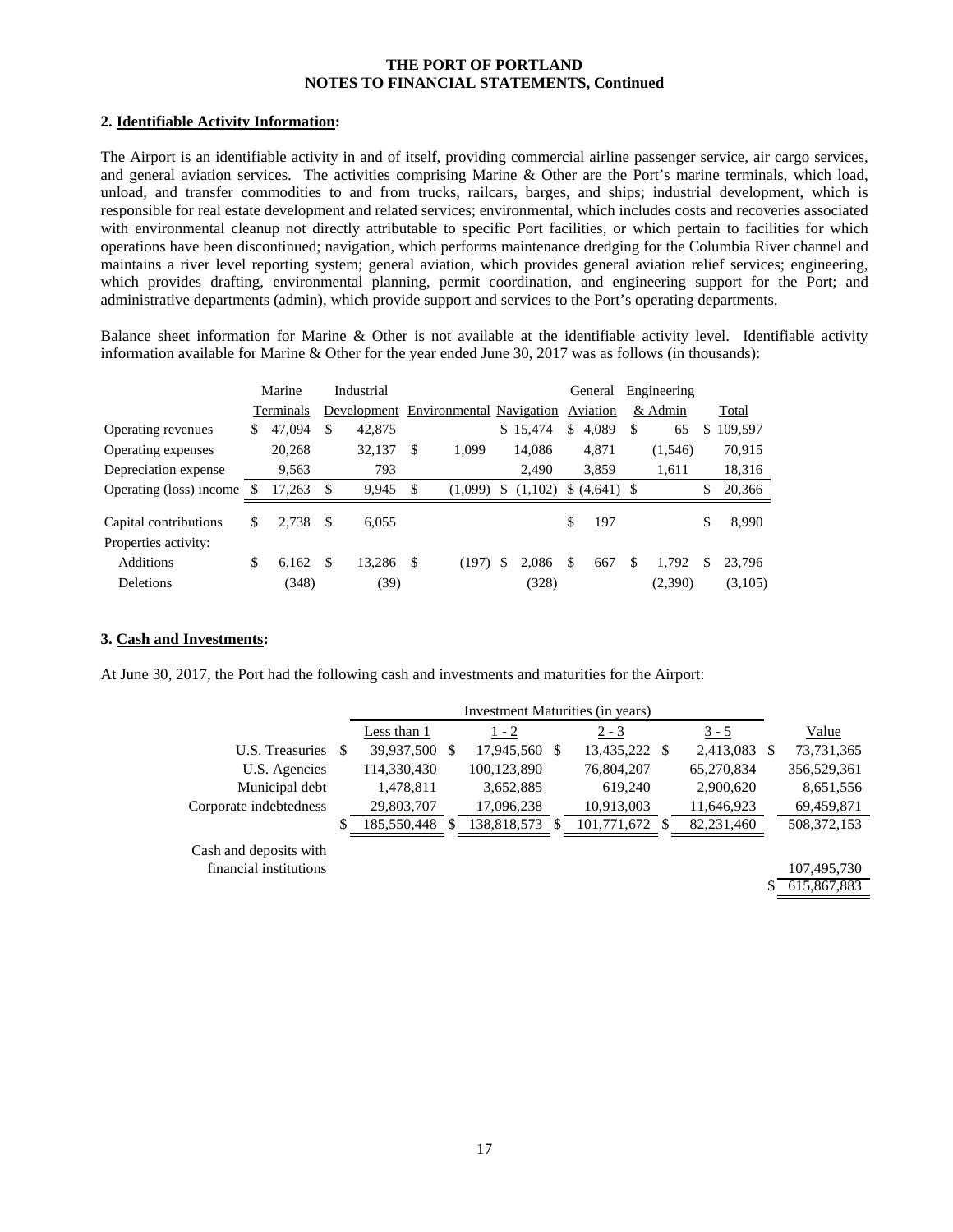**THE PORT OF PORTLAND**
**NOTES TO FINANCIAL STATEMENTS, Continued**

## 2. Identifiable Activity Information:

The Airport is an identifiable activity in and of itself, providing commercial airline passenger service, air cargo services, and general aviation services. The activities comprising Marine & Other are the Port's marine terminals, which load, unload, and transfer commodities to and from trucks, railcars, barges, and ships; industrial development, which is responsible for real estate development and related services; environmental, which includes costs and recoveries associated with environmental cleanup not directly attributable to specific Port facilities, or which pertain to facilities for which operations have been discontinued; navigation, which performs maintenance dredging for the Columbia River channel and maintains a river level reporting system; general aviation, which provides general aviation relief services; engineering, which provides drafting, environmental planning, permit coordination, and engineering support for the Port; and administrative departments (admin), which provide support and services to the Port's operating departments.

Balance sheet information for Marine & Other is not available at the identifiable activity level. Identifiable activity information available for Marine & Other for the year ended June 30, 2017 was as follows (in thousands):

| | Marine Terminals | Industrial Development | Environmental | Navigation | General Aviation | Engineering & Admin | Total |
|---|---|---|---|---|---|---|---|
| Operating revenues | $ 47,094 | $ 42,875 | | $ 15,474 | $ 4,089 | $ 65 | $ 109,597 |
| Operating expenses | 20,268 | 32,137 | $ 1,099 | 14,086 | 4,871 | (1,546) | 70,915 |
| Depreciation expense | 9,563 | 793 | | 2,490 | 3,859 | 1,611 | 18,316 |
| Operating (loss) income | $ 17,263 | $ 9,945 | $ (1,099) | $ (1,102) | $ (4,641) | $ | $ 20,366 |
| Capital contributions | $ 2,738 | $ 6,055 | | | $ 197 | | $ 8,990 |
| Properties activity: | | | | | | | |
| Additions | $ 6,162 | $ 13,286 | $ (197) | $ 2,086 | $ 667 | $ 1,792 | $ 23,796 |
| Deletions | (348) | (39) | | (328) | | (2,390) | (3,105) |

## 3. Cash and Investments:

At June 30, 2017, the Port had the following cash and investments and maturities for the Airport:

| | Investment Maturities (in years) | | | | |
|---|---|---|---|---|---|
| | Less than 1 | 1 - 2 | 2 - 3 | 3 - 5 | Value |
| U.S. Treasuries | $ 39,937,500 | $ 17,945,560 | $ 13,435,222 | $ 2,413,083 | $ 73,731,365 |
| U.S. Agencies | 114,330,430 | 100,123,890 | 76,804,207 | 65,270,834 | 356,529,361 |
| Municipal debt | 1,478,811 | 3,652,885 | 619,240 | 2,900,620 | 8,651,556 |
| Corporate indebtedness | 29,803,707 | 17,096,238 | 10,913,003 | 11,646,923 | 69,459,871 |
| | $ 185,550,448 | $ 138,818,573 | $ 101,771,672 | $ 82,231,460 | 508,372,153 |
| Cash and deposits with financial institutions | | | | | 107,495,730 |
| | | | | | $ 615,867,883 |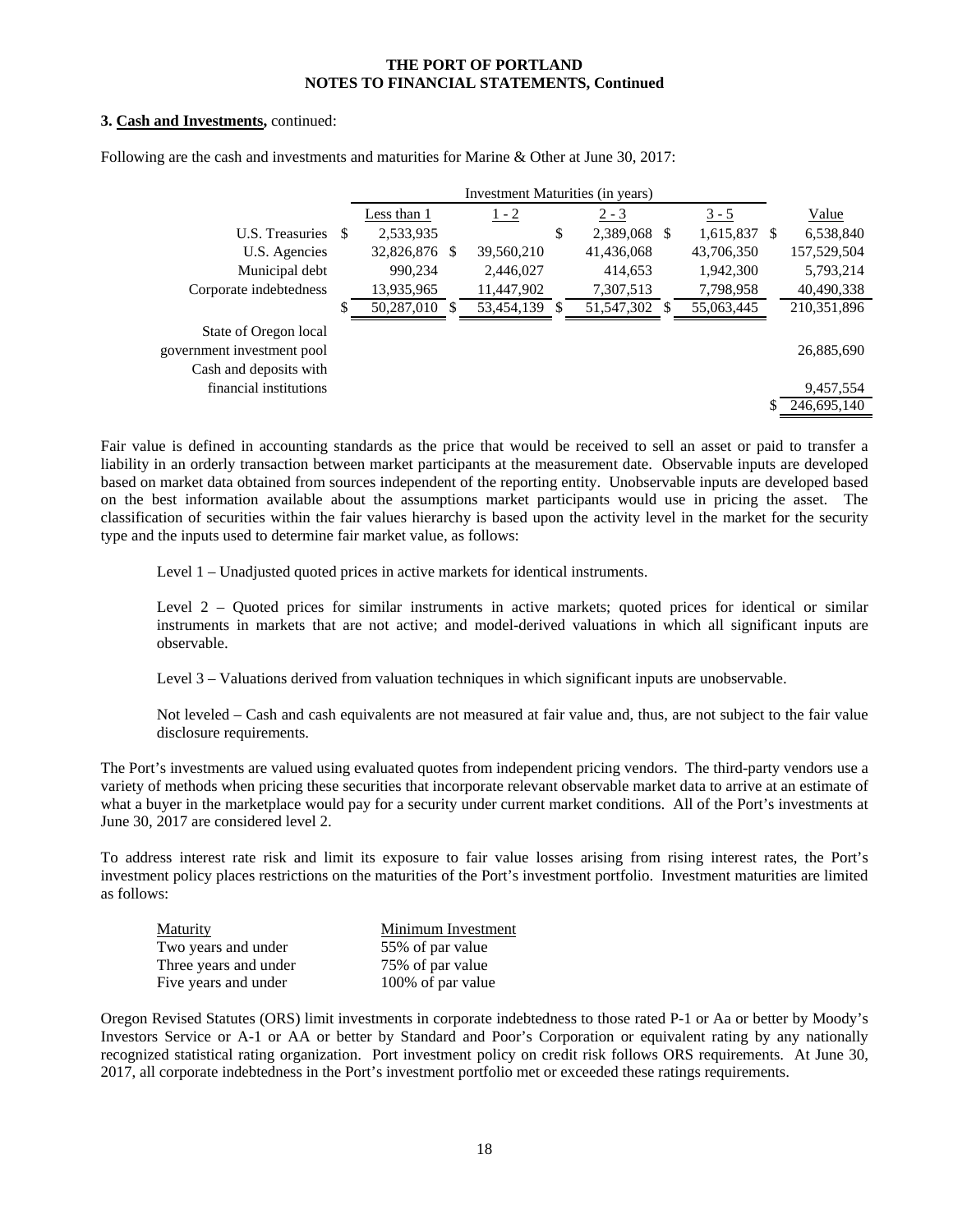**THE PORT OF PORTLAND**
**NOTES TO FINANCIAL STATEMENTS, Continued**

**3. Cash and Investments,** continued:

Following are the cash and investments and maturities for Marine & Other at June 30, 2017:

| | Investment Maturities (in years) | | | | |
|---|---|---|---|---|---|
| | Less than 1 | 1 - 2 | 2 - 3 | 3 - 5 | Value |
| U.S. Treasuries | $ 2,533,935 | | $ 2,389,068 | $ 1,615,837 | $ 6,538,840 |
| U.S. Agencies | 32,826,876 | $ 39,560,210 | 41,436,068 | 43,706,350 | 157,529,504 |
| Municipal debt | 990,234 | 2,446,027 | 414,653 | 1,942,300 | 5,793,214 |
| Corporate indebtedness | 13,935,965 | 11,447,902 | 7,307,513 | 7,798,958 | 40,490,338 |
| | $ 50,287,010 | $ 53,454,139 | $ 51,547,302 | $ 55,063,445 | 210,351,896 |
| State of Oregon local government investment pool | | | | | 26,885,690 |
| Cash and deposits with financial institutions | | | | | 9,457,554 |
| | | | | | $ 246,695,140 |

Fair value is defined in accounting standards as the price that would be received to sell an asset or paid to transfer a liability in an orderly transaction between market participants at the measurement date. Observable inputs are developed based on market data obtained from sources independent of the reporting entity. Unobservable inputs are developed based on the best information available about the assumptions market participants would use in pricing the asset. The classification of securities within the fair values hierarchy is based upon the activity level in the market for the security type and the inputs used to determine fair market value, as follows:

Level 1 – Unadjusted quoted prices in active markets for identical instruments.

Level 2 – Quoted prices for similar instruments in active markets; quoted prices for identical or similar instruments in markets that are not active; and model-derived valuations in which all significant inputs are observable.

Level 3 – Valuations derived from valuation techniques in which significant inputs are unobservable.

Not leveled – Cash and cash equivalents are not measured at fair value and, thus, are not subject to the fair value disclosure requirements.

The Port's investments are valued using evaluated quotes from independent pricing vendors. The third-party vendors use a variety of methods when pricing these securities that incorporate relevant observable market data to arrive at an estimate of what a buyer in the marketplace would pay for a security under current market conditions. All of the Port's investments at June 30, 2017 are considered level 2.

To address interest rate risk and limit its exposure to fair value losses arising from rising interest rates, the Port's investment policy places restrictions on the maturities of the Port's investment portfolio. Investment maturities are limited as follows:

| Maturity | Minimum Investment |
|---|---|
| Two years and under | 55% of par value |
| Three years and under | 75% of par value |
| Five years and under | 100% of par value |

Oregon Revised Statutes (ORS) limit investments in corporate indebtedness to those rated P-1 or Aa or better by Moody's Investors Service or A-1 or AA or better by Standard and Poor's Corporation or equivalent rating by any nationally recognized statistical rating organization. Port investment policy on credit risk follows ORS requirements. At June 30, 2017, all corporate indebtedness in the Port's investment portfolio met or exceeded these ratings requirements.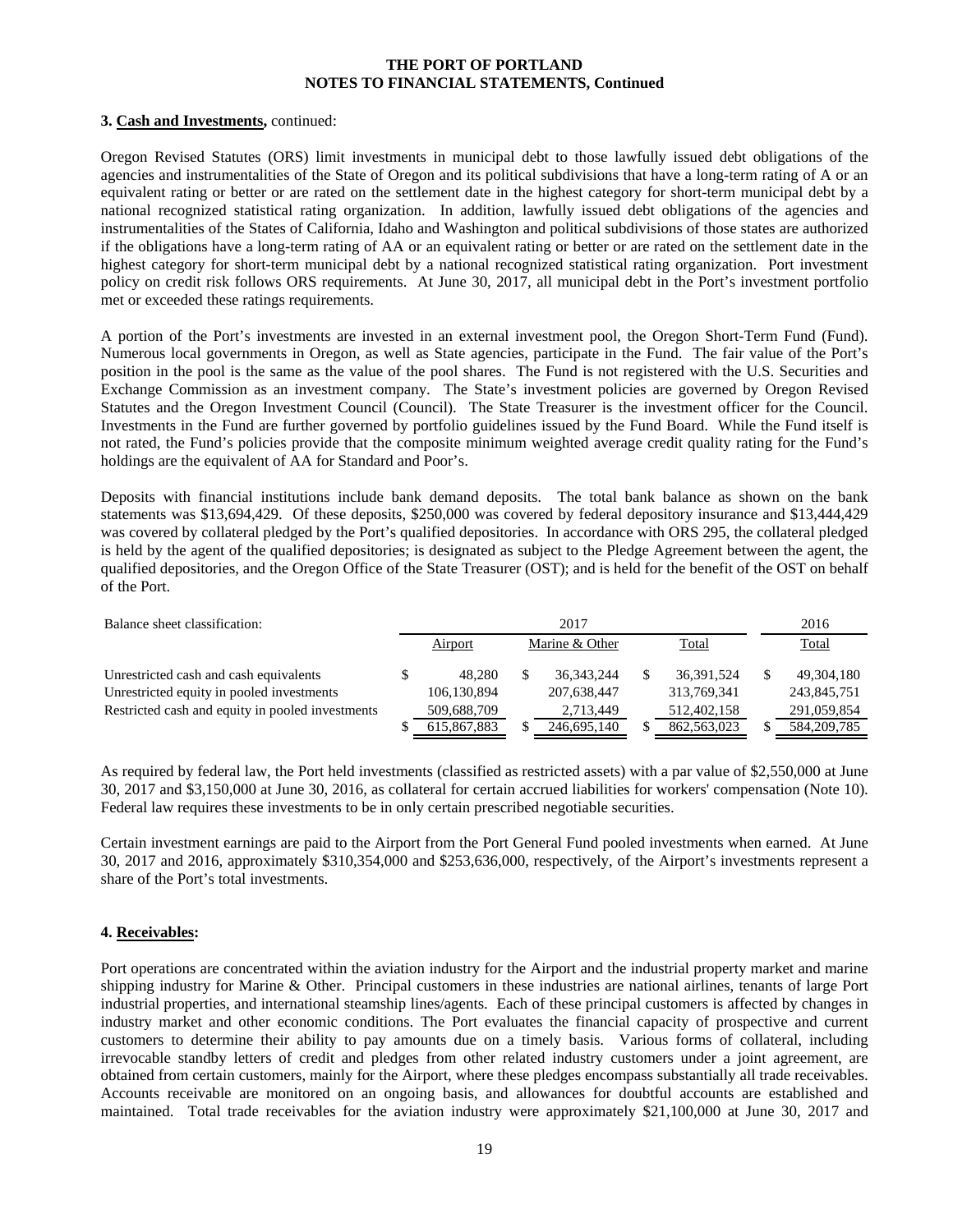**3. Cash and Investments,** continued:

Oregon Revised Statutes (ORS) limit investments in municipal debt to those lawfully issued debt obligations of the agencies and instrumentalities of the State of Oregon and its political subdivisions that have a long-term rating of A or an equivalent rating or better or are rated on the settlement date in the highest category for short-term municipal debt by a national recognized statistical rating organization. In addition, lawfully issued debt obligations of the agencies and instrumentalities of the States of California, Idaho and Washington and political subdivisions of those states are authorized if the obligations have a long-term rating of AA or an equivalent rating or better or are rated on the settlement date in the highest category for short-term municipal debt by a national recognized statistical rating organization. Port investment policy on credit risk follows ORS requirements. At June 30, 2017, all municipal debt in the Port's investment portfolio met or exceeded these ratings requirements.

A portion of the Port's investments are invested in an external investment pool, the Oregon Short-Term Fund (Fund). Numerous local governments in Oregon, as well as State agencies, participate in the Fund. The fair value of the Port's position in the pool is the same as the value of the pool shares. The Fund is not registered with the U.S. Securities and Exchange Commission as an investment company. The State's investment policies are governed by Oregon Revised Statutes and the Oregon Investment Council (Council). The State Treasurer is the investment officer for the Council. Investments in the Fund are further governed by portfolio guidelines issued by the Fund Board. While the Fund itself is not rated, the Fund's policies provide that the composite minimum weighted average credit quality rating for the Fund's holdings are the equivalent of AA for Standard and Poor's.

Deposits with financial institutions include bank demand deposits. The total bank balance as shown on the bank statements was $13,694,429. Of these deposits, $250,000 was covered by federal depository insurance and $13,444,429 was covered by collateral pledged by the Port's qualified depositories. In accordance with ORS 295, the collateral pledged is held by the agent of the qualified depositories; is designated as subject to the Pledge Agreement between the agent, the qualified depositories, and the Oregon Office of the State Treasurer (OST); and is held for the benefit of the OST on behalf of the Port.

| Balance sheet classification: | 2017 | | | 2016 |
|---|---|---|---|---|
| | Airport | Marine & Other | Total | Total |
| Unrestricted cash and cash equivalents | $ 48,280 | $ 36,343,244 | $ 36,391,524 | $ 49,304,180 |
| Unrestricted equity in pooled investments | 106,130,894 | 207,638,447 | 313,769,341 | 243,845,751 |
| Restricted cash and equity in pooled investments | 509,688,709 | 2,713,449 | 512,402,158 | 291,059,854 |
| | $ 615,867,883 | $ 246,695,140 | $ 862,563,023 | $ 584,209,785 |

As required by federal law, the Port held investments (classified as restricted assets) with a par value of $2,550,000 at June 30, 2017 and $3,150,000 at June 30, 2016, as collateral for certain accrued liabilities for workers' compensation (Note 10). Federal law requires these investments to be in only certain prescribed negotiable securities.

Certain investment earnings are paid to the Airport from the Port General Fund pooled investments when earned. At June 30, 2017 and 2016, approximately $310,354,000 and $253,636,000, respectively, of the Airport's investments represent a share of the Port's total investments.

**4. Receivables:**

Port operations are concentrated within the aviation industry for the Airport and the industrial property market and marine shipping industry for Marine & Other. Principal customers in these industries are national airlines, tenants of large Port industrial properties, and international steamship lines/agents. Each of these principal customers is affected by changes in industry market and other economic conditions. The Port evaluates the financial capacity of prospective and current customers to determine their ability to pay amounts due on a timely basis. Various forms of collateral, including irrevocable standby letters of credit and pledges from other related industry customers under a joint agreement, are obtained from certain customers, mainly for the Airport, where these pledges encompass substantially all trade receivables. Accounts receivable are monitored on an ongoing basis, and allowances for doubtful accounts are established and maintained. Total trade receivables for the aviation industry were approximately $21,100,000 at June 30, 2017 and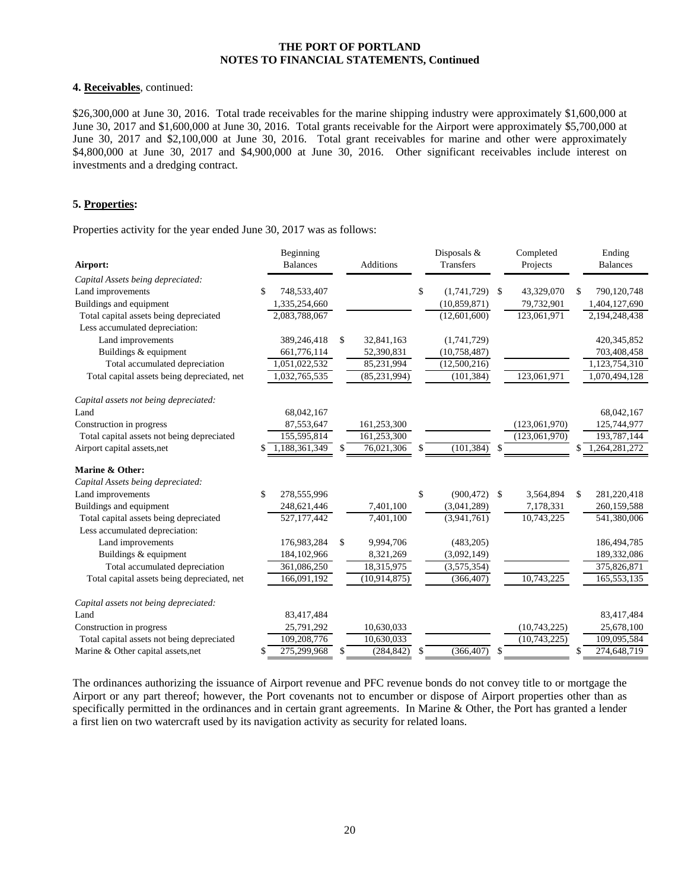#### 4. **Receivables**, continued:

$26,300,000 at June 30, 2016. Total trade receivables for the marine shipping industry were approximately $1,600,000 at June 30, 2017 and $1,600,000 at June 30, 2016. Total grants receivable for the Airport were approximately $5,700,000 at June 30, 2017 and $2,100,000 at June 30, 2016. Total grant receivables for marine and other were approximately $4,800,000 at June 30, 2017 and $4,900,000 at June 30, 2016. Other significant receivables include interest on investments and a dredging contract.

#### 5. **Properties:**

Properties activity for the year ended June 30, 2017 was as follows:

| **Airport:** | Beginning Balances | Additions | Disposals & Transfers | Completed Projects | Ending Balances |
|---|---|---|---|---|---|
| *Capital Assets being depreciated:* | | | | | |
| Land improvements | $ 748,533,407 | | $ (1,741,729) | $ 43,329,070 | $ 790,120,748 |
| Buildings and equipment | 1,335,254,660 | | (10,859,871) | 79,732,901 | 1,404,127,690 |
| Total capital assets being depreciated | 2,083,788,067 | | (12,601,600) | 123,061,971 | 2,194,248,438 |
| Less accumulated depreciation: | | | | | |
| Land improvements | 389,246,418 | $ 32,841,163 | (1,741,729) | | 420,345,852 |
| Buildings & equipment | 661,776,114 | 52,390,831 | (10,758,487) | | 703,408,458 |
| Total accumulated depreciation | 1,051,022,532 | 85,231,994 | (12,500,216) | | 1,123,754,310 |
| Total capital assets being depreciated, net | 1,032,765,535 | (85,231,994) | (101,384) | 123,061,971 | 1,070,494,128 |
| *Capital assets not being depreciated:* | | | | | |
| Land | 68,042,167 | | | | 68,042,167 |
| Construction in progress | 87,553,647 | 161,253,300 | | (123,061,970) | 125,744,977 |
| Total capital assets not being depreciated | 155,595,814 | 161,253,300 | | (123,061,970) | 193,787,144 |
| Airport capital assets,net | $ 1,188,361,349 | $ 76,021,306 | $ (101,384) | $ | $ 1,264,281,272 |
| **Marine & Other:** | | | | | |
| *Capital Assets being depreciated:* | | | | | |
| Land improvements | $ 278,555,996 | | $ (900,472) | $ 3,564,894 | $ 281,220,418 |
| Buildings and equipment | 248,621,446 | 7,401,100 | (3,041,289) | 7,178,331 | 260,159,588 |
| Total capital assets being depreciated | 527,177,442 | 7,401,100 | (3,941,761) | 10,743,225 | 541,380,006 |
| Less accumulated depreciation: | | | | | |
| Land improvements | 176,983,284 | $ 9,994,706 | (483,205) | | 186,494,785 |
| Buildings & equipment | 184,102,966 | 8,321,269 | (3,092,149) | | 189,332,086 |
| Total accumulated depreciation | 361,086,250 | 18,315,975 | (3,575,354) | | 375,826,871 |
| Total capital assets being depreciated, net | 166,091,192 | (10,914,875) | (366,407) | 10,743,225 | 165,553,135 |
| *Capital assets not being depreciated:* | | | | | |
| Land | 83,417,484 | | | | 83,417,484 |
| Construction in progress | 25,791,292 | 10,630,033 | | (10,743,225) | 25,678,100 |
| Total capital assets not being depreciated | 109,208,776 | 10,630,033 | | (10,743,225) | 109,095,584 |
| Marine & Other capital assets,net | $ 275,299,968 | $ (284,842) | $ (366,407) | $ | $ 274,648,719 |

The ordinances authorizing the issuance of Airport revenue and PFC revenue bonds do not convey title to or mortgage the Airport or any part thereof; however, the Port covenants not to encumber or dispose of Airport properties other than as specifically permitted in the ordinances and in certain grant agreements. In Marine & Other, the Port has granted a lender a first lien on two watercraft used by its navigation activity as security for related loans.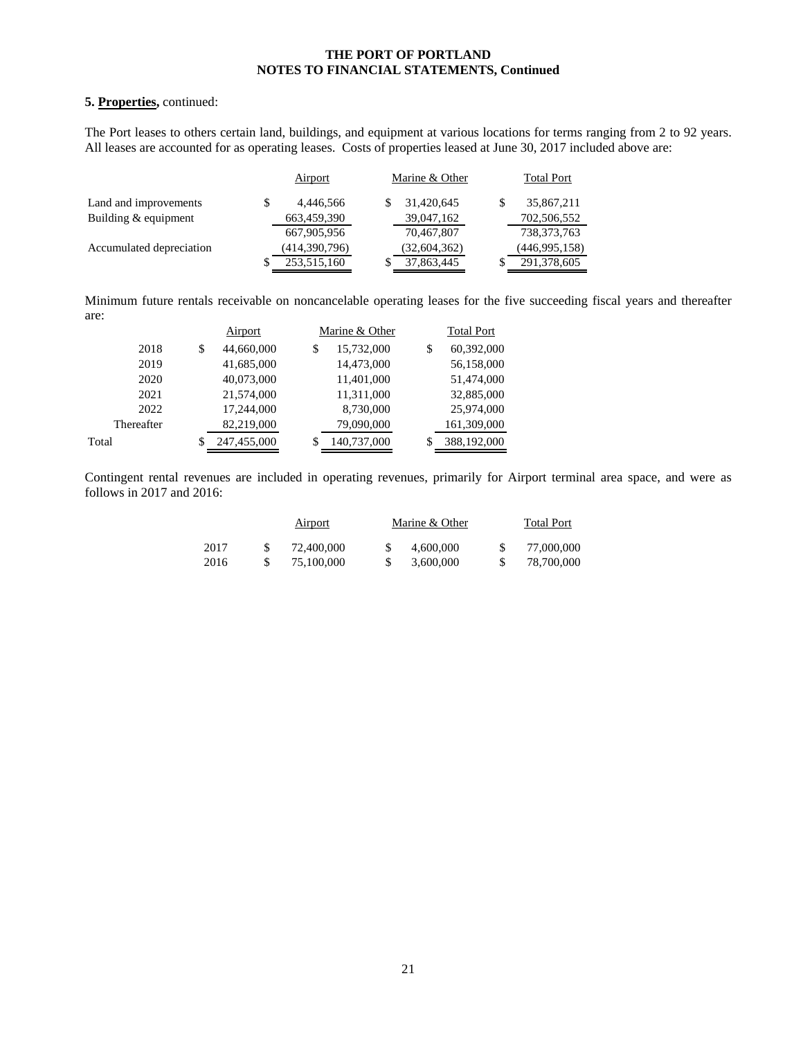**5. Properties,** continued:

The Port leases to others certain land, buildings, and equipment at various locations for terms ranging from 2 to 92 years. All leases are accounted for as operating leases. Costs of properties leased at June 30, 2017 included above are:

| | Airport | Marine & Other | Total Port |
|---|---|---|---|
| Land and improvements | $ 4,446,566 | $ 31,420,645 | $ 35,867,211 |
| Building & equipment | 663,459,390 | 39,047,162 | 702,506,552 |
| | 667,905,956 | 70,467,807 | 738,373,763 |
| Accumulated depreciation | (414,390,796) | (32,604,362) | (446,995,158) |
| | $ 253,515,160 | $ 37,863,445 | $ 291,378,605 |

Minimum future rentals receivable on noncancelable operating leases for the five succeeding fiscal years and thereafter are:

| | Airport | Marine & Other | Total Port |
|---|---|---|---|
| 2018 | $ 44,660,000 | $ 15,732,000 | $ 60,392,000 |
| 2019 | 41,685,000 | 14,473,000 | 56,158,000 |
| 2020 | 40,073,000 | 11,401,000 | 51,474,000 |
| 2021 | 21,574,000 | 11,311,000 | 32,885,000 |
| 2022 | 17,244,000 | 8,730,000 | 25,974,000 |
| Thereafter | 82,219,000 | 79,090,000 | 161,309,000 |
| Total | $ 247,455,000 | $ 140,737,000 | $ 388,192,000 |

Contingent rental revenues are included in operating revenues, primarily for Airport terminal area space, and were as follows in 2017 and 2016:

| | Airport | Marine & Other | Total Port |
|---|---|---|---|
| 2017 | $ 72,400,000 | $ 4,600,000 | $ 77,000,000 |
| 2016 | $ 75,100,000 | $ 3,600,000 | $ 78,700,000 |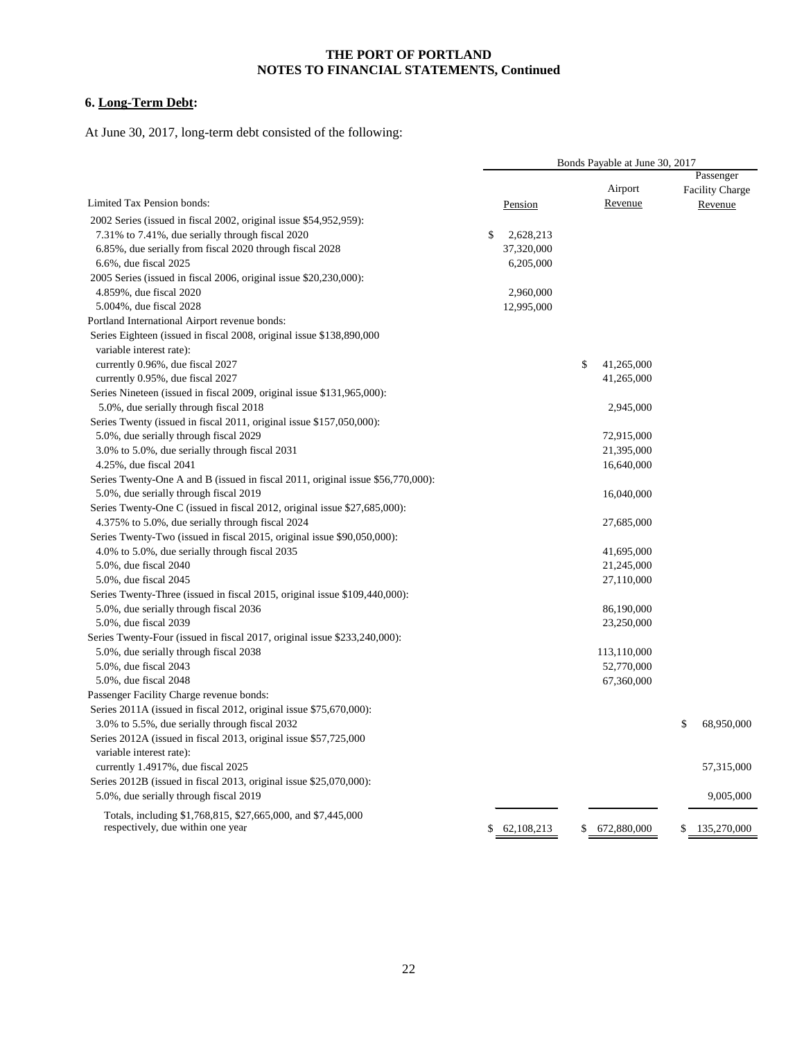# THE PORT OF PORTLAND
## NOTES TO FINANCIAL STATEMENTS, Continued

### 6. Long-Term Debt:

At June 30, 2017, long-term debt consisted of the following:

| | Bonds Payable at June 30, 2017 | | |
|---|---|---|---|
| Limited Tax Pension bonds: | Pension | Airport Revenue | Passenger Facility Charge Revenue |
| 2002 Series (issued in fiscal 2002, original issue $54,952,959): | | | |
| 7.31% to 7.41%, due serially through fiscal 2020 | $ 2,628,213 | | |
| 6.85%, due serially from fiscal 2020 through fiscal 2028 | 37,320,000 | | |
| 6.6%, due fiscal 2025 | 6,205,000 | | |
| 2005 Series (issued in fiscal 2006, original issue $20,230,000): | | | |
| 4.859%, due fiscal 2020 | 2,960,000 | | |
| 5.004%, due fiscal 2028 | 12,995,000 | | |
| Portland International Airport revenue bonds: | | | |
| Series Eighteen (issued in fiscal 2008, original issue $138,890,000 variable interest rate): | | | |
| currently 0.96%, due fiscal 2027 | | $ 41,265,000 | |
| currently 0.95%, due fiscal 2027 | | 41,265,000 | |
| Series Nineteen (issued in fiscal 2009, original issue $131,965,000): | | | |
| 5.0%, due serially through fiscal 2018 | | 2,945,000 | |
| Series Twenty (issued in fiscal 2011, original issue $157,050,000): | | | |
| 5.0%, due serially through fiscal 2029 | | 72,915,000 | |
| 3.0% to 5.0%, due serially through fiscal 2031 | | 21,395,000 | |
| 4.25%, due fiscal 2041 | | 16,640,000 | |
| Series Twenty-One A and B (issued in fiscal 2011, original issue $56,770,000): | | | |
| 5.0%, due serially through fiscal 2019 | | 16,040,000 | |
| Series Twenty-One C (issued in fiscal 2012, original issue $27,685,000): | | | |
| 4.375% to 5.0%, due serially through fiscal 2024 | | 27,685,000 | |
| Series Twenty-Two (issued in fiscal 2015, original issue $90,050,000): | | | |
| 4.0% to 5.0%, due serially through fiscal 2035 | | 41,695,000 | |
| 5.0%, due fiscal 2040 | | 21,245,000 | |
| 5.0%, due fiscal 2045 | | 27,110,000 | |
| Series Twenty-Three (issued in fiscal 2015, original issue $109,440,000): | | | |
| 5.0%, due serially through fiscal 2036 | | 86,190,000 | |
| 5.0%, due fiscal 2039 | | 23,250,000 | |
| Series Twenty-Four (issued in fiscal 2017, original issue $233,240,000): | | | |
| 5.0%, due serially through fiscal 2038 | | 113,110,000 | |
| 5.0%, due fiscal 2043 | | 52,770,000 | |
| 5.0%, due fiscal 2048 | | 67,360,000 | |
| Passenger Facility Charge revenue bonds: | | | |
| Series 2011A (issued in fiscal 2012, original issue $75,670,000): | | | |
| 3.0% to 5.5%, due serially through fiscal 2032 | | | $ 68,950,000 |
| Series 2012A (issued in fiscal 2013, original issue $57,725,000 variable interest rate): | | | |
| currently 1.4917%, due fiscal 2025 | | | 57,315,000 |
| Series 2012B (issued in fiscal 2013, original issue $25,070,000): | | | |
| 5.0%, due serially through fiscal 2019 | | | 9,005,000 |
| Totals, including $1,768,815, $27,665,000, and $7,445,000 respectively, due within one year | $ 62,108,213 | $ 672,880,000 | $ 135,270,000 |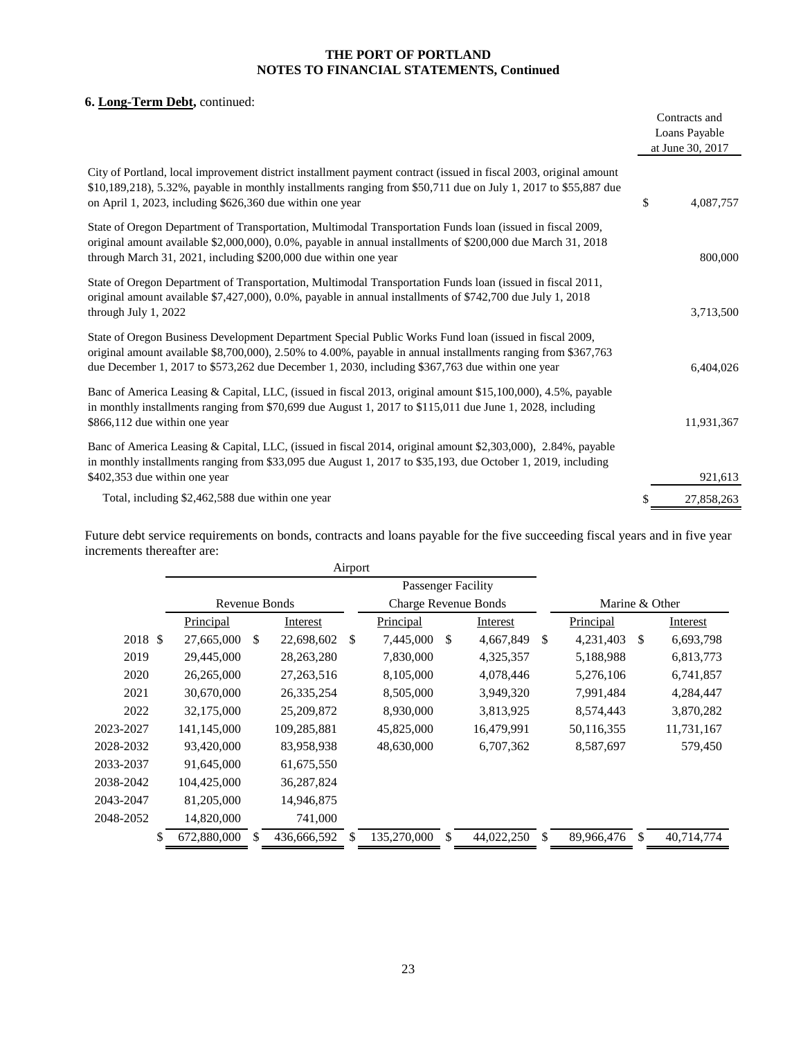## 6. **Long-Term Debt,** continued:

| | Contracts and Loans Payable at June 30, 2017 |
|---|---|
| City of Portland, local improvement district installment payment contract (issued in fiscal 2003, original amount $10,189,218), 5.32%, payable in monthly installments ranging from $50,711 due on July 1, 2017 to $55,887 due on April 1, 2023, including $626,360 due within one year | $ 4,087,757 |
| State of Oregon Department of Transportation, Multimodal Transportation Funds loan (issued in fiscal 2009, original amount available $2,000,000), 0.0%, payable in annual installments of $200,000 due March 31, 2018 through March 31, 2021, including $200,000 due within one year | 800,000 |
| State of Oregon Department of Transportation, Multimodal Transportation Funds loan (issued in fiscal 2011, original amount available $7,427,000), 0.0%, payable in annual installments of $742,700 due July 1, 2018 through July 1, 2022 | 3,713,500 |
| State of Oregon Business Development Department Special Public Works Fund loan (issued in fiscal 2009, original amount available $8,700,000), 2.50% to 4.00%, payable in annual installments ranging from $367,763 due December 1, 2017 to $573,262 due December 1, 2030, including $367,763 due within one year | 6,404,026 |
| Banc of America Leasing & Capital, LLC, (issued in fiscal 2013, original amount $15,100,000), 4.5%, payable in monthly installments ranging from $70,699 due August 1, 2017 to $115,011 due June 1, 2028, including $866,112 due within one year | 11,931,367 |
| Banc of America Leasing & Capital, LLC, (issued in fiscal 2014, original amount $2,303,000), 2.84%, payable in monthly installments ranging from $33,095 due August 1, 2017 to $35,193, due October 1, 2019, including $402,353 due within one year | 921,613 |
| Total, including $2,462,588 due within one year | $ 27,858,263 |

Future debt service requirements on bonds, contracts and loans payable for the five succeeding fiscal years and in five year increments thereafter are:

| | Airport | | | | | |
|---|---|---|---|---|---|---|
| | Revenue Bonds | | Passenger Facility Charge Revenue Bonds | | Marine & Other | |
| | Principal | Interest | Principal | Interest | Principal | Interest |
| 2018 | $ 27,665,000 | $ 22,698,602 | $ 7,445,000 | $ 4,667,849 | $ 4,231,403 | $ 6,693,798 |
| 2019 | 29,445,000 | 28,263,280 | 7,830,000 | 4,325,357 | 5,188,988 | 6,813,773 |
| 2020 | 26,265,000 | 27,263,516 | 8,105,000 | 4,078,446 | 5,276,106 | 6,741,857 |
| 2021 | 30,670,000 | 26,335,254 | 8,505,000 | 3,949,320 | 7,991,484 | 4,284,447 |
| 2022 | 32,175,000 | 25,209,872 | 8,930,000 | 3,813,925 | 8,574,443 | 3,870,282 |
| 2023-2027 | 141,145,000 | 109,285,881 | 45,825,000 | 16,479,991 | 50,116,355 | 11,731,167 |
| 2028-2032 | 93,420,000 | 83,958,938 | 48,630,000 | 6,707,362 | 8,587,697 | 579,450 |
| 2033-2037 | 91,645,000 | 61,675,550 | | | | |
| 2038-2042 | 104,425,000 | 36,287,824 | | | | |
| 2043-2047 | 81,205,000 | 14,946,875 | | | | |
| 2048-2052 | 14,820,000 | 741,000 | | | | |
| | $ 672,880,000 | $ 436,666,592 | $ 135,270,000 | $ 44,022,250 | $ 89,966,476 | $ 40,714,774 |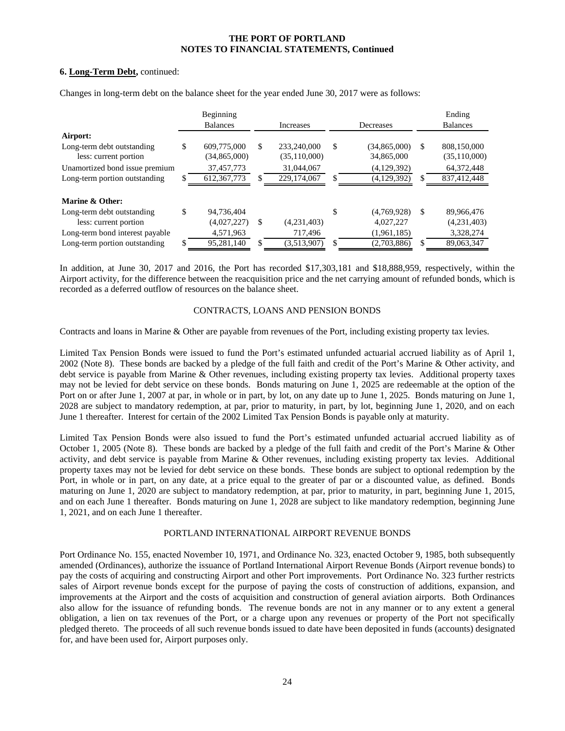**6. Long-Term Debt,** continued:

Changes in long-term debt on the balance sheet for the year ended June 30, 2017 were as follows:

| | Beginning Balances | Increases | Decreases | Ending Balances |
|---|---|---|---|---|
| **Airport:** | | | | |
| Long-term debt outstanding | $ 609,775,000 | $ 233,240,000 | $ (34,865,000) | $ 808,150,000 |
| less: current portion | (34,865,000) | (35,110,000) | 34,865,000 | (35,110,000) |
| Unamortized bond issue premium | 37,457,773 | 31,044,067 | (4,129,392) | 64,372,448 |
| Long-term portion outstanding | $ 612,367,773 | $ 229,174,067 | $ (4,129,392) | $ 837,412,448 |
| **Marine & Other:** | | | | |
| Long-term debt outstanding | $ 94,736,404 | | $ (4,769,928) | $ 89,966,476 |
| less: current portion | (4,027,227) | $ (4,231,403) | 4,027,227 | (4,231,403) |
| Long-term bond interest payable | 4,571,963 | 717,496 | (1,961,185) | 3,328,274 |
| Long-term portion outstanding | $ 95,281,140 | $ (3,513,907) | $ (2,703,886) | $ 89,063,347 |

In addition, at June 30, 2017 and 2016, the Port has recorded $17,303,181 and $18,888,959, respectively, within the Airport activity, for the difference between the reacquisition price and the net carrying amount of refunded bonds, which is recorded as a deferred outflow of resources on the balance sheet.

### CONTRACTS, LOANS AND PENSION BONDS

Contracts and loans in Marine & Other are payable from revenues of the Port, including existing property tax levies.

Limited Tax Pension Bonds were issued to fund the Port's estimated unfunded actuarial accrued liability as of April 1, 2002 (Note 8). These bonds are backed by a pledge of the full faith and credit of the Port's Marine & Other activity, and debt service is payable from Marine & Other revenues, including existing property tax levies. Additional property taxes may not be levied for debt service on these bonds. Bonds maturing on June 1, 2025 are redeemable at the option of the Port on or after June 1, 2007 at par, in whole or in part, by lot, on any date up to June 1, 2025. Bonds maturing on June 1, 2028 are subject to mandatory redemption, at par, prior to maturity, in part, by lot, beginning June 1, 2020, and on each June 1 thereafter. Interest for certain of the 2002 Limited Tax Pension Bonds is payable only at maturity.

Limited Tax Pension Bonds were also issued to fund the Port's estimated unfunded actuarial accrued liability as of October 1, 2005 (Note 8). These bonds are backed by a pledge of the full faith and credit of the Port's Marine & Other activity, and debt service is payable from Marine & Other revenues, including existing property tax levies. Additional property taxes may not be levied for debt service on these bonds. These bonds are subject to optional redemption by the Port, in whole or in part, on any date, at a price equal to the greater of par or a discounted value, as defined. Bonds maturing on June 1, 2020 are subject to mandatory redemption, at par, prior to maturity, in part, beginning June 1, 2015, and on each June 1 thereafter. Bonds maturing on June 1, 2028 are subject to like mandatory redemption, beginning June 1, 2021, and on each June 1 thereafter.

### PORTLAND INTERNATIONAL AIRPORT REVENUE BONDS

Port Ordinance No. 155, enacted November 10, 1971, and Ordinance No. 323, enacted October 9, 1985, both subsequently amended (Ordinances), authorize the issuance of Portland International Airport Revenue Bonds (Airport revenue bonds) to pay the costs of acquiring and constructing Airport and other Port improvements. Port Ordinance No. 323 further restricts sales of Airport revenue bonds except for the purpose of paying the costs of construction of additions, expansion, and improvements at the Airport and the costs of acquisition and construction of general aviation airports. Both Ordinances also allow for the issuance of refunding bonds. The revenue bonds are not in any manner or to any extent a general obligation, a lien on tax revenues of the Port, or a charge upon any revenues or property of the Port not specifically pledged thereto. The proceeds of all such revenue bonds issued to date have been deposited in funds (accounts) designated for, and have been used for, Airport purposes only.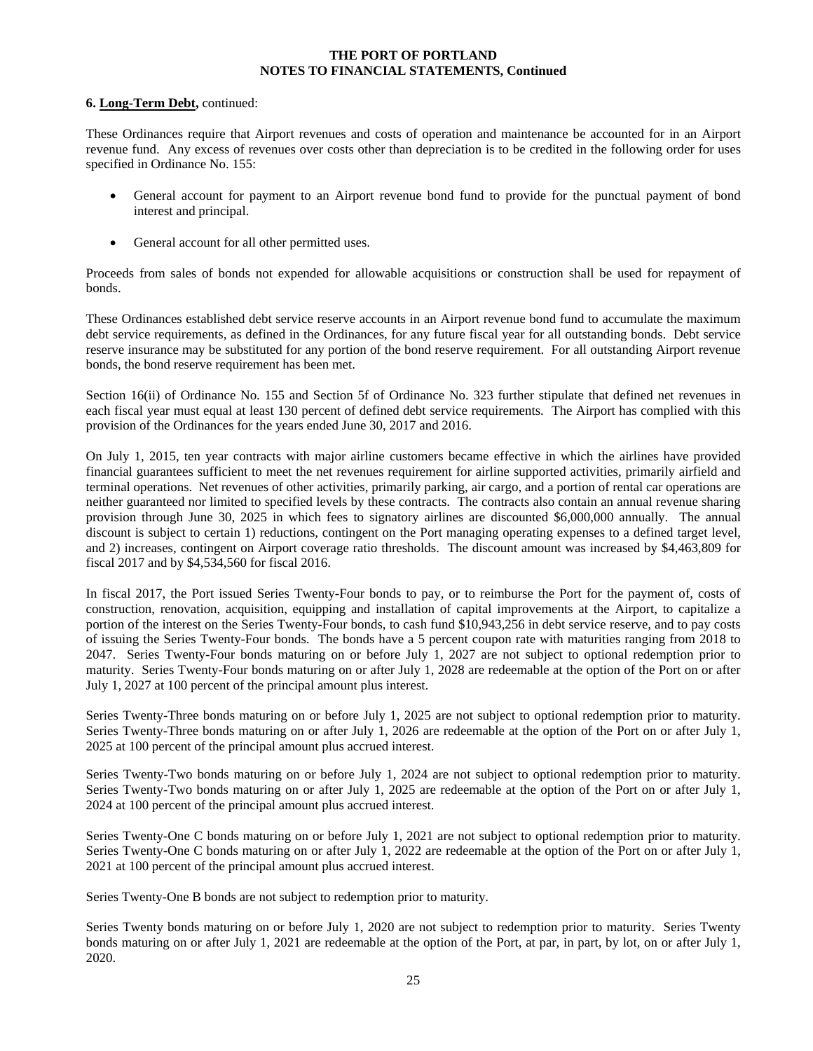**6. Long-Term Debt,** continued:

These Ordinances require that Airport revenues and costs of operation and maintenance be accounted for in an Airport revenue fund. Any excess of revenues over costs other than depreciation is to be credited in the following order for uses specified in Ordinance No. 155:

- General account for payment to an Airport revenue bond fund to provide for the punctual payment of bond interest and principal.
- General account for all other permitted uses.

Proceeds from sales of bonds not expended for allowable acquisitions or construction shall be used for repayment of bonds.

These Ordinances established debt service reserve accounts in an Airport revenue bond fund to accumulate the maximum debt service requirements, as defined in the Ordinances, for any future fiscal year for all outstanding bonds. Debt service reserve insurance may be substituted for any portion of the bond reserve requirement. For all outstanding Airport revenue bonds, the bond reserve requirement has been met.

Section 16(ii) of Ordinance No. 155 and Section 5f of Ordinance No. 323 further stipulate that defined net revenues in each fiscal year must equal at least 130 percent of defined debt service requirements. The Airport has complied with this provision of the Ordinances for the years ended June 30, 2017 and 2016.

On July 1, 2015, ten year contracts with major airline customers became effective in which the airlines have provided financial guarantees sufficient to meet the net revenues requirement for airline supported activities, primarily airfield and terminal operations. Net revenues of other activities, primarily parking, air cargo, and a portion of rental car operations are neither guaranteed nor limited to specified levels by these contracts. The contracts also contain an annual revenue sharing provision through June 30, 2025 in which fees to signatory airlines are discounted $6,000,000 annually. The annual discount is subject to certain 1) reductions, contingent on the Port managing operating expenses to a defined target level, and 2) increases, contingent on Airport coverage ratio thresholds. The discount amount was increased by $4,463,809 for fiscal 2017 and by $4,534,560 for fiscal 2016.

In fiscal 2017, the Port issued Series Twenty-Four bonds to pay, or to reimburse the Port for the payment of, costs of construction, renovation, acquisition, equipping and installation of capital improvements at the Airport, to capitalize a portion of the interest on the Series Twenty-Four bonds, to cash fund $10,943,256 in debt service reserve, and to pay costs of issuing the Series Twenty-Four bonds. The bonds have a 5 percent coupon rate with maturities ranging from 2018 to 2047. Series Twenty-Four bonds maturing on or before July 1, 2027 are not subject to optional redemption prior to maturity. Series Twenty-Four bonds maturing on or after July 1, 2028 are redeemable at the option of the Port on or after July 1, 2027 at 100 percent of the principal amount plus interest.

Series Twenty-Three bonds maturing on or before July 1, 2025 are not subject to optional redemption prior to maturity. Series Twenty-Three bonds maturing on or after July 1, 2026 are redeemable at the option of the Port on or after July 1, 2025 at 100 percent of the principal amount plus accrued interest.

Series Twenty-Two bonds maturing on or before July 1, 2024 are not subject to optional redemption prior to maturity. Series Twenty-Two bonds maturing on or after July 1, 2025 are redeemable at the option of the Port on or after July 1, 2024 at 100 percent of the principal amount plus accrued interest.

Series Twenty-One C bonds maturing on or before July 1, 2021 are not subject to optional redemption prior to maturity. Series Twenty-One C bonds maturing on or after July 1, 2022 are redeemable at the option of the Port on or after July 1, 2021 at 100 percent of the principal amount plus accrued interest.

Series Twenty-One B bonds are not subject to redemption prior to maturity.

Series Twenty bonds maturing on or before July 1, 2020 are not subject to redemption prior to maturity. Series Twenty bonds maturing on or after July 1, 2021 are redeemable at the option of the Port, at par, in part, by lot, on or after July 1, 2020.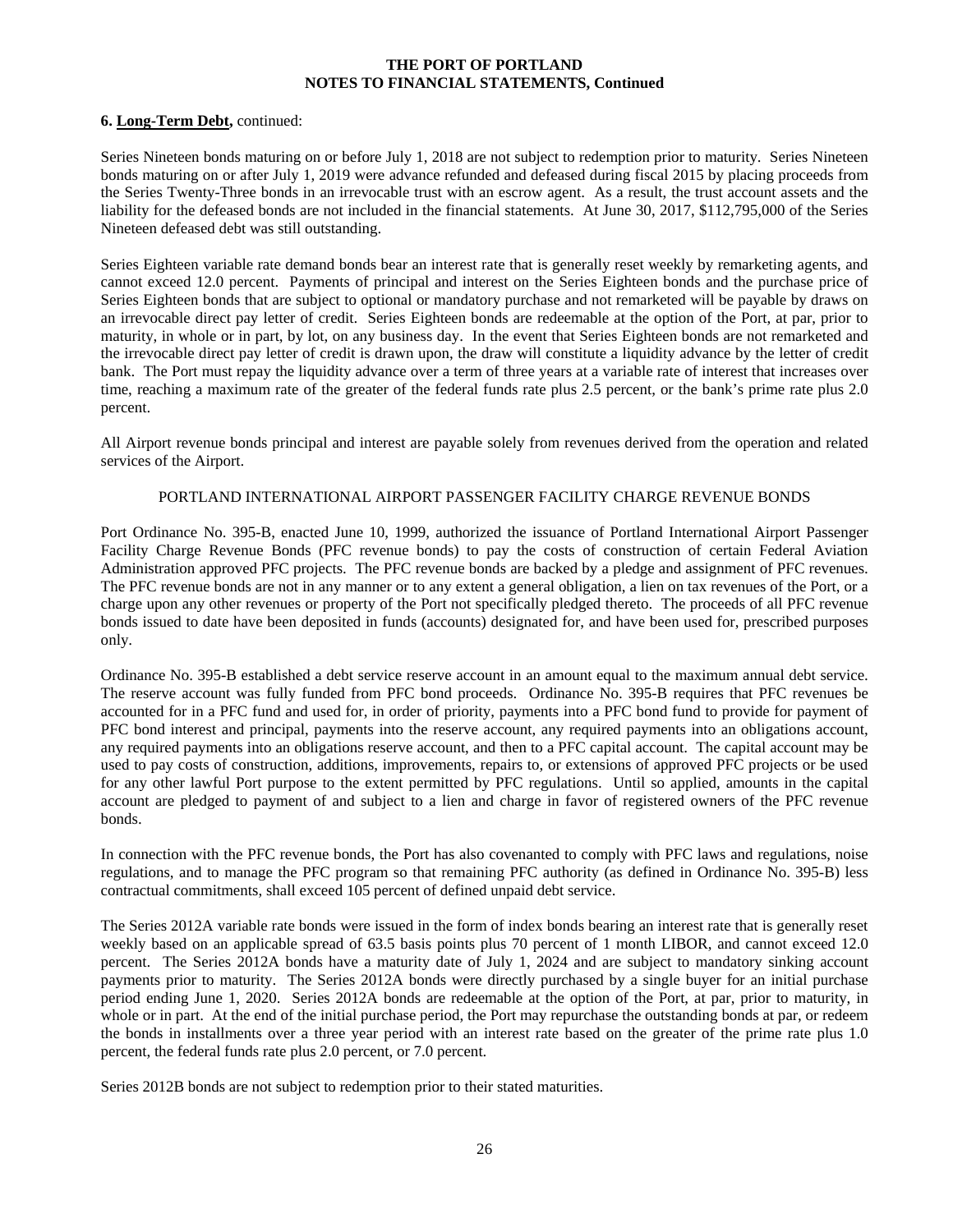**6. <u>Long-Term Debt</u>,** continued:

Series Nineteen bonds maturing on or before July 1, 2018 are not subject to redemption prior to maturity. Series Nineteen bonds maturing on or after July 1, 2019 were advance refunded and defeased during fiscal 2015 by placing proceeds from the Series Twenty-Three bonds in an irrevocable trust with an escrow agent. As a result, the trust account assets and the liability for the defeased bonds are not included in the financial statements. At June 30, 2017, $112,795,000 of the Series Nineteen defeased debt was still outstanding.

Series Eighteen variable rate demand bonds bear an interest rate that is generally reset weekly by remarketing agents, and cannot exceed 12.0 percent. Payments of principal and interest on the Series Eighteen bonds and the purchase price of Series Eighteen bonds that are subject to optional or mandatory purchase and not remarketed will be payable by draws on an irrevocable direct pay letter of credit. Series Eighteen bonds are redeemable at the option of the Port, at par, prior to maturity, in whole or in part, by lot, on any business day. In the event that Series Eighteen bonds are not remarketed and the irrevocable direct pay letter of credit is drawn upon, the draw will constitute a liquidity advance by the letter of credit bank. The Port must repay the liquidity advance over a term of three years at a variable rate of interest that increases over time, reaching a maximum rate of the greater of the federal funds rate plus 2.5 percent, or the bank's prime rate plus 2.0 percent.

All Airport revenue bonds principal and interest are payable solely from revenues derived from the operation and related services of the Airport.

PORTLAND INTERNATIONAL AIRPORT PASSENGER FACILITY CHARGE REVENUE BONDS

Port Ordinance No. 395-B, enacted June 10, 1999, authorized the issuance of Portland International Airport Passenger Facility Charge Revenue Bonds (PFC revenue bonds) to pay the costs of construction of certain Federal Aviation Administration approved PFC projects. The PFC revenue bonds are backed by a pledge and assignment of PFC revenues. The PFC revenue bonds are not in any manner or to any extent a general obligation, a lien on tax revenues of the Port, or a charge upon any other revenues or property of the Port not specifically pledged thereto. The proceeds of all PFC revenue bonds issued to date have been deposited in funds (accounts) designated for, and have been used for, prescribed purposes only.

Ordinance No. 395-B established a debt service reserve account in an amount equal to the maximum annual debt service. The reserve account was fully funded from PFC bond proceeds. Ordinance No. 395-B requires that PFC revenues be accounted for in a PFC fund and used for, in order of priority, payments into a PFC bond fund to provide for payment of PFC bond interest and principal, payments into the reserve account, any required payments into an obligations account, any required payments into an obligations reserve account, and then to a PFC capital account. The capital account may be used to pay costs of construction, additions, improvements, repairs to, or extensions of approved PFC projects or be used for any other lawful Port purpose to the extent permitted by PFC regulations. Until so applied, amounts in the capital account are pledged to payment of and subject to a lien and charge in favor of registered owners of the PFC revenue bonds.

In connection with the PFC revenue bonds, the Port has also covenanted to comply with PFC laws and regulations, noise regulations, and to manage the PFC program so that remaining PFC authority (as defined in Ordinance No. 395-B) less contractual commitments, shall exceed 105 percent of defined unpaid debt service.

The Series 2012A variable rate bonds were issued in the form of index bonds bearing an interest rate that is generally reset weekly based on an applicable spread of 63.5 basis points plus 70 percent of 1 month LIBOR, and cannot exceed 12.0 percent. The Series 2012A bonds have a maturity date of July 1, 2024 and are subject to mandatory sinking account payments prior to maturity. The Series 2012A bonds were directly purchased by a single buyer for an initial purchase period ending June 1, 2020. Series 2012A bonds are redeemable at the option of the Port, at par, prior to maturity, in whole or in part. At the end of the initial purchase period, the Port may repurchase the outstanding bonds at par, or redeem the bonds in installments over a three year period with an interest rate based on the greater of the prime rate plus 1.0 percent, the federal funds rate plus 2.0 percent, or 7.0 percent.

Series 2012B bonds are not subject to redemption prior to their stated maturities.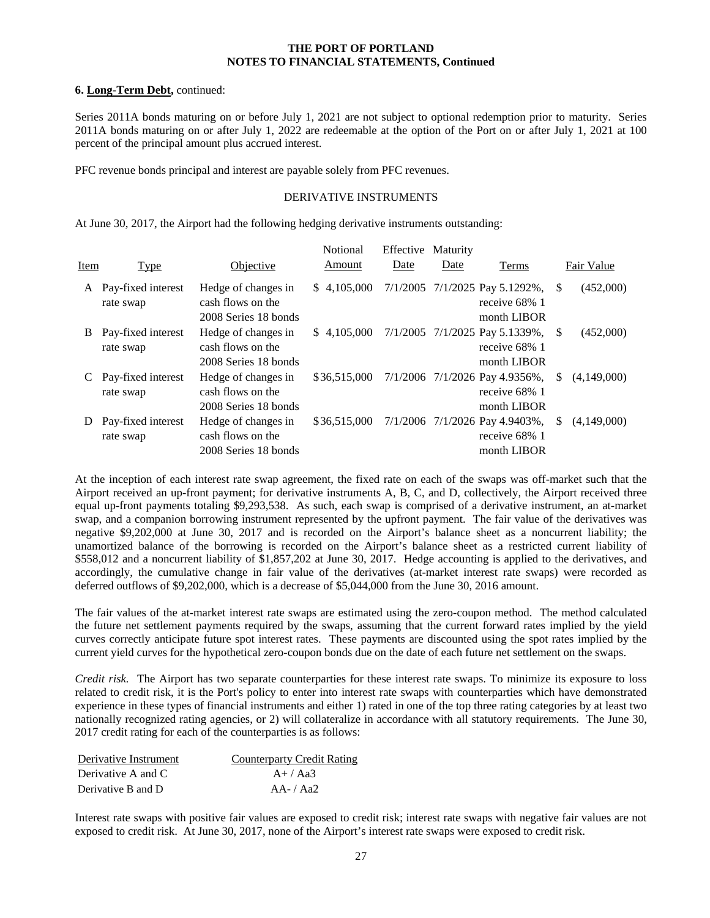**6. Long-Term Debt,** continued:

Series 2011A bonds maturing on or before July 1, 2021 are not subject to optional redemption prior to maturity. Series 2011A bonds maturing on or after July 1, 2022 are redeemable at the option of the Port on or after July 1, 2021 at 100 percent of the principal amount plus accrued interest.

PFC revenue bonds principal and interest are payable solely from PFC revenues.

DERIVATIVE INSTRUMENTS

At June 30, 2017, the Airport had the following hedging derivative instruments outstanding:

| Item | Type | Objective | Notional Amount | Effective Date | Maturity Date | Terms | Fair Value |
|---|---|---|---|---|---|---|---|
| A | Pay-fixed interest rate swap | Hedge of changes in cash flows on the 2008 Series 18 bonds | $ 4,105,000 | 7/1/2005 | 7/1/2025 | Pay 5.1292%, receive 68% 1 month LIBOR | $ (452,000) |
| B | Pay-fixed interest rate swap | Hedge of changes in cash flows on the 2008 Series 18 bonds | $ 4,105,000 | 7/1/2005 | 7/1/2025 | Pay 5.1339%, receive 68% 1 month LIBOR | $ (452,000) |
| C | Pay-fixed interest rate swap | Hedge of changes in cash flows on the 2008 Series 18 bonds | $36,515,000 | 7/1/2006 | 7/1/2026 | Pay 4.9356%, receive 68% 1 month LIBOR | $ (4,149,000) |
| D | Pay-fixed interest rate swap | Hedge of changes in cash flows on the 2008 Series 18 bonds | $36,515,000 | 7/1/2006 | 7/1/2026 | Pay 4.9403%, receive 68% 1 month LIBOR | $ (4,149,000) |

At the inception of each interest rate swap agreement, the fixed rate on each of the swaps was off-market such that the Airport received an up-front payment; for derivative instruments A, B, C, and D, collectively, the Airport received three equal up-front payments totaling $9,293,538. As such, each swap is comprised of a derivative instrument, an at-market swap, and a companion borrowing instrument represented by the upfront payment. The fair value of the derivatives was negative $9,202,000 at June 30, 2017 and is recorded on the Airport's balance sheet as a noncurrent liability; the unamortized balance of the borrowing is recorded on the Airport's balance sheet as a restricted current liability of $558,012 and a noncurrent liability of $1,857,202 at June 30, 2017. Hedge accounting is applied to the derivatives, and accordingly, the cumulative change in fair value of the derivatives (at-market interest rate swaps) were recorded as deferred outflows of $9,202,000, which is a decrease of $5,044,000 from the June 30, 2016 amount.

The fair values of the at-market interest rate swaps are estimated using the zero-coupon method. The method calculated the future net settlement payments required by the swaps, assuming that the current forward rates implied by the yield curves correctly anticipate future spot interest rates. These payments are discounted using the spot rates implied by the current yield curves for the hypothetical zero-coupon bonds due on the date of each future net settlement on the swaps.

*Credit risk.* The Airport has two separate counterparties for these interest rate swaps. To minimize its exposure to loss related to credit risk, it is the Port's policy to enter into interest rate swaps with counterparties which have demonstrated experience in these types of financial instruments and either 1) rated in one of the top three rating categories by at least two nationally recognized rating agencies, or 2) will collateralize in accordance with all statutory requirements. The June 30, 2017 credit rating for each of the counterparties is as follows:

| Derivative Instrument | Counterparty Credit Rating |
|---|---|
| Derivative A and C | A+ / Aa3 |
| Derivative B and D | AA- / Aa2 |

Interest rate swaps with positive fair values are exposed to credit risk; interest rate swaps with negative fair values are not exposed to credit risk. At June 30, 2017, none of the Airport's interest rate swaps were exposed to credit risk.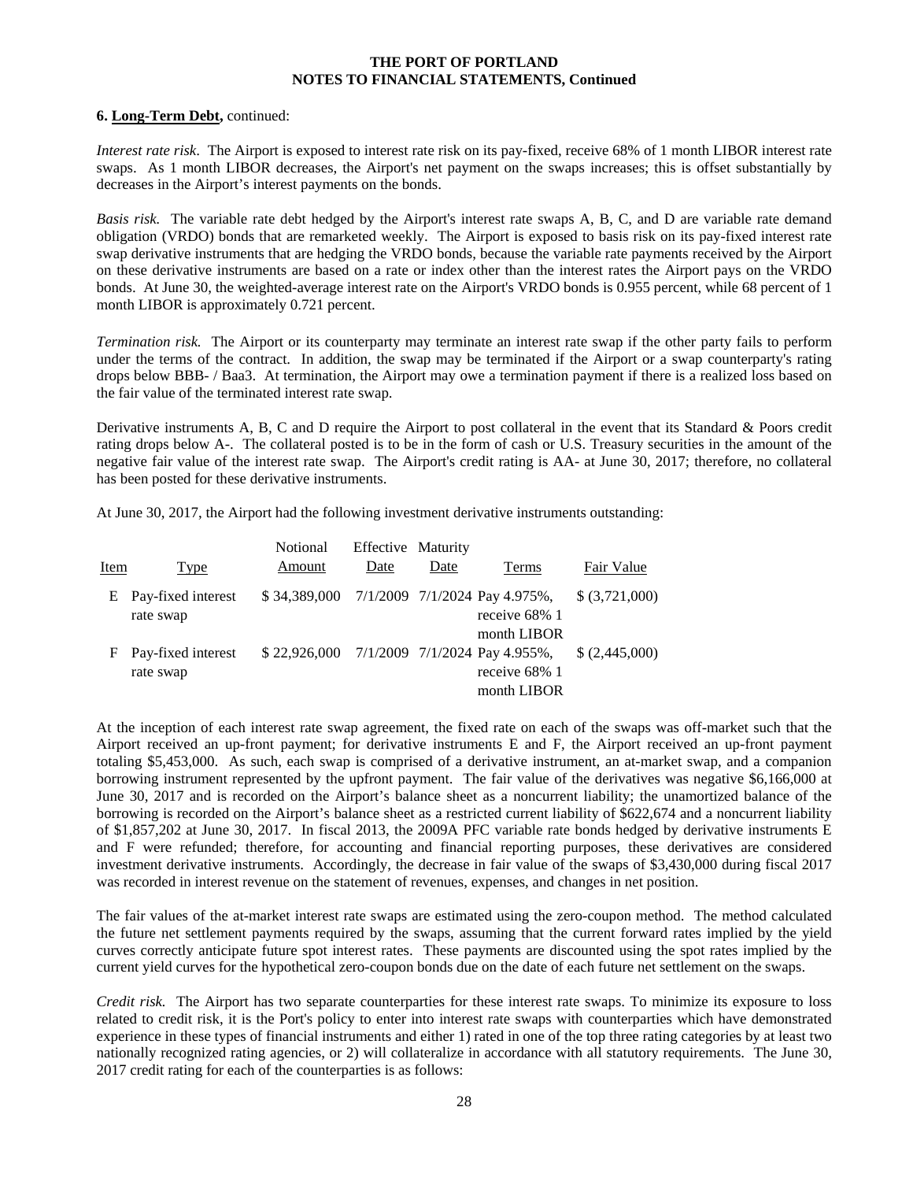**6. Long-Term Debt,** continued:

*Interest rate risk*. The Airport is exposed to interest rate risk on its pay-fixed, receive 68% of 1 month LIBOR interest rate swaps. As 1 month LIBOR decreases, the Airport's net payment on the swaps increases; this is offset substantially by decreases in the Airport's interest payments on the bonds.

*Basis risk.* The variable rate debt hedged by the Airport's interest rate swaps A, B, C, and D are variable rate demand obligation (VRDO) bonds that are remarketed weekly. The Airport is exposed to basis risk on its pay-fixed interest rate swap derivative instruments that are hedging the VRDO bonds, because the variable rate payments received by the Airport on these derivative instruments are based on a rate or index other than the interest rates the Airport pays on the VRDO bonds. At June 30, the weighted-average interest rate on the Airport's VRDO bonds is 0.955 percent, while 68 percent of 1 month LIBOR is approximately 0.721 percent.

*Termination risk.* The Airport or its counterparty may terminate an interest rate swap if the other party fails to perform under the terms of the contract. In addition, the swap may be terminated if the Airport or a swap counterparty's rating drops below BBB- / Baa3. At termination, the Airport may owe a termination payment if there is a realized loss based on the fair value of the terminated interest rate swap.

Derivative instruments A, B, C and D require the Airport to post collateral in the event that its Standard & Poors credit rating drops below A-. The collateral posted is to be in the form of cash or U.S. Treasury securities in the amount of the negative fair value of the interest rate swap. The Airport's credit rating is AA- at June 30, 2017; therefore, no collateral has been posted for these derivative instruments.

At June 30, 2017, the Airport had the following investment derivative instruments outstanding:

| Item | Type | Notional Amount | Effective Date | Maturity Date | Terms | Fair Value |
|---|---|---|---|---|---|---|
| E | Pay-fixed interest rate swap | $ 34,389,000 | 7/1/2009 | 7/1/2024 | Pay 4.975%, receive 68% 1 month LIBOR | $ (3,721,000) |
| F | Pay-fixed interest rate swap | $ 22,926,000 | 7/1/2009 | 7/1/2024 | Pay 4.955%, receive 68% 1 month LIBOR | $ (2,445,000) |

At the inception of each interest rate swap agreement, the fixed rate on each of the swaps was off-market such that the Airport received an up-front payment; for derivative instruments E and F, the Airport received an up-front payment totaling $5,453,000. As such, each swap is comprised of a derivative instrument, an at-market swap, and a companion borrowing instrument represented by the upfront payment. The fair value of the derivatives was negative $6,166,000 at June 30, 2017 and is recorded on the Airport's balance sheet as a noncurrent liability; the unamortized balance of the borrowing is recorded on the Airport's balance sheet as a restricted current liability of $622,674 and a noncurrent liability of $1,857,202 at June 30, 2017. In fiscal 2013, the 2009A PFC variable rate bonds hedged by derivative instruments E and F were refunded; therefore, for accounting and financial reporting purposes, these derivatives are considered investment derivative instruments. Accordingly, the decrease in fair value of the swaps of $3,430,000 during fiscal 2017 was recorded in interest revenue on the statement of revenues, expenses, and changes in net position.

The fair values of the at-market interest rate swaps are estimated using the zero-coupon method. The method calculated the future net settlement payments required by the swaps, assuming that the current forward rates implied by the yield curves correctly anticipate future spot interest rates. These payments are discounted using the spot rates implied by the current yield curves for the hypothetical zero-coupon bonds due on the date of each future net settlement on the swaps.

*Credit risk.* The Airport has two separate counterparties for these interest rate swaps. To minimize its exposure to loss related to credit risk, it is the Port's policy to enter into interest rate swaps with counterparties which have demonstrated experience in these types of financial instruments and either 1) rated in one of the top three rating categories by at least two nationally recognized rating agencies, or 2) will collateralize in accordance with all statutory requirements. The June 30, 2017 credit rating for each of the counterparties is as follows: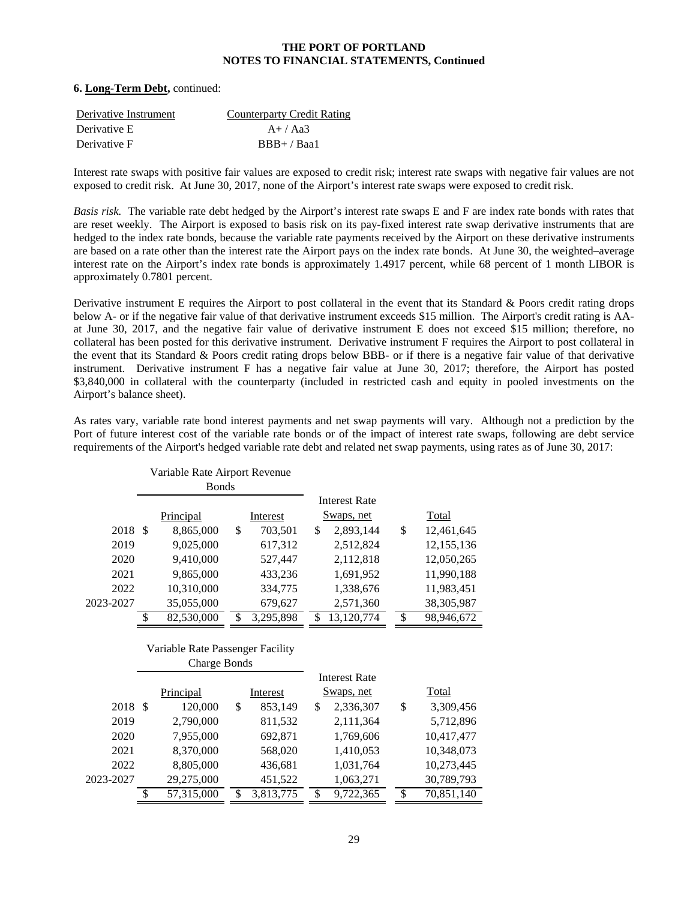**6. Long-Term Debt,** continued:

| Derivative Instrument | Counterparty Credit Rating |
|---|---|
| Derivative E | A+ / Aa3 |
| Derivative F | BBB+ / Baa1 |

Interest rate swaps with positive fair values are exposed to credit risk; interest rate swaps with negative fair values are not exposed to credit risk. At June 30, 2017, none of the Airport's interest rate swaps were exposed to credit risk.

*Basis risk.* The variable rate debt hedged by the Airport's interest rate swaps E and F are index rate bonds with rates that are reset weekly. The Airport is exposed to basis risk on its pay-fixed interest rate swap derivative instruments that are hedged to the index rate bonds, because the variable rate payments received by the Airport on these derivative instruments are based on a rate other than the interest rate the Airport pays on the index rate bonds. At June 30, the weighted–average interest rate on the Airport's index rate bonds is approximately 1.4917 percent, while 68 percent of 1 month LIBOR is approximately 0.7801 percent.

Derivative instrument E requires the Airport to post collateral in the event that its Standard & Poors credit rating drops below A- or if the negative fair value of that derivative instrument exceeds $15 million. The Airport's credit rating is AA- at June 30, 2017, and the negative fair value of derivative instrument E does not exceed $15 million; therefore, no collateral has been posted for this derivative instrument. Derivative instrument F requires the Airport to post collateral in the event that its Standard & Poors credit rating drops below BBB- or if there is a negative fair value of that derivative instrument. Derivative instrument F has a negative fair value at June 30, 2017; therefore, the Airport has posted $3,840,000 in collateral with the counterparty (included in restricted cash and equity in pooled investments on the Airport's balance sheet).

As rates vary, variable rate bond interest payments and net swap payments will vary. Although not a prediction by the Port of future interest cost of the variable rate bonds or of the impact of interest rate swaps, following are debt service requirements of the Airport's hedged variable rate debt and related net swap payments, using rates as of June 30, 2017:

| | Variable Rate Airport Revenue Bonds | | | |
|---|---|---|---|---|
| | Principal | Interest | Interest Rate Swaps, net | Total |
| 2018 | $ 8,865,000 | $ 703,501 | $ 2,893,144 | $ 12,461,645 |
| 2019 | 9,025,000 | 617,312 | 2,512,824 | 12,155,136 |
| 2020 | 9,410,000 | 527,447 | 2,112,818 | 12,050,265 |
| 2021 | 9,865,000 | 433,236 | 1,691,952 | 11,990,188 |
| 2022 | 10,310,000 | 334,775 | 1,338,676 | 11,983,451 |
| 2023-2027 | 35,055,000 | 679,627 | 2,571,360 | 38,305,987 |
| | $ 82,530,000 | $ 3,295,898 | $ 13,120,774 | $ 98,946,672 |

| | Variable Rate Passenger Facility Charge Bonds | | | |
|---|---|---|---|---|
| | Principal | Interest | Interest Rate Swaps, net | Total |
| 2018 | $ 120,000 | $ 853,149 | $ 2,336,307 | $ 3,309,456 |
| 2019 | 2,790,000 | 811,532 | 2,111,364 | 5,712,896 |
| 2020 | 7,955,000 | 692,871 | 1,769,606 | 10,417,477 |
| 2021 | 8,370,000 | 568,020 | 1,410,053 | 10,348,073 |
| 2022 | 8,805,000 | 436,681 | 1,031,764 | 10,273,445 |
| 2023-2027 | 29,275,000 | 451,522 | 1,063,271 | 30,789,793 |
| | $ 57,315,000 | $ 3,813,775 | $ 9,722,365 | $ 70,851,140 |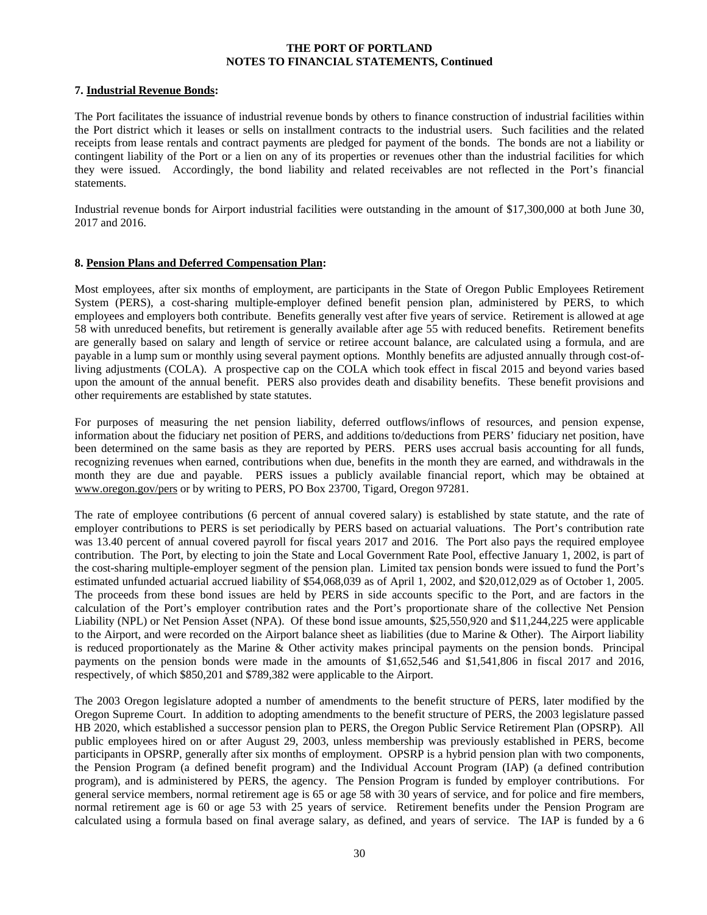### 7. Industrial Revenue Bonds:

The Port facilitates the issuance of industrial revenue bonds by others to finance construction of industrial facilities within the Port district which it leases or sells on installment contracts to the industrial users. Such facilities and the related receipts from lease rentals and contract payments are pledged for payment of the bonds. The bonds are not a liability or contingent liability of the Port or a lien on any of its properties or revenues other than the industrial facilities for which they were issued. Accordingly, the bond liability and related receivables are not reflected in the Port's financial statements.

Industrial revenue bonds for Airport industrial facilities were outstanding in the amount of $17,300,000 at both June 30, 2017 and 2016.

### 8. Pension Plans and Deferred Compensation Plan:

Most employees, after six months of employment, are participants in the State of Oregon Public Employees Retirement System (PERS), a cost-sharing multiple-employer defined benefit pension plan, administered by PERS, to which employees and employers both contribute. Benefits generally vest after five years of service. Retirement is allowed at age 58 with unreduced benefits, but retirement is generally available after age 55 with reduced benefits. Retirement benefits are generally based on salary and length of service or retiree account balance, are calculated using a formula, and are payable in a lump sum or monthly using several payment options. Monthly benefits are adjusted annually through cost-of-living adjustments (COLA). A prospective cap on the COLA which took effect in fiscal 2015 and beyond varies based upon the amount of the annual benefit. PERS also provides death and disability benefits. These benefit provisions and other requirements are established by state statutes.

For purposes of measuring the net pension liability, deferred outflows/inflows of resources, and pension expense, information about the fiduciary net position of PERS, and additions to/deductions from PERS' fiduciary net position, have been determined on the same basis as they are reported by PERS. PERS uses accrual basis accounting for all funds, recognizing revenues when earned, contributions when due, benefits in the month they are earned, and withdrawals in the month they are due and payable. PERS issues a publicly available financial report, which may be obtained at www.oregon.gov/pers or by writing to PERS, PO Box 23700, Tigard, Oregon 97281.

The rate of employee contributions (6 percent of annual covered salary) is established by state statute, and the rate of employer contributions to PERS is set periodically by PERS based on actuarial valuations. The Port's contribution rate was 13.40 percent of annual covered payroll for fiscal years 2017 and 2016. The Port also pays the required employee contribution. The Port, by electing to join the State and Local Government Rate Pool, effective January 1, 2002, is part of the cost-sharing multiple-employer segment of the pension plan. Limited tax pension bonds were issued to fund the Port's estimated unfunded actuarial accrued liability of $54,068,039 as of April 1, 2002, and $20,012,029 as of October 1, 2005. The proceeds from these bond issues are held by PERS in side accounts specific to the Port, and are factors in the calculation of the Port's employer contribution rates and the Port's proportionate share of the collective Net Pension Liability (NPL) or Net Pension Asset (NPA). Of these bond issue amounts, $25,550,920 and $11,244,225 were applicable to the Airport, and were recorded on the Airport balance sheet as liabilities (due to Marine & Other). The Airport liability is reduced proportionately as the Marine & Other activity makes principal payments on the pension bonds. Principal payments on the pension bonds were made in the amounts of $1,652,546 and $1,541,806 in fiscal 2017 and 2016, respectively, of which $850,201 and $789,382 were applicable to the Airport.

The 2003 Oregon legislature adopted a number of amendments to the benefit structure of PERS, later modified by the Oregon Supreme Court. In addition to adopting amendments to the benefit structure of PERS, the 2003 legislature passed HB 2020, which established a successor pension plan to PERS, the Oregon Public Service Retirement Plan (OPSRP). All public employees hired on or after August 29, 2003, unless membership was previously established in PERS, become participants in OPSRP, generally after six months of employment. OPSRP is a hybrid pension plan with two components, the Pension Program (a defined benefit program) and the Individual Account Program (IAP) (a defined contribution program), and is administered by PERS, the agency. The Pension Program is funded by employer contributions. For general service members, normal retirement age is 65 or age 58 with 30 years of service, and for police and fire members, normal retirement age is 60 or age 53 with 25 years of service. Retirement benefits under the Pension Program are calculated using a formula based on final average salary, as defined, and years of service. The IAP is funded by a 6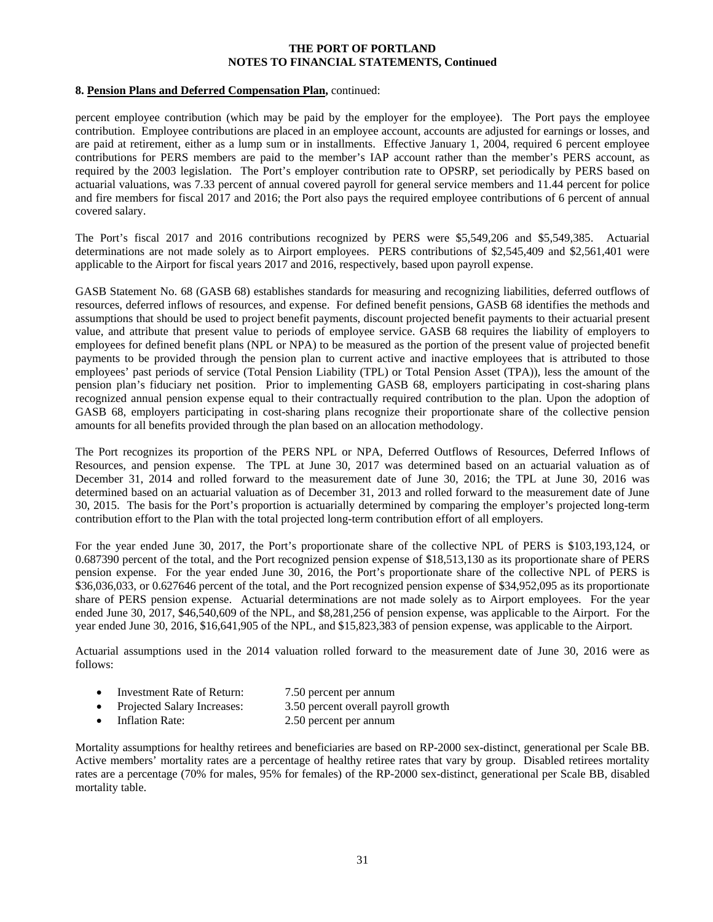**8. Pension Plans and Deferred Compensation Plan,** continued:

percent employee contribution (which may be paid by the employer for the employee). The Port pays the employee contribution. Employee contributions are placed in an employee account, accounts are adjusted for earnings or losses, and are paid at retirement, either as a lump sum or in installments. Effective January 1, 2004, required 6 percent employee contributions for PERS members are paid to the member's IAP account rather than the member's PERS account, as required by the 2003 legislation. The Port's employer contribution rate to OPSRP, set periodically by PERS based on actuarial valuations, was 7.33 percent of annual covered payroll for general service members and 11.44 percent for police and fire members for fiscal 2017 and 2016; the Port also pays the required employee contributions of 6 percent of annual covered salary.

The Port's fiscal 2017 and 2016 contributions recognized by PERS were $5,549,206 and $5,549,385. Actuarial determinations are not made solely as to Airport employees. PERS contributions of $2,545,409 and $2,561,401 were applicable to the Airport for fiscal years 2017 and 2016, respectively, based upon payroll expense.

GASB Statement No. 68 (GASB 68) establishes standards for measuring and recognizing liabilities, deferred outflows of resources, deferred inflows of resources, and expense. For defined benefit pensions, GASB 68 identifies the methods and assumptions that should be used to project benefit payments, discount projected benefit payments to their actuarial present value, and attribute that present value to periods of employee service. GASB 68 requires the liability of employers to employees for defined benefit plans (NPL or NPA) to be measured as the portion of the present value of projected benefit payments to be provided through the pension plan to current active and inactive employees that is attributed to those employees' past periods of service (Total Pension Liability (TPL) or Total Pension Asset (TPA)), less the amount of the pension plan's fiduciary net position. Prior to implementing GASB 68, employers participating in cost-sharing plans recognized annual pension expense equal to their contractually required contribution to the plan. Upon the adoption of GASB 68, employers participating in cost-sharing plans recognize their proportionate share of the collective pension amounts for all benefits provided through the plan based on an allocation methodology.

The Port recognizes its proportion of the PERS NPL or NPA, Deferred Outflows of Resources, Deferred Inflows of Resources, and pension expense. The TPL at June 30, 2017 was determined based on an actuarial valuation as of December 31, 2014 and rolled forward to the measurement date of June 30, 2016; the TPL at June 30, 2016 was determined based on an actuarial valuation as of December 31, 2013 and rolled forward to the measurement date of June 30, 2015. The basis for the Port's proportion is actuarially determined by comparing the employer's projected long-term contribution effort to the Plan with the total projected long-term contribution effort of all employers.

For the year ended June 30, 2017, the Port's proportionate share of the collective NPL of PERS is $103,193,124, or 0.687390 percent of the total, and the Port recognized pension expense of $18,513,130 as its proportionate share of PERS pension expense. For the year ended June 30, 2016, the Port's proportionate share of the collective NPL of PERS is $36,036,033, or 0.627646 percent of the total, and the Port recognized pension expense of $34,952,095 as its proportionate share of PERS pension expense. Actuarial determinations are not made solely as to Airport employees. For the year ended June 30, 2017, $46,540,609 of the NPL, and $8,281,256 of pension expense, was applicable to the Airport. For the year ended June 30, 2016, $16,641,905 of the NPL, and $15,823,383 of pension expense, was applicable to the Airport.

Actuarial assumptions used in the 2014 valuation rolled forward to the measurement date of June 30, 2016 were as follows:

- Investment Rate of Return: 7.50 percent per annum
- Projected Salary Increases: 3.50 percent overall payroll growth
- Inflation Rate: 2.50 percent per annum

Mortality assumptions for healthy retirees and beneficiaries are based on RP-2000 sex-distinct, generational per Scale BB. Active members' mortality rates are a percentage of healthy retiree rates that vary by group. Disabled retirees mortality rates are a percentage (70% for males, 95% for females) of the RP-2000 sex-distinct, generational per Scale BB, disabled mortality table.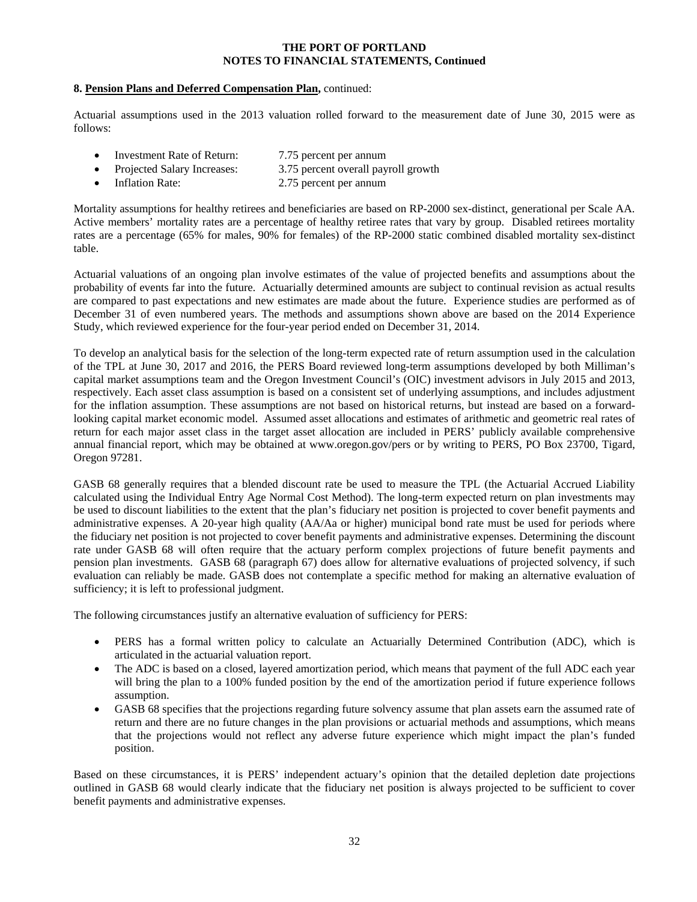**8. Pension Plans and Deferred Compensation Plan,** continued:

Actuarial assumptions used in the 2013 valuation rolled forward to the measurement date of June 30, 2015 were as follows:

- Investment Rate of Return: 7.75 percent per annum
- Projected Salary Increases: 3.75 percent overall payroll growth
- Inflation Rate: 2.75 percent per annum

Mortality assumptions for healthy retirees and beneficiaries are based on RP-2000 sex-distinct, generational per Scale AA. Active members' mortality rates are a percentage of healthy retiree rates that vary by group. Disabled retirees mortality rates are a percentage (65% for males, 90% for females) of the RP-2000 static combined disabled mortality sex-distinct table.

Actuarial valuations of an ongoing plan involve estimates of the value of projected benefits and assumptions about the probability of events far into the future. Actuarially determined amounts are subject to continual revision as actual results are compared to past expectations and new estimates are made about the future. Experience studies are performed as of December 31 of even numbered years. The methods and assumptions shown above are based on the 2014 Experience Study, which reviewed experience for the four-year period ended on December 31, 2014.

To develop an analytical basis for the selection of the long-term expected rate of return assumption used in the calculation of the TPL at June 30, 2017 and 2016, the PERS Board reviewed long-term assumptions developed by both Milliman's capital market assumptions team and the Oregon Investment Council's (OIC) investment advisors in July 2015 and 2013, respectively. Each asset class assumption is based on a consistent set of underlying assumptions, and includes adjustment for the inflation assumption. These assumptions are not based on historical returns, but instead are based on a forward-looking capital market economic model. Assumed asset allocations and estimates of arithmetic and geometric real rates of return for each major asset class in the target asset allocation are included in PERS' publicly available comprehensive annual financial report, which may be obtained at www.oregon.gov/pers or by writing to PERS, PO Box 23700, Tigard, Oregon 97281.

GASB 68 generally requires that a blended discount rate be used to measure the TPL (the Actuarial Accrued Liability calculated using the Individual Entry Age Normal Cost Method). The long-term expected return on plan investments may be used to discount liabilities to the extent that the plan's fiduciary net position is projected to cover benefit payments and administrative expenses. A 20-year high quality (AA/Aa or higher) municipal bond rate must be used for periods where the fiduciary net position is not projected to cover benefit payments and administrative expenses. Determining the discount rate under GASB 68 will often require that the actuary perform complex projections of future benefit payments and pension plan investments. GASB 68 (paragraph 67) does allow for alternative evaluations of projected solvency, if such evaluation can reliably be made. GASB does not contemplate a specific method for making an alternative evaluation of sufficiency; it is left to professional judgment.

The following circumstances justify an alternative evaluation of sufficiency for PERS:

- PERS has a formal written policy to calculate an Actuarially Determined Contribution (ADC), which is articulated in the actuarial valuation report.
- The ADC is based on a closed, layered amortization period, which means that payment of the full ADC each year will bring the plan to a 100% funded position by the end of the amortization period if future experience follows assumption.
- GASB 68 specifies that the projections regarding future solvency assume that plan assets earn the assumed rate of return and there are no future changes in the plan provisions or actuarial methods and assumptions, which means that the projections would not reflect any adverse future experience which might impact the plan's funded position.

Based on these circumstances, it is PERS' independent actuary's opinion that the detailed depletion date projections outlined in GASB 68 would clearly indicate that the fiduciary net position is always projected to be sufficient to cover benefit payments and administrative expenses.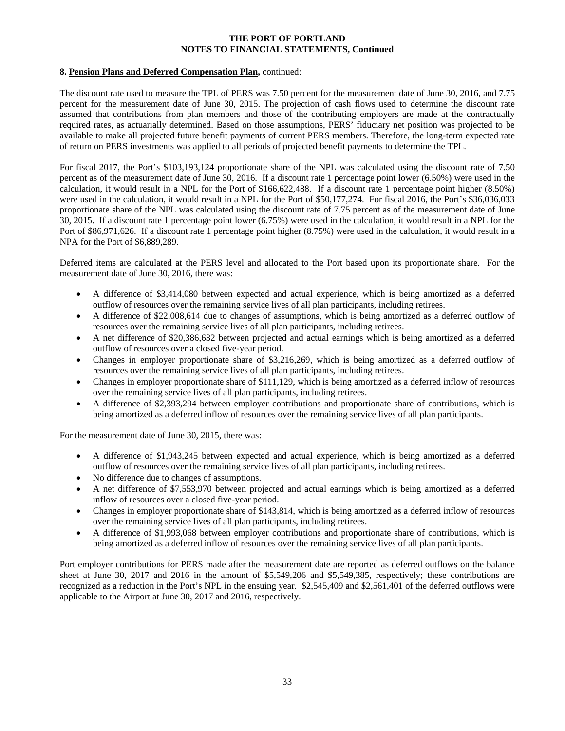**8. Pension Plans and Deferred Compensation Plan,** continued:

The discount rate used to measure the TPL of PERS was 7.50 percent for the measurement date of June 30, 2016, and 7.75 percent for the measurement date of June 30, 2015. The projection of cash flows used to determine the discount rate assumed that contributions from plan members and those of the contributing employers are made at the contractually required rates, as actuarially determined. Based on those assumptions, PERS' fiduciary net position was projected to be available to make all projected future benefit payments of current PERS members. Therefore, the long-term expected rate of return on PERS investments was applied to all periods of projected benefit payments to determine the TPL.

For fiscal 2017, the Port's $103,193,124 proportionate share of the NPL was calculated using the discount rate of 7.50 percent as of the measurement date of June 30, 2016. If a discount rate 1 percentage point lower (6.50%) were used in the calculation, it would result in a NPL for the Port of $166,622,488. If a discount rate 1 percentage point higher (8.50%) were used in the calculation, it would result in a NPL for the Port of $50,177,274. For fiscal 2016, the Port's $36,036,033 proportionate share of the NPL was calculated using the discount rate of 7.75 percent as of the measurement date of June 30, 2015. If a discount rate 1 percentage point lower (6.75%) were used in the calculation, it would result in a NPL for the Port of $86,971,626. If a discount rate 1 percentage point higher (8.75%) were used in the calculation, it would result in a NPA for the Port of $6,889,289.

Deferred items are calculated at the PERS level and allocated to the Port based upon its proportionate share. For the measurement date of June 30, 2016, there was:

- A difference of $3,414,080 between expected and actual experience, which is being amortized as a deferred outflow of resources over the remaining service lives of all plan participants, including retirees.
- A difference of $22,008,614 due to changes of assumptions, which is being amortized as a deferred outflow of resources over the remaining service lives of all plan participants, including retirees.
- A net difference of $20,386,632 between projected and actual earnings which is being amortized as a deferred outflow of resources over a closed five-year period.
- Changes in employer proportionate share of $3,216,269, which is being amortized as a deferred outflow of resources over the remaining service lives of all plan participants, including retirees.
- Changes in employer proportionate share of $111,129, which is being amortized as a deferred inflow of resources over the remaining service lives of all plan participants, including retirees.
- A difference of $2,393,294 between employer contributions and proportionate share of contributions, which is being amortized as a deferred inflow of resources over the remaining service lives of all plan participants.

For the measurement date of June 30, 2015, there was:

- A difference of $1,943,245 between expected and actual experience, which is being amortized as a deferred outflow of resources over the remaining service lives of all plan participants, including retirees.
- No difference due to changes of assumptions.
- A net difference of $7,553,970 between projected and actual earnings which is being amortized as a deferred inflow of resources over a closed five-year period.
- Changes in employer proportionate share of $143,814, which is being amortized as a deferred inflow of resources over the remaining service lives of all plan participants, including retirees.
- A difference of $1,993,068 between employer contributions and proportionate share of contributions, which is being amortized as a deferred inflow of resources over the remaining service lives of all plan participants.

Port employer contributions for PERS made after the measurement date are reported as deferred outflows on the balance sheet at June 30, 2017 and 2016 in the amount of $5,549,206 and $5,549,385, respectively; these contributions are recognized as a reduction in the Port's NPL in the ensuing year. $2,545,409 and $2,561,401 of the deferred outflows were applicable to the Airport at June 30, 2017 and 2016, respectively.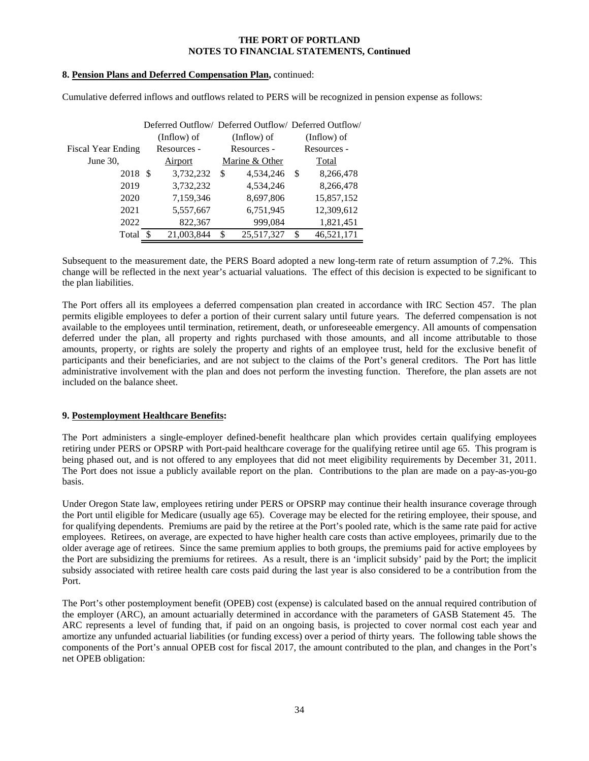**8. Pension Plans and Deferred Compensation Plan,** continued:

Cumulative deferred inflows and outflows related to PERS will be recognized in pension expense as follows:

| Fiscal Year Ending June 30, | Deferred Outflow/ (Inflow) of Resources - Airport | Deferred Outflow/ (Inflow) of Resources - Marine & Other | Deferred Outflow/ (Inflow) of Resources - Total |
|---|---|---|---|
| 2018 | $ 3,732,232 | $ 4,534,246 | $ 8,266,478 |
| 2019 | 3,732,232 | 4,534,246 | 8,266,478 |
| 2020 | 7,159,346 | 8,697,806 | 15,857,152 |
| 2021 | 5,557,667 | 6,751,945 | 12,309,612 |
| 2022 | 822,367 | 999,084 | 1,821,451 |
| Total | $ 21,003,844 | $ 25,517,327 | $ 46,521,171 |

Subsequent to the measurement date, the PERS Board adopted a new long-term rate of return assumption of 7.2%. This change will be reflected in the next year's actuarial valuations. The effect of this decision is expected to be significant to the plan liabilities.

The Port offers all its employees a deferred compensation plan created in accordance with IRC Section 457. The plan permits eligible employees to defer a portion of their current salary until future years. The deferred compensation is not available to the employees until termination, retirement, death, or unforeseeable emergency. All amounts of compensation deferred under the plan, all property and rights purchased with those amounts, and all income attributable to those amounts, property, or rights are solely the property and rights of an employee trust, held for the exclusive benefit of participants and their beneficiaries, and are not subject to the claims of the Port's general creditors. The Port has little administrative involvement with the plan and does not perform the investing function. Therefore, the plan assets are not included on the balance sheet.

**9. Postemployment Healthcare Benefits:**

The Port administers a single-employer defined-benefit healthcare plan which provides certain qualifying employees retiring under PERS or OPSRP with Port-paid healthcare coverage for the qualifying retiree until age 65. This program is being phased out, and is not offered to any employees that did not meet eligibility requirements by December 31, 2011. The Port does not issue a publicly available report on the plan. Contributions to the plan are made on a pay-as-you-go basis.

Under Oregon State law, employees retiring under PERS or OPSRP may continue their health insurance coverage through the Port until eligible for Medicare (usually age 65). Coverage may be elected for the retiring employee, their spouse, and for qualifying dependents. Premiums are paid by the retiree at the Port's pooled rate, which is the same rate paid for active employees. Retirees, on average, are expected to have higher health care costs than active employees, primarily due to the older average age of retirees. Since the same premium applies to both groups, the premiums paid for active employees by the Port are subsidizing the premiums for retirees. As a result, there is an 'implicit subsidy' paid by the Port; the implicit subsidy associated with retiree health care costs paid during the last year is also considered to be a contribution from the Port.

The Port's other postemployment benefit (OPEB) cost (expense) is calculated based on the annual required contribution of the employer (ARC), an amount actuarially determined in accordance with the parameters of GASB Statement 45. The ARC represents a level of funding that, if paid on an ongoing basis, is projected to cover normal cost each year and amortize any unfunded actuarial liabilities (or funding excess) over a period of thirty years. The following table shows the components of the Port's annual OPEB cost for fiscal 2017, the amount contributed to the plan, and changes in the Port's net OPEB obligation: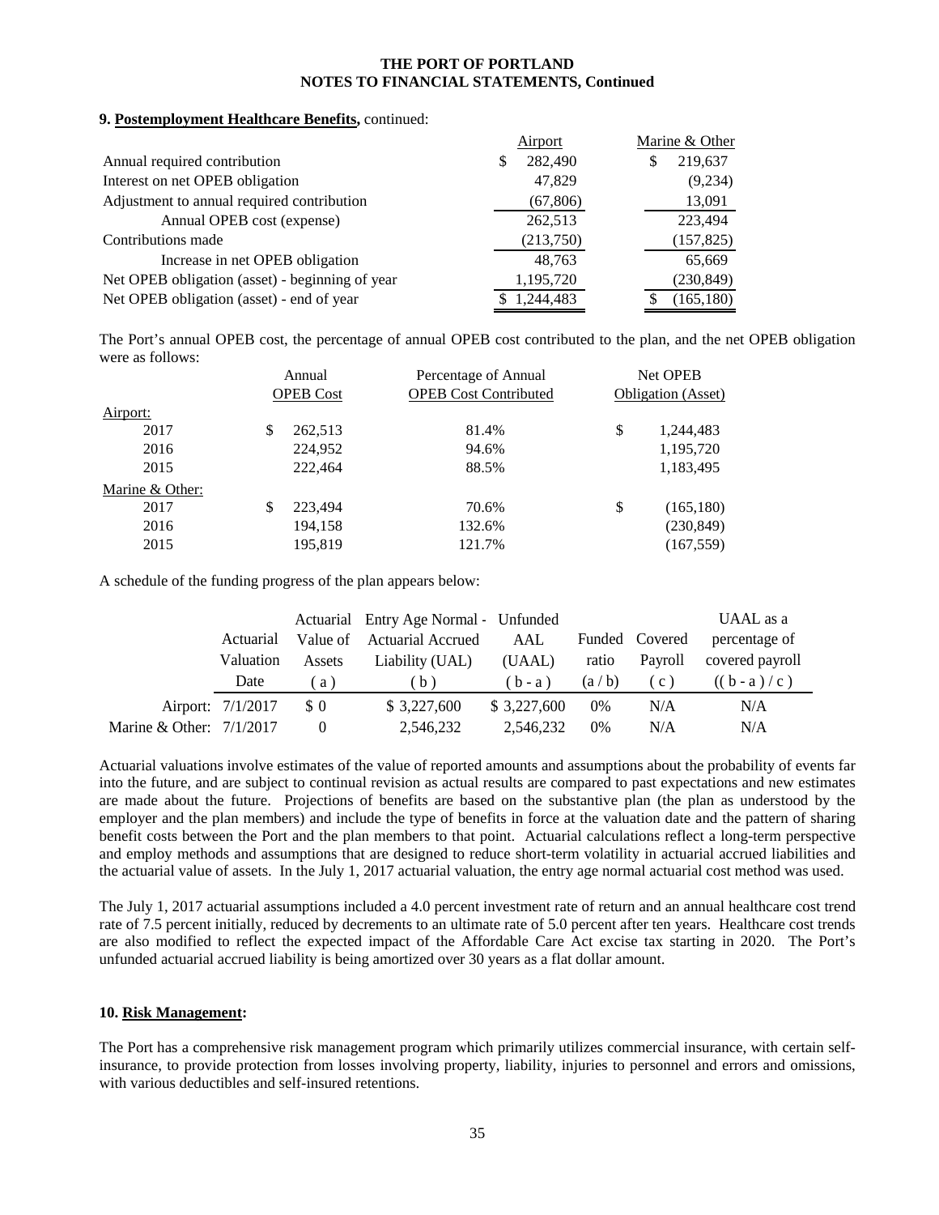**9. Postemployment Healthcare Benefits,** continued:

| | Airport | Marine & Other |
|---|---|---|
| Annual required contribution | $ 282,490 | $ 219,637 |
| Interest on net OPEB obligation | 47,829 | (9,234) |
| Adjustment to annual required contribution | (67,806) | 13,091 |
| Annual OPEB cost (expense) | 262,513 | 223,494 |
| Contributions made | (213,750) | (157,825) |
| Increase in net OPEB obligation | 48,763 | 65,669 |
| Net OPEB obligation (asset) - beginning of year | 1,195,720 | (230,849) |
| Net OPEB obligation (asset) - end of year | $ 1,244,483 | $ (165,180) |

The Port's annual OPEB cost, the percentage of annual OPEB cost contributed to the plan, and the net OPEB obligation were as follows:

| | Annual OPEB Cost | Percentage of Annual OPEB Cost Contributed | Net OPEB Obligation (Asset) |
|---|---|---|---|
| Airport: | | | |
| 2017 | $ 262,513 | 81.4% | $ 1,244,483 |
| 2016 | 224,952 | 94.6% | 1,195,720 |
| 2015 | 222,464 | 88.5% | 1,183,495 |
| Marine & Other: | | | |
| 2017 | $ 223,494 | 70.6% | $ (165,180) |
| 2016 | 194,158 | 132.6% | (230,849) |
| 2015 | 195,819 | 121.7% | (167,559) |

A schedule of the funding progress of the plan appears below:

| | Actuarial Valuation Date | Actuarial Value of Assets ( a ) | Entry Age Normal - Actuarial Accrued Liability (UAL) ( b ) | Unfunded AAL (UAAL) ( b - a ) | Funded ratio (a / b) | Covered Payroll ( c ) | UAAL as a percentage of covered payroll (( b - a ) / c ) |
|---|---|---|---|---|---|---|---|
| Airport: | 7/1/2017 | $ 0 | $ 3,227,600 | $ 3,227,600 | 0% | N/A | N/A |
| Marine & Other: | 7/1/2017 | 0 | 2,546,232 | 2,546,232 | 0% | N/A | N/A |

Actuarial valuations involve estimates of the value of reported amounts and assumptions about the probability of events far into the future, and are subject to continual revision as actual results are compared to past expectations and new estimates are made about the future. Projections of benefits are based on the substantive plan (the plan as understood by the employer and the plan members) and include the type of benefits in force at the valuation date and the pattern of sharing benefit costs between the Port and the plan members to that point. Actuarial calculations reflect a long-term perspective and employ methods and assumptions that are designed to reduce short-term volatility in actuarial accrued liabilities and the actuarial value of assets. In the July 1, 2017 actuarial valuation, the entry age normal actuarial cost method was used.

The July 1, 2017 actuarial assumptions included a 4.0 percent investment rate of return and an annual healthcare cost trend rate of 7.5 percent initially, reduced by decrements to an ultimate rate of 5.0 percent after ten years. Healthcare cost trends are also modified to reflect the expected impact of the Affordable Care Act excise tax starting in 2020. The Port's unfunded actuarial accrued liability is being amortized over 30 years as a flat dollar amount.

**10. Risk Management:**

The Port has a comprehensive risk management program which primarily utilizes commercial insurance, with certain self-insurance, to provide protection from losses involving property, liability, injuries to personnel and errors and omissions, with various deductibles and self-insured retentions.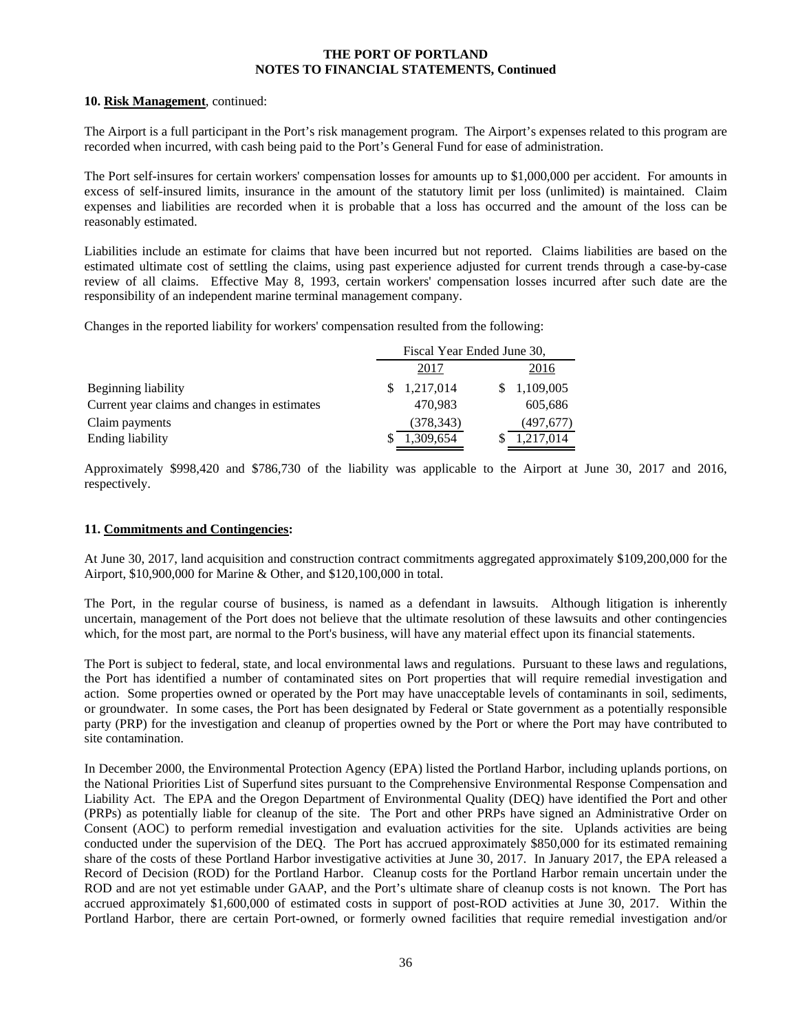**10. Risk Management**, continued:

The Airport is a full participant in the Port's risk management program. The Airport's expenses related to this program are recorded when incurred, with cash being paid to the Port's General Fund for ease of administration.

The Port self-insures for certain workers' compensation losses for amounts up to $1,000,000 per accident. For amounts in excess of self-insured limits, insurance in the amount of the statutory limit per loss (unlimited) is maintained. Claim expenses and liabilities are recorded when it is probable that a loss has occurred and the amount of the loss can be reasonably estimated.

Liabilities include an estimate for claims that have been incurred but not reported. Claims liabilities are based on the estimated ultimate cost of settling the claims, using past experience adjusted for current trends through a case-by-case review of all claims. Effective May 8, 1993, certain workers' compensation losses incurred after such date are the responsibility of an independent marine terminal management company.

Changes in the reported liability for workers' compensation resulted from the following:

| | Fiscal Year Ended June 30, | |
|---|---|---|
| | 2017 | 2016 |
| Beginning liability | $ 1,217,014 | $ 1,109,005 |
| Current year claims and changes in estimates | 470,983 | 605,686 |
| Claim payments | (378,343) | (497,677) |
| Ending liability | $ 1,309,654 | $ 1,217,014 |

Approximately $998,420 and $786,730 of the liability was applicable to the Airport at June 30, 2017 and 2016, respectively.

**11. Commitments and Contingencies:**

At June 30, 2017, land acquisition and construction contract commitments aggregated approximately $109,200,000 for the Airport, $10,900,000 for Marine & Other, and $120,100,000 in total.

The Port, in the regular course of business, is named as a defendant in lawsuits. Although litigation is inherently uncertain, management of the Port does not believe that the ultimate resolution of these lawsuits and other contingencies which, for the most part, are normal to the Port's business, will have any material effect upon its financial statements.

The Port is subject to federal, state, and local environmental laws and regulations. Pursuant to these laws and regulations, the Port has identified a number of contaminated sites on Port properties that will require remedial investigation and action. Some properties owned or operated by the Port may have unacceptable levels of contaminants in soil, sediments, or groundwater. In some cases, the Port has been designated by Federal or State government as a potentially responsible party (PRP) for the investigation and cleanup of properties owned by the Port or where the Port may have contributed to site contamination.

In December 2000, the Environmental Protection Agency (EPA) listed the Portland Harbor, including uplands portions, on the National Priorities List of Superfund sites pursuant to the Comprehensive Environmental Response Compensation and Liability Act. The EPA and the Oregon Department of Environmental Quality (DEQ) have identified the Port and other (PRPs) as potentially liable for cleanup of the site. The Port and other PRPs have signed an Administrative Order on Consent (AOC) to perform remedial investigation and evaluation activities for the site. Uplands activities are being conducted under the supervision of the DEQ. The Port has accrued approximately $850,000 for its estimated remaining share of the costs of these Portland Harbor investigative activities at June 30, 2017. In January 2017, the EPA released a Record of Decision (ROD) for the Portland Harbor. Cleanup costs for the Portland Harbor remain uncertain under the ROD and are not yet estimable under GAAP, and the Port's ultimate share of cleanup costs is not known. The Port has accrued approximately $1,600,000 of estimated costs in support of post-ROD activities at June 30, 2017. Within the Portland Harbor, there are certain Port-owned, or formerly owned facilities that require remedial investigation and/or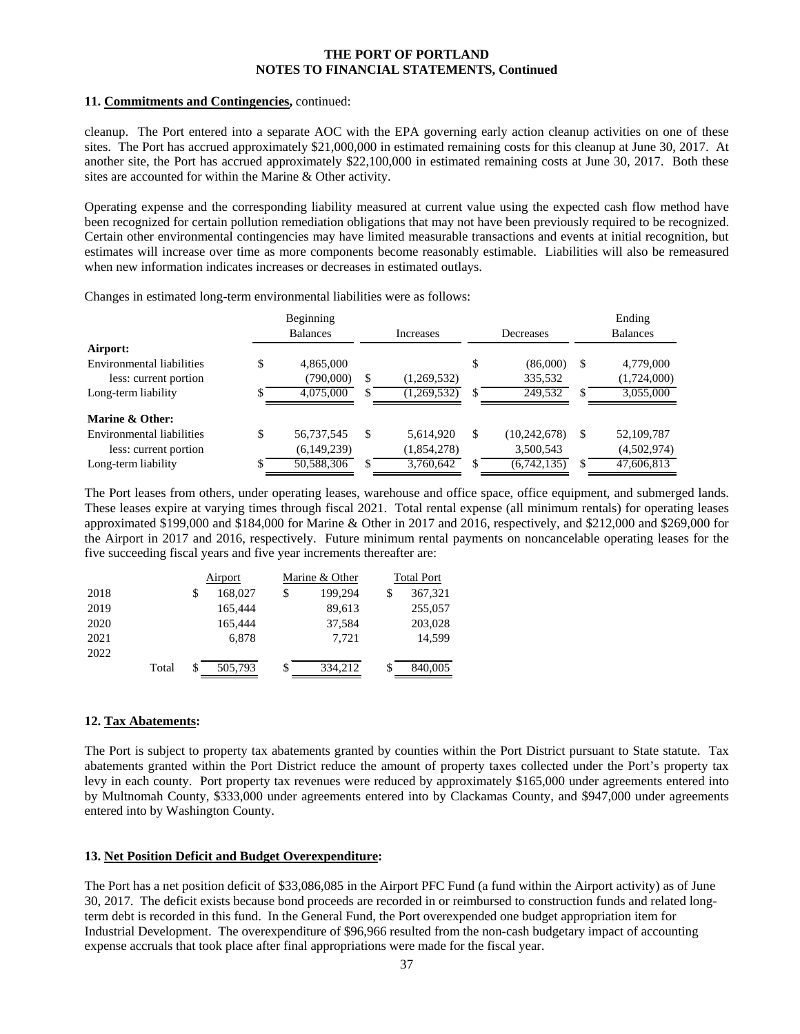**11. Commitments and Contingencies,** continued:

cleanup. The Port entered into a separate AOC with the EPA governing early action cleanup activities on one of these sites. The Port has accrued approximately $21,000,000 in estimated remaining costs for this cleanup at June 30, 2017. At another site, the Port has accrued approximately $22,100,000 in estimated remaining costs at June 30, 2017. Both these sites are accounted for within the Marine & Other activity.

Operating expense and the corresponding liability measured at current value using the expected cash flow method have been recognized for certain pollution remediation obligations that may not have been previously required to be recognized. Certain other environmental contingencies may have limited measurable transactions and events at initial recognition, but estimates will increase over time as more components become reasonably estimable. Liabilities will also be remeasured when new information indicates increases or decreases in estimated outlays.

Changes in estimated long-term environmental liabilities were as follows:

| | Beginning Balances | Increases | Decreases | Ending Balances |
|---|---|---|---|---|
| **Airport:** | | | | |
| Environmental liabilities | $ 4,865,000 | | $ (86,000) | $ 4,779,000 |
| less: current portion | (790,000) | $ (1,269,532) | 335,532 | (1,724,000) |
| Long-term liability | $ 4,075,000 | $ (1,269,532) | $ 249,532 | $ 3,055,000 |
| **Marine & Other:** | | | | |
| Environmental liabilities | $ 56,737,545 | $ 5,614,920 | $ (10,242,678) | $ 52,109,787 |
| less: current portion | (6,149,239) | (1,854,278) | 3,500,543 | (4,502,974) |
| Long-term liability | $ 50,588,306 | $ 3,760,642 | $ (6,742,135) | $ 47,606,813 |

The Port leases from others, under operating leases, warehouse and office space, office equipment, and submerged lands. These leases expire at varying times through fiscal 2021. Total rental expense (all minimum rentals) for operating leases approximated $199,000 and $184,000 for Marine & Other in 2017 and 2016, respectively, and $212,000 and $269,000 for the Airport in 2017 and 2016, respectively. Future minimum rental payments on noncancelable operating leases for the five succeeding fiscal years and five year increments thereafter are:

| | Airport | Marine & Other | Total Port |
|---|---|---|---|
| 2018 | $ 168,027 | $ 199,294 | $ 367,321 |
| 2019 | 165,444 | 89,613 | 255,057 |
| 2020 | 165,444 | 37,584 | 203,028 |
| 2021 | 6,878 | 7,721 | 14,599 |
| 2022 | | | |
| Total | $ 505,793 | $ 334,212 | $ 840,005 |

**12. Tax Abatements:**

The Port is subject to property tax abatements granted by counties within the Port District pursuant to State statute. Tax abatements granted within the Port District reduce the amount of property taxes collected under the Port's property tax levy in each county. Port property tax revenues were reduced by approximately $165,000 under agreements entered into by Multnomah County, $333,000 under agreements entered into by Clackamas County, and $947,000 under agreements entered into by Washington County.

**13. Net Position Deficit and Budget Overexpenditure:**

The Port has a net position deficit of $33,086,085 in the Airport PFC Fund (a fund within the Airport activity) as of June 30, 2017. The deficit exists because bond proceeds are recorded in or reimbursed to construction funds and related long-term debt is recorded in this fund. In the General Fund, the Port overexpended one budget appropriation item for Industrial Development. The overexpenditure of $96,966 resulted from the non-cash budgetary impact of accounting expense accruals that took place after final appropriations were made for the fiscal year.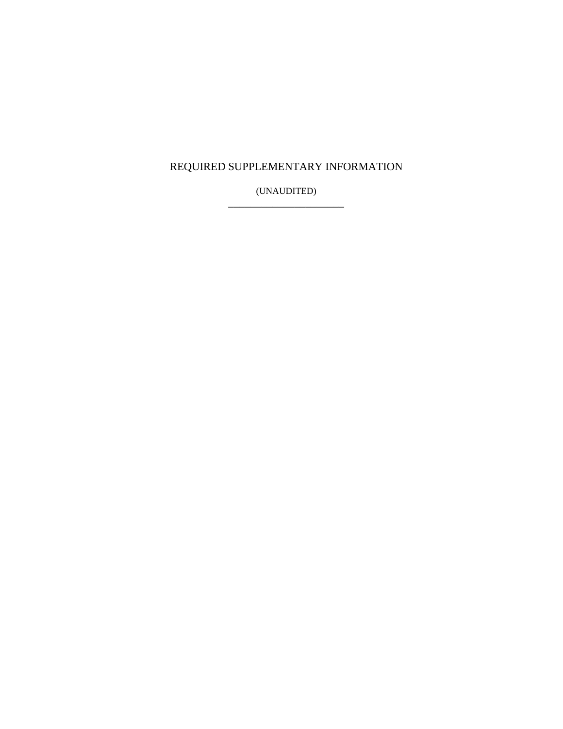# REQUIRED SUPPLEMENTARY INFORMATION

(UNAUDITED)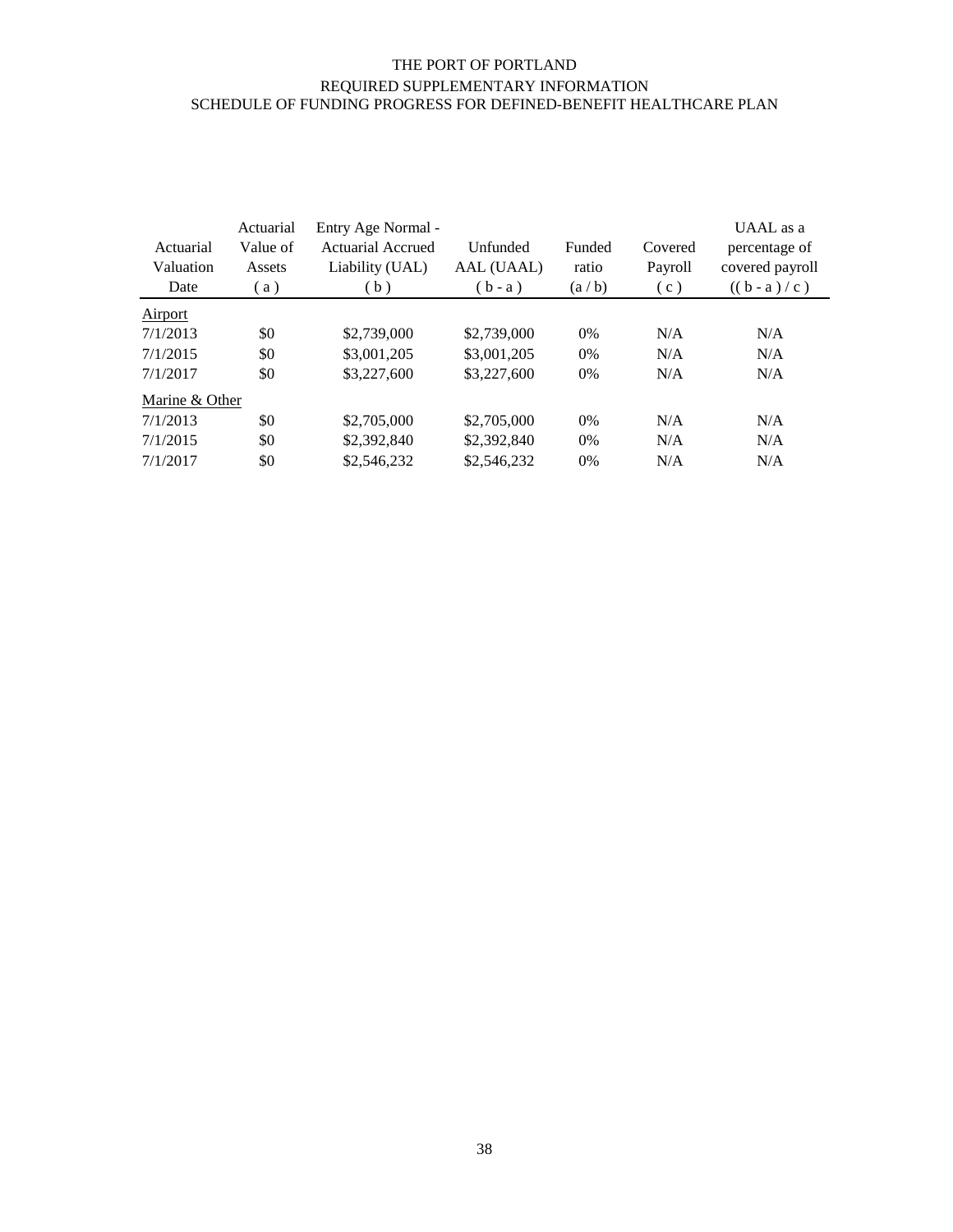# THE PORT OF PORTLAND

## REQUIRED SUPPLEMENTARY INFORMATION

## SCHEDULE OF FUNDING PROGRESS FOR DEFINED-BENEFIT HEALTHCARE PLAN

| Actuarial Valuation Date | Actuarial Value of Assets ( a ) | Entry Age Normal - Actuarial Accrued Liability (UAL) ( b ) | Unfunded AAL (UAAL) ( b - a ) | Funded ratio (a / b) | Covered Payroll ( c ) | UAAL as a percentage of covered payroll (( b - a ) / c ) |
|---|---|---|---|---|---|---|
| Airport | | | | | | |
| 7/1/2013 | $0 | $2,739,000 | $2,739,000 | 0% | N/A | N/A |
| 7/1/2015 | $0 | $3,001,205 | $3,001,205 | 0% | N/A | N/A |
| 7/1/2017 | $0 | $3,227,600 | $3,227,600 | 0% | N/A | N/A |
| Marine & Other | | | | | | |
| 7/1/2013 | $0 | $2,705,000 | $2,705,000 | 0% | N/A | N/A |
| 7/1/2015 | $0 | $2,392,840 | $2,392,840 | 0% | N/A | N/A |
| 7/1/2017 | $0 | $2,546,232 | $2,546,232 | 0% | N/A | N/A |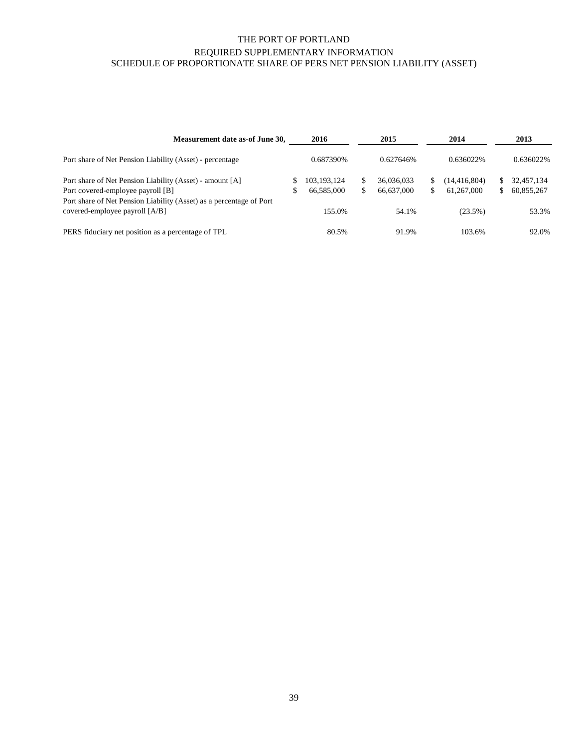# THE PORT OF PORTLAND

## REQUIRED SUPPLEMENTARY INFORMATION

## SCHEDULE OF PROPORTIONATE SHARE OF PERS NET PENSION LIABILITY (ASSET)

| **Measurement date as-of June 30,** | **2016** | **2015** | **2014** | **2013** |
|---|---|---|---|---|
| Port share of Net Pension Liability (Asset) - percentage | 0.687390% | 0.627646% | 0.636022% | 0.636022% |
| Port share of Net Pension Liability (Asset) - amount [A] | $ 103,193,124 | $ 36,036,033 | $ (14,416,804) | $ 32,457,134 |
| Port covered-employee payroll [B] | $ 66,585,000 | $ 66,637,000 | $ 61,267,000 | $ 60,855,267 |
| Port share of Net Pension Liability (Asset) as a percentage of Port covered-employee payroll [A/B] | 155.0% | 54.1% | (23.5%) | 53.3% |
| PERS fiduciary net position as a percentage of TPL | 80.5% | 91.9% | 103.6% | 92.0% |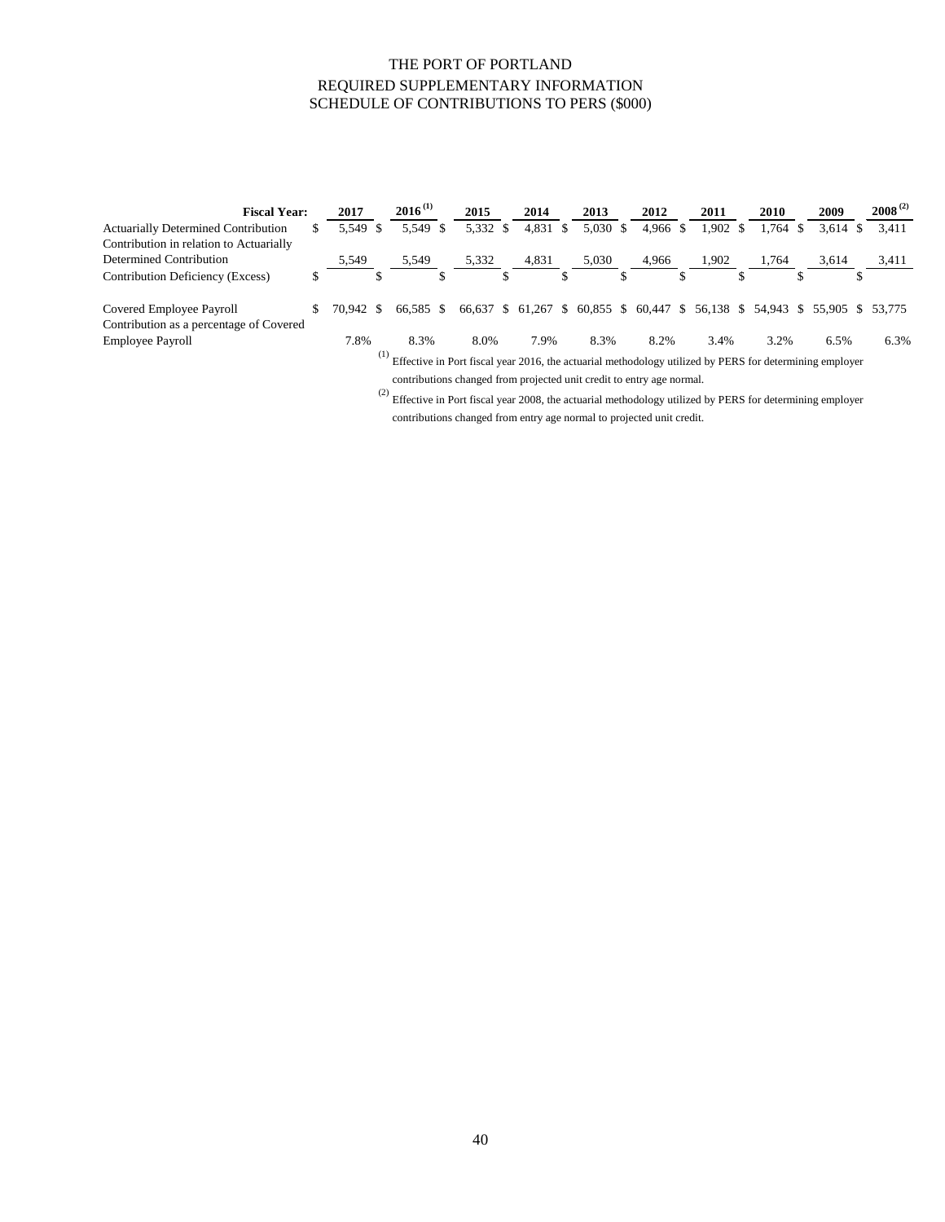# THE PORT OF PORTLAND

## REQUIRED SUPPLEMENTARY INFORMATION

## SCHEDULE OF CONTRIBUTIONS TO PERS ($000)

| Fiscal Year: | 2017 | 2016 (1) | 2015 | 2014 | 2013 | 2012 | 2011 | 2010 | 2009 | 2008 (2) |
|---|---|---|---|---|---|---|---|---|---|---|
| Actuarially Determined Contribution | $ 5,549 | $ 5,549 | $ 5,332 | $ 4,831 | $ 5,030 | $ 4,966 | $ 1,902 | $ 1,764 | $ 3,614 | $ 3,411 |
| Contribution in relation to Actuarially Determined Contribution | 5,549 | 5,549 | 5,332 | 4,831 | 5,030 | 4,966 | 1,902 | 1,764 | 3,614 | 3,411 |
| Contribution Deficiency (Excess) | $ | $ | $ | $ | $ | $ | $ | $ | $ | $ |
| Covered Employee Payroll | $ 70,942 | $ 66,585 | $ 66,637 | $ 61,267 | $ 60,855 | $ 60,447 | $ 56,138 | $ 54,943 | $ 55,905 | $ 53,775 |
| Contribution as a percentage of Covered Employee Payroll | 7.8% | 8.3% | 8.0% | 7.9% | 8.3% | 8.2% | 3.4% | 3.2% | 6.5% | 6.3% |

(1) Effective in Port fiscal year 2016, the actuarial methodology utilized by PERS for determining employer contributions changed from projected unit credit to entry age normal.

(2) Effective in Port fiscal year 2008, the actuarial methodology utilized by PERS for determining employer contributions changed from entry age normal to projected unit credit.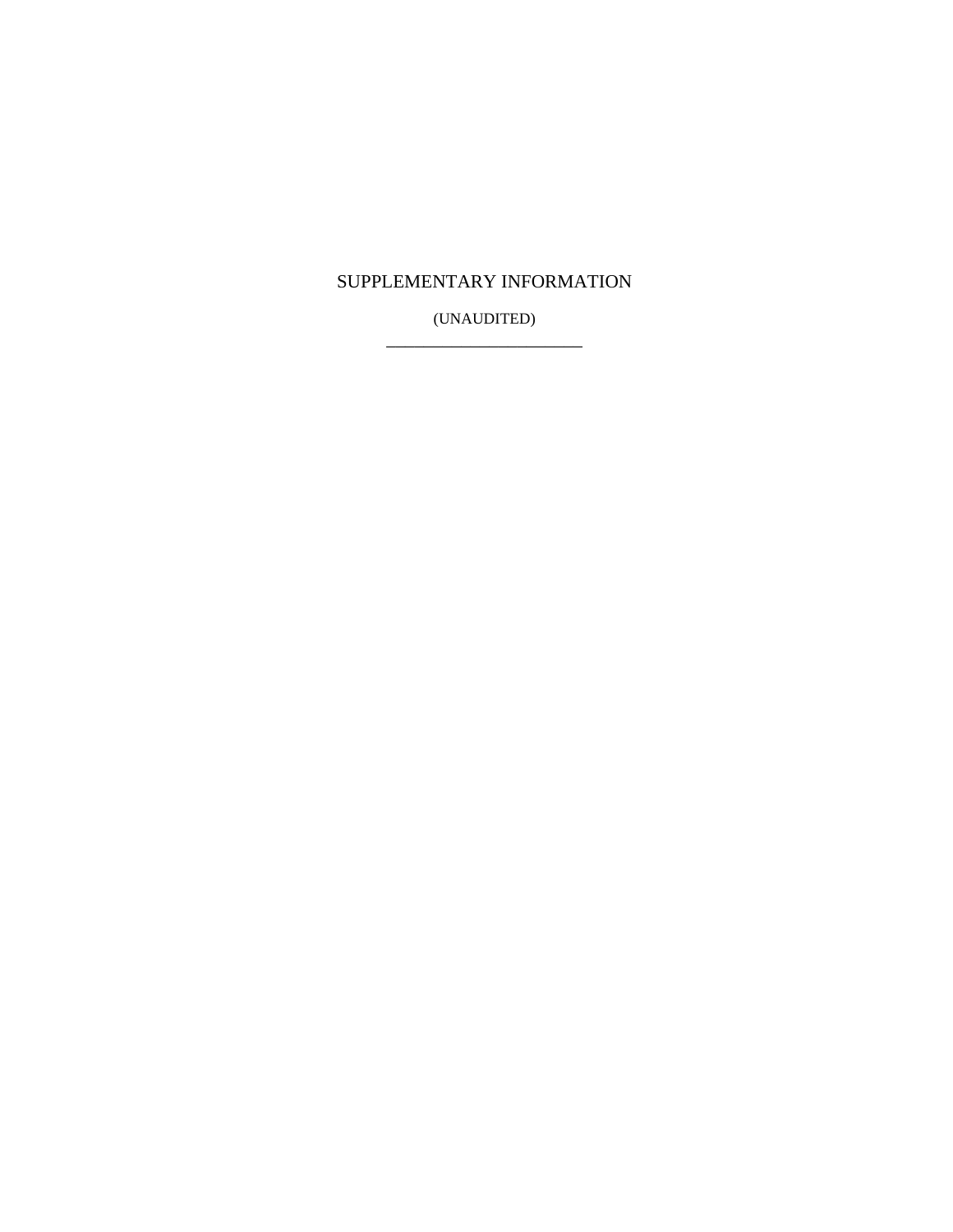# SUPPLEMENTARY INFORMATION

(UNAUDITED)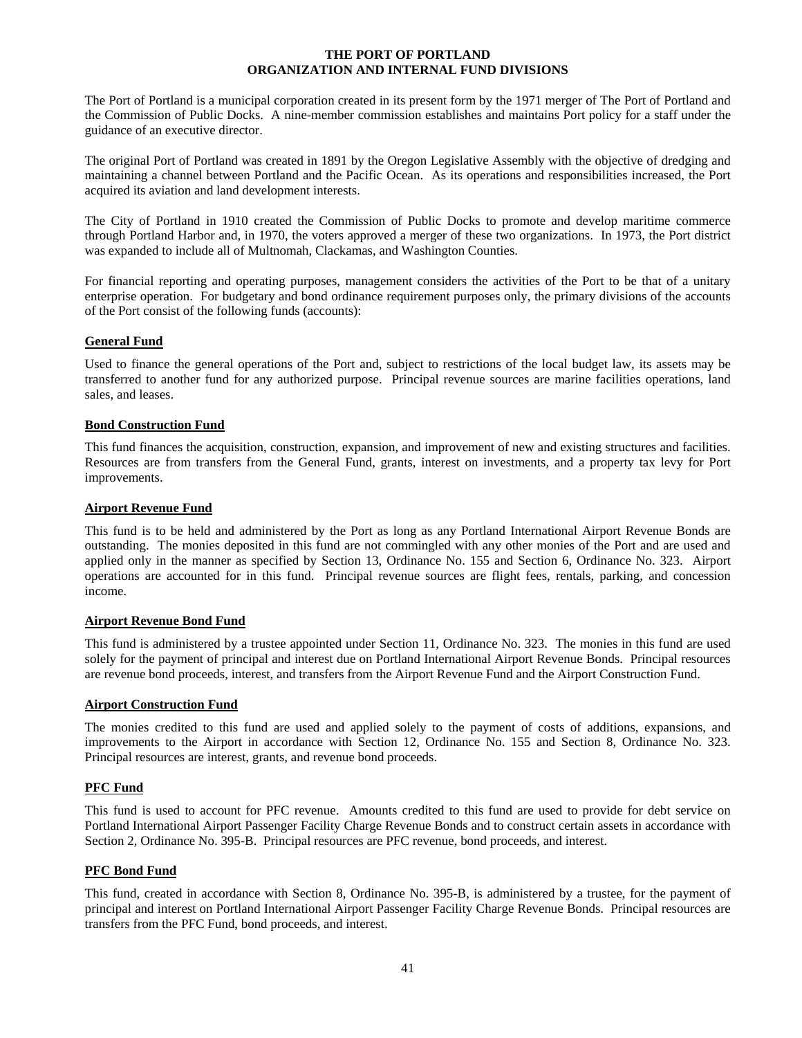# THE PORT OF PORTLAND
## ORGANIZATION AND INTERNAL FUND DIVISIONS

The Port of Portland is a municipal corporation created in its present form by the 1971 merger of The Port of Portland and the Commission of Public Docks. A nine-member commission establishes and maintains Port policy for a staff under the guidance of an executive director.

The original Port of Portland was created in 1891 by the Oregon Legislative Assembly with the objective of dredging and maintaining a channel between Portland and the Pacific Ocean. As its operations and responsibilities increased, the Port acquired its aviation and land development interests.

The City of Portland in 1910 created the Commission of Public Docks to promote and develop maritime commerce through Portland Harbor and, in 1970, the voters approved a merger of these two organizations. In 1973, the Port district was expanded to include all of Multnomah, Clackamas, and Washington Counties.

For financial reporting and operating purposes, management considers the activities of the Port to be that of a unitary enterprise operation. For budgetary and bond ordinance requirement purposes only, the primary divisions of the accounts of the Port consist of the following funds (accounts):

### General Fund

Used to finance the general operations of the Port and, subject to restrictions of the local budget law, its assets may be transferred to another fund for any authorized purpose. Principal revenue sources are marine facilities operations, land sales, and leases.

### Bond Construction Fund

This fund finances the acquisition, construction, expansion, and improvement of new and existing structures and facilities. Resources are from transfers from the General Fund, grants, interest on investments, and a property tax levy for Port improvements.

### Airport Revenue Fund

This fund is to be held and administered by the Port as long as any Portland International Airport Revenue Bonds are outstanding. The monies deposited in this fund are not commingled with any other monies of the Port and are used and applied only in the manner as specified by Section 13, Ordinance No. 155 and Section 6, Ordinance No. 323. Airport operations are accounted for in this fund. Principal revenue sources are flight fees, rentals, parking, and concession income.

### Airport Revenue Bond Fund

This fund is administered by a trustee appointed under Section 11, Ordinance No. 323. The monies in this fund are used solely for the payment of principal and interest due on Portland International Airport Revenue Bonds. Principal resources are revenue bond proceeds, interest, and transfers from the Airport Revenue Fund and the Airport Construction Fund.

### Airport Construction Fund

The monies credited to this fund are used and applied solely to the payment of costs of additions, expansions, and improvements to the Airport in accordance with Section 12, Ordinance No. 155 and Section 8, Ordinance No. 323. Principal resources are interest, grants, and revenue bond proceeds.

### PFC Fund

This fund is used to account for PFC revenue. Amounts credited to this fund are used to provide for debt service on Portland International Airport Passenger Facility Charge Revenue Bonds and to construct certain assets in accordance with Section 2, Ordinance No. 395-B. Principal resources are PFC revenue, bond proceeds, and interest.

### PFC Bond Fund

This fund, created in accordance with Section 8, Ordinance No. 395-B, is administered by a trustee, for the payment of principal and interest on Portland International Airport Passenger Facility Charge Revenue Bonds. Principal resources are transfers from the PFC Fund, bond proceeds, and interest.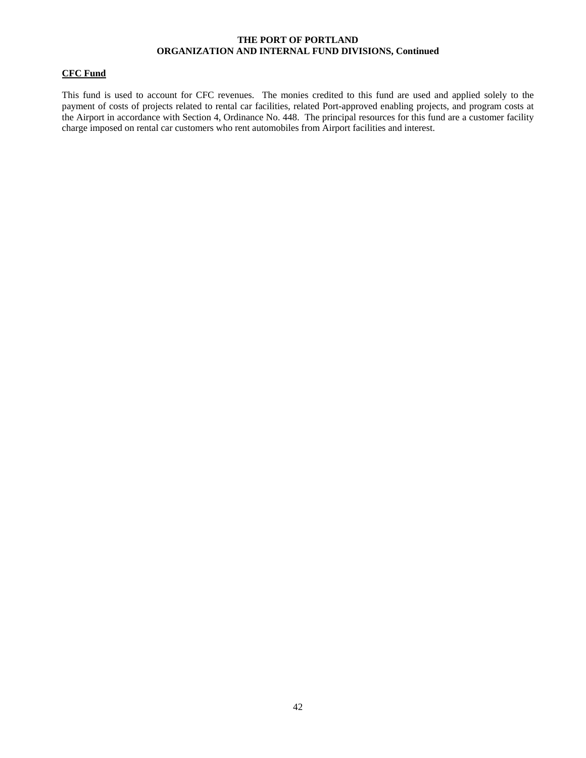## CFC Fund

This fund is used to account for CFC revenues. The monies credited to this fund are used and applied solely to the payment of costs of projects related to rental car facilities, related Port-approved enabling projects, and program costs at the Airport in accordance with Section 4, Ordinance No. 448. The principal resources for this fund are a customer facility charge imposed on rental car customers who rent automobiles from Airport facilities and interest.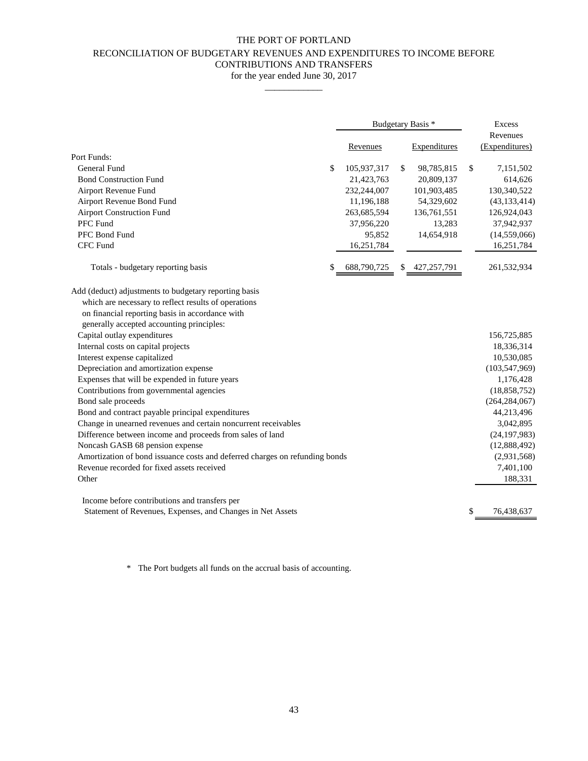# THE PORT OF PORTLAND

## RECONCILIATION OF BUDGETARY REVENUES AND EXPENDITURES TO INCOME BEFORE CONTRIBUTIONS AND TRANSFERS

for the year ended June 30, 2017

| | Budgetary Basis * | | Excess |
|---|---|---|---|
| | Revenues | Expenditures | Revenues (Expenditures) |
| **Port Funds:** | | | |
| General Fund | $ 105,937,317 | $ 98,785,815 | $ 7,151,502 |
| Bond Construction Fund | 21,423,763 | 20,809,137 | 614,626 |
| Airport Revenue Fund | 232,244,007 | 101,903,485 | 130,340,522 |
| Airport Revenue Bond Fund | 11,196,188 | 54,329,602 | (43,133,414) |
| Airport Construction Fund | 263,685,594 | 136,761,551 | 126,924,043 |
| PFC Fund | 37,956,220 | 13,283 | 37,942,937 |
| PFC Bond Fund | 95,852 | 14,654,918 | (14,559,066) |
| CFC Fund | 16,251,784 | | 16,251,784 |
| Totals - budgetary reporting basis | $ 688,790,725 | $ 427,257,791 | 261,532,934 |
| Add (deduct) adjustments to budgetary reporting basis which are necessary to reflect results of operations on financial reporting basis in accordance with generally accepted accounting principles: | | | |
| Capital outlay expenditures | | | 156,725,885 |
| Internal costs on capital projects | | | 18,336,314 |
| Interest expense capitalized | | | 10,530,085 |
| Depreciation and amortization expense | | | (103,547,969) |
| Expenses that will be expended in future years | | | 1,176,428 |
| Contributions from governmental agencies | | | (18,858,752) |
| Bond sale proceeds | | | (264,284,067) |
| Bond and contract payable principal expenditures | | | 44,213,496 |
| Change in unearned revenues and certain noncurrent receivables | | | 3,042,895 |
| Difference between income and proceeds from sales of land | | | (24,197,983) |
| Noncash GASB 68 pension expense | | | (12,888,492) |
| Amortization of bond issuance costs and deferred charges on refunding bonds | | | (2,931,568) |
| Revenue recorded for fixed assets received | | | 7,401,100 |
| Other | | | 188,331 |
| Income before contributions and transfers per Statement of Revenues, Expenses, and Changes in Net Assets | | | $ 76,438,637 |

\* The Port budgets all funds on the accrual basis of accounting.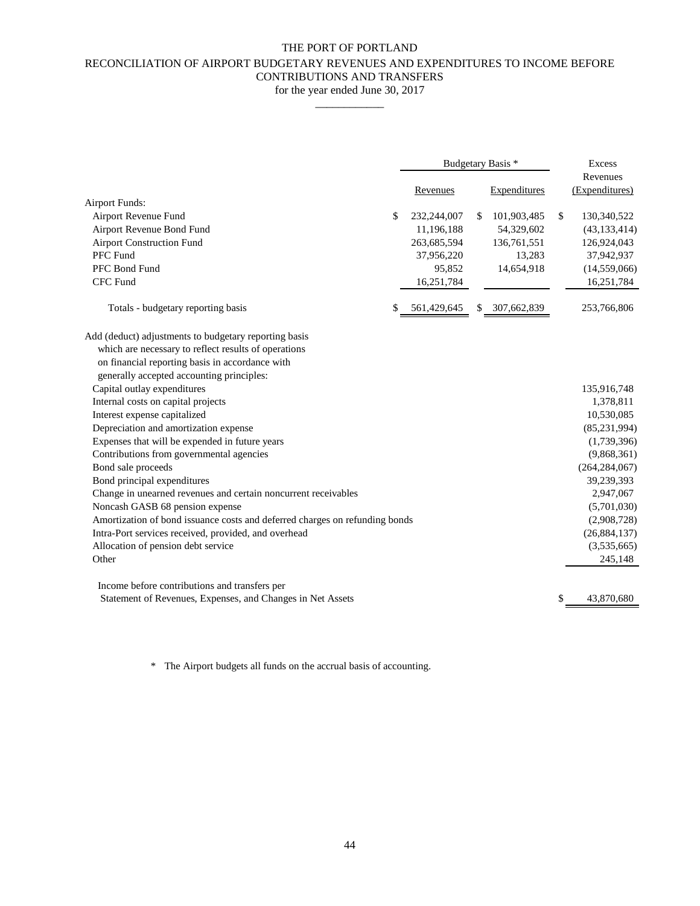# THE PORT OF PORTLAND

## RECONCILIATION OF AIRPORT BUDGETARY REVENUES AND EXPENDITURES TO INCOME BEFORE CONTRIBUTIONS AND TRANSFERS

for the year ended June 30, 2017

| | Budgetary Basis * | | Excess Revenues |
|---|---|---|---|
| | Revenues | Expenditures | (Expenditures) |
| Airport Funds: | | | |
| Airport Revenue Fund | $ 232,244,007 | $ 101,903,485 | $ 130,340,522 |
| Airport Revenue Bond Fund | 11,196,188 | 54,329,602 | (43,133,414) |
| Airport Construction Fund | 263,685,594 | 136,761,551 | 126,924,043 |
| PFC Fund | 37,956,220 | 13,283 | 37,942,937 |
| PFC Bond Fund | 95,852 | 14,654,918 | (14,559,066) |
| CFC Fund | 16,251,784 | | 16,251,784 |
| Totals - budgetary reporting basis | $ 561,429,645 | $ 307,662,839 | 253,766,806 |
| Add (deduct) adjustments to budgetary reporting basis which are necessary to reflect results of operations on financial reporting basis in accordance with generally accepted accounting principles: | | | |
| Capital outlay expenditures | | | 135,916,748 |
| Internal costs on capital projects | | | 1,378,811 |
| Interest expense capitalized | | | 10,530,085 |
| Depreciation and amortization expense | | | (85,231,994) |
| Expenses that will be expended in future years | | | (1,739,396) |
| Contributions from governmental agencies | | | (9,868,361) |
| Bond sale proceeds | | | (264,284,067) |
| Bond principal expenditures | | | 39,239,393 |
| Change in unearned revenues and certain noncurrent receivables | | | 2,947,067 |
| Noncash GASB 68 pension expense | | | (5,701,030) |
| Amortization of bond issuance costs and deferred charges on refunding bonds | | | (2,908,728) |
| Intra-Port services received, provided, and overhead | | | (26,884,137) |
| Allocation of pension debt service | | | (3,535,665) |
| Other | | | 245,148 |
| Income before contributions and transfers per Statement of Revenues, Expenses, and Changes in Net Assets | | | $ 43,870,680 |

* The Airport budgets all funds on the accrual basis of accounting.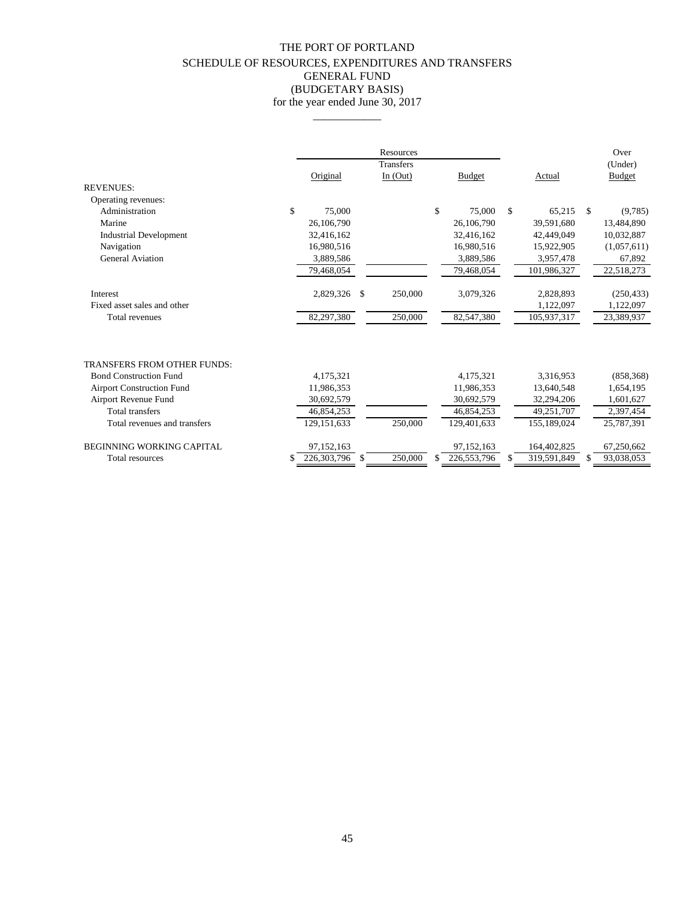# THE PORT OF PORTLAND
## SCHEDULE OF RESOURCES, EXPENDITURES AND TRANSFERS
## GENERAL FUND
## (BUDGETARY BASIS)
### for the year ended June 30, 2017

| | Resources | | | | Over |
|---|---|---|---|---|---|
| | Original | Transfers In (Out) | Budget | Actual | (Under) Budget |
| REVENUES: | | | | | |
| Operating revenues: | | | | | |
| Administration | $ 75,000 | | $ 75,000 | $ 65,215 | $ (9,785) |
| Marine | 26,106,790 | | 26,106,790 | 39,591,680 | 13,484,890 |
| Industrial Development | 32,416,162 | | 32,416,162 | 42,449,049 | 10,032,887 |
| Navigation | 16,980,516 | | 16,980,516 | 15,922,905 | (1,057,611) |
| General Aviation | 3,889,586 | | 3,889,586 | 3,957,478 | 67,892 |
| | 79,468,054 | | 79,468,054 | 101,986,327 | 22,518,273 |
| Interest | 2,829,326 | $ 250,000 | 3,079,326 | 2,828,893 | (250,433) |
| Fixed asset sales and other | | | | 1,122,097 | 1,122,097 |
| Total revenues | 82,297,380 | 250,000 | 82,547,380 | 105,937,317 | 23,389,937 |
| TRANSFERS FROM OTHER FUNDS: | | | | | |
| Bond Construction Fund | 4,175,321 | | 4,175,321 | 3,316,953 | (858,368) |
| Airport Construction Fund | 11,986,353 | | 11,986,353 | 13,640,548 | 1,654,195 |
| Airport Revenue Fund | 30,692,579 | | 30,692,579 | 32,294,206 | 1,601,627 |
| Total transfers | 46,854,253 | | 46,854,253 | 49,251,707 | 2,397,454 |
| Total revenues and transfers | 129,151,633 | 250,000 | 129,401,633 | 155,189,024 | 25,787,391 |
| BEGINNING WORKING CAPITAL | 97,152,163 | | 97,152,163 | 164,402,825 | 67,250,662 |
| Total resources | $ 226,303,796 | $ 250,000 | $ 226,553,796 | $ 319,591,849 | $ 93,038,053 |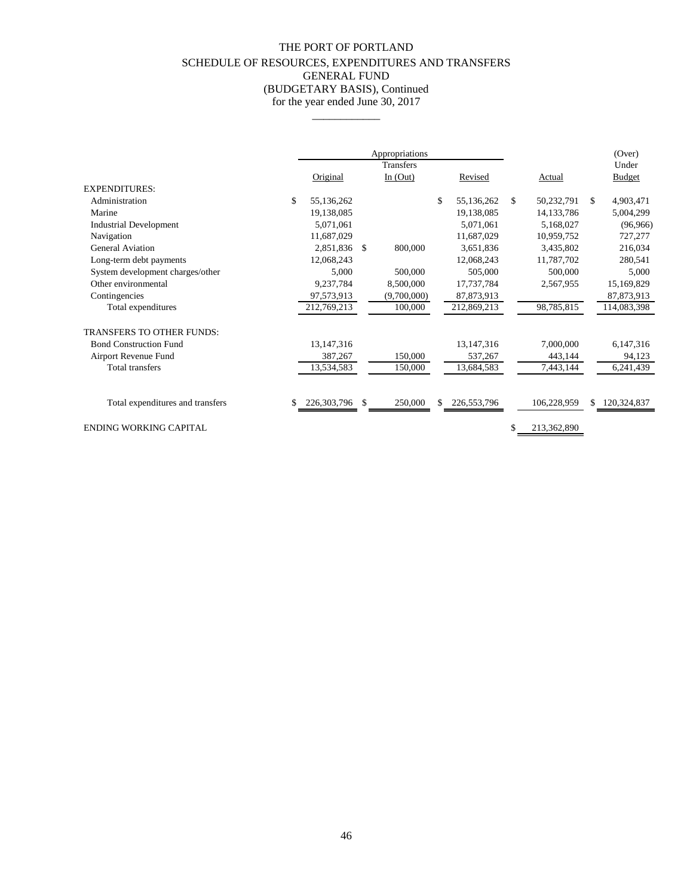# THE PORT OF PORTLAND

## SCHEDULE OF RESOURCES, EXPENDITURES AND TRANSFERS

## GENERAL FUND

## (BUDGETARY BASIS), Continued

for the year ended June 30, 2017

| | Appropriations | | | | (Over) |
|---|---|---|---|---|---|
| | Original | Transfers In (Out) | Revised | Actual | Under Budget |
| EXPENDITURES: | | | | | |
| Administration | $ 55,136,262 | | $ 55,136,262 | $ 50,232,791 | $ 4,903,471 |
| Marine | 19,138,085 | | 19,138,085 | 14,133,786 | 5,004,299 |
| Industrial Development | 5,071,061 | | 5,071,061 | 5,168,027 | (96,966) |
| Navigation | 11,687,029 | | 11,687,029 | 10,959,752 | 727,277 |
| General Aviation | 2,851,836 | $ 800,000 | 3,651,836 | 3,435,802 | 216,034 |
| Long-term debt payments | 12,068,243 | | 12,068,243 | 11,787,702 | 280,541 |
| System development charges/other | 5,000 | 500,000 | 505,000 | 500,000 | 5,000 |
| Other environmental | 9,237,784 | 8,500,000 | 17,737,784 | 2,567,955 | 15,169,829 |
| Contingencies | 97,573,913 | (9,700,000) | 87,873,913 | | 87,873,913 |
| Total expenditures | 212,769,213 | 100,000 | 212,869,213 | 98,785,815 | 114,083,398 |
| TRANSFERS TO OTHER FUNDS: | | | | | |
| Bond Construction Fund | 13,147,316 | | 13,147,316 | 7,000,000 | 6,147,316 |
| Airport Revenue Fund | 387,267 | 150,000 | 537,267 | 443,144 | 94,123 |
| Total transfers | 13,534,583 | 150,000 | 13,684,583 | 7,443,144 | 6,241,439 |
| Total expenditures and transfers | $ 226,303,796 | $ 250,000 | $ 226,553,796 | 106,228,959 | $ 120,324,837 |
| ENDING WORKING CAPITAL | | | | $ 213,362,890 | |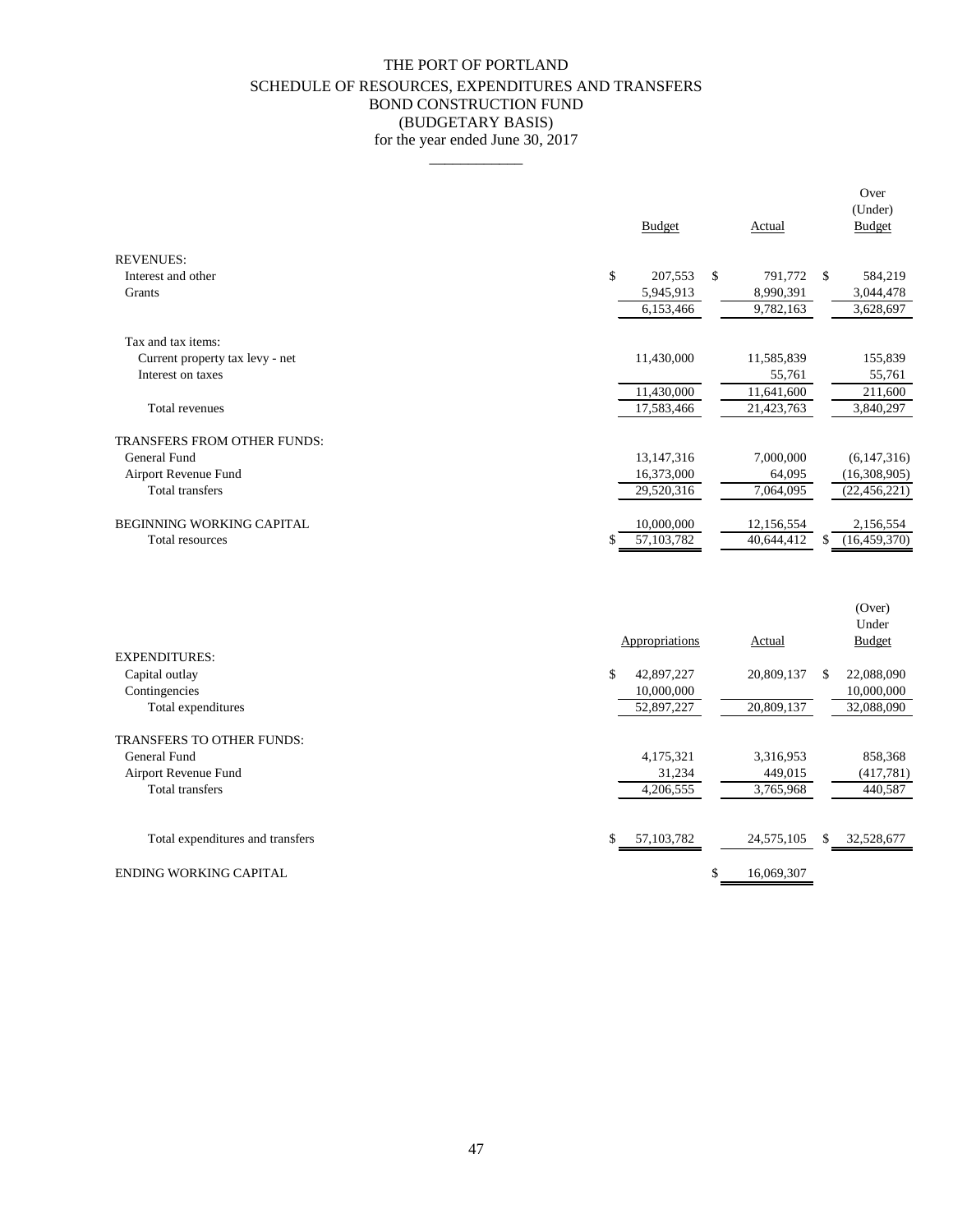# THE PORT OF PORTLAND

## SCHEDULE OF RESOURCES, EXPENDITURES AND TRANSFERS
## BOND CONSTRUCTION FUND
## (BUDGETARY BASIS)
### for the year ended June 30, 2017

| | Budget | Actual | Over (Under) Budget |
|---|---|---|---|
| **REVENUES:** | | | |
| Interest and other | $ 207,553 | $ 791,772 | $ 584,219 |
| Grants | 5,945,913 | 8,990,391 | 3,044,478 |
| | 6,153,466 | 9,782,163 | 3,628,697 |
| Tax and tax items: | | | |
| Current property tax levy - net | 11,430,000 | 11,585,839 | 155,839 |
| Interest on taxes | | 55,761 | 55,761 |
| | 11,430,000 | 11,641,600 | 211,600 |
| Total revenues | 17,583,466 | 21,423,763 | 3,840,297 |
| **TRANSFERS FROM OTHER FUNDS:** | | | |
| General Fund | 13,147,316 | 7,000,000 | (6,147,316) |
| Airport Revenue Fund | 16,373,000 | 64,095 | (16,308,905) |
| Total transfers | 29,520,316 | 7,064,095 | (22,456,221) |
| **BEGINNING WORKING CAPITAL** | 10,000,000 | 12,156,554 | 2,156,554 |
| Total resources | $ 57,103,782 | 40,644,412 | $ (16,459,370) |

| | Appropriations | Actual | (Over) Under Budget |
|---|---|---|---|
| **EXPENDITURES:** | | | |
| Capital outlay | $ 42,897,227 | 20,809,137 | $ 22,088,090 |
| Contingencies | 10,000,000 | | 10,000,000 |
| Total expenditures | 52,897,227 | 20,809,137 | 32,088,090 |
| **TRANSFERS TO OTHER FUNDS:** | | | |
| General Fund | 4,175,321 | 3,316,953 | 858,368 |
| Airport Revenue Fund | 31,234 | 449,015 | (417,781) |
| Total transfers | 4,206,555 | 3,765,968 | 440,587 |
| Total expenditures and transfers | $ 57,103,782 | 24,575,105 | $ 32,528,677 |
| **ENDING WORKING CAPITAL** | | $ 16,069,307 | |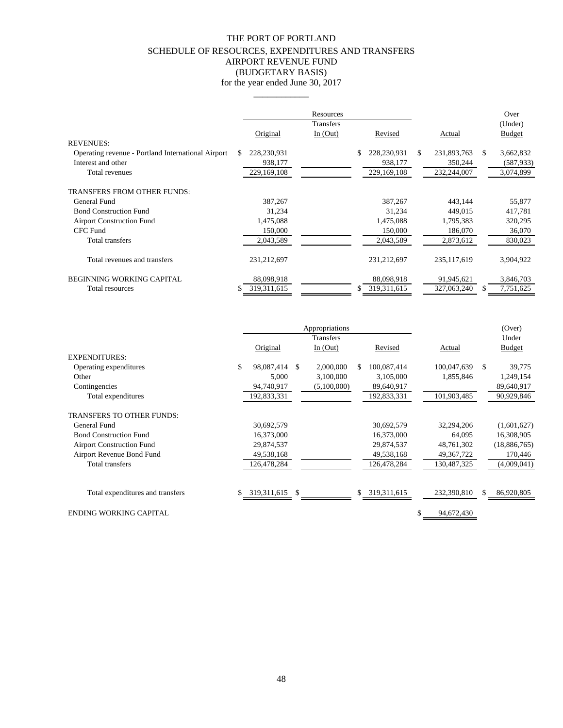# THE PORT OF PORTLAND
## SCHEDULE OF RESOURCES, EXPENDITURES AND TRANSFERS
## AIRPORT REVENUE FUND
## (BUDGETARY BASIS)
### for the year ended June 30, 2017

| | Resources | | | | Over |
|---|---|---|---|---|---|
| | Original | Transfers In (Out) | Revised | Actual | (Under) Budget |
| REVENUES: | | | | | |
| Operating revenue - Portland International Airport | $ 228,230,931 | | $ 228,230,931 | $ 231,893,763 | $ 3,662,832 |
| Interest and other | 938,177 | | 938,177 | 350,244 | (587,933) |
| Total revenues | 229,169,108 | | 229,169,108 | 232,244,007 | 3,074,899 |
| TRANSFERS FROM OTHER FUNDS: | | | | | |
| General Fund | 387,267 | | 387,267 | 443,144 | 55,877 |
| Bond Construction Fund | 31,234 | | 31,234 | 449,015 | 417,781 |
| Airport Construction Fund | 1,475,088 | | 1,475,088 | 1,795,383 | 320,295 |
| CFC Fund | 150,000 | | 150,000 | 186,070 | 36,070 |
| Total transfers | 2,043,589 | | 2,043,589 | 2,873,612 | 830,023 |
| Total revenues and transfers | 231,212,697 | | 231,212,697 | 235,117,619 | 3,904,922 |
| BEGINNING WORKING CAPITAL | 88,098,918 | | 88,098,918 | 91,945,621 | 3,846,703 |
| Total resources | $ 319,311,615 | | $ 319,311,615 | 327,063,240 | $ 7,751,625 |

| | Appropriations | | | | (Over) |
|---|---|---|---|---|---|
| | Original | Transfers In (Out) | Revised | Actual | Under Budget |
| EXPENDITURES: | | | | | |
| Operating expenditures | $ 98,087,414 | $ 2,000,000 | $ 100,087,414 | 100,047,639 | $ 39,775 |
| Other | 5,000 | 3,100,000 | 3,105,000 | 1,855,846 | 1,249,154 |
| Contingencies | 94,740,917 | (5,100,000) | 89,640,917 | | 89,640,917 |
| Total expenditures | 192,833,331 | | 192,833,331 | 101,903,485 | 90,929,846 |
| TRANSFERS TO OTHER FUNDS: | | | | | |
| General Fund | 30,692,579 | | 30,692,579 | 32,294,206 | (1,601,627) |
| Bond Construction Fund | 16,373,000 | | 16,373,000 | 64,095 | 16,308,905 |
| Airport Construction Fund | 29,874,537 | | 29,874,537 | 48,761,302 | (18,886,765) |
| Airport Revenue Bond Fund | 49,538,168 | | 49,538,168 | 49,367,722 | 170,446 |
| Total transfers | 126,478,284 | | 126,478,284 | 130,487,325 | (4,009,041) |
| Total expenditures and transfers | $ 319,311,615 | $ | $ 319,311,615 | 232,390,810 | $ 86,920,805 |
| ENDING WORKING CAPITAL | | | | $ 94,672,430 | |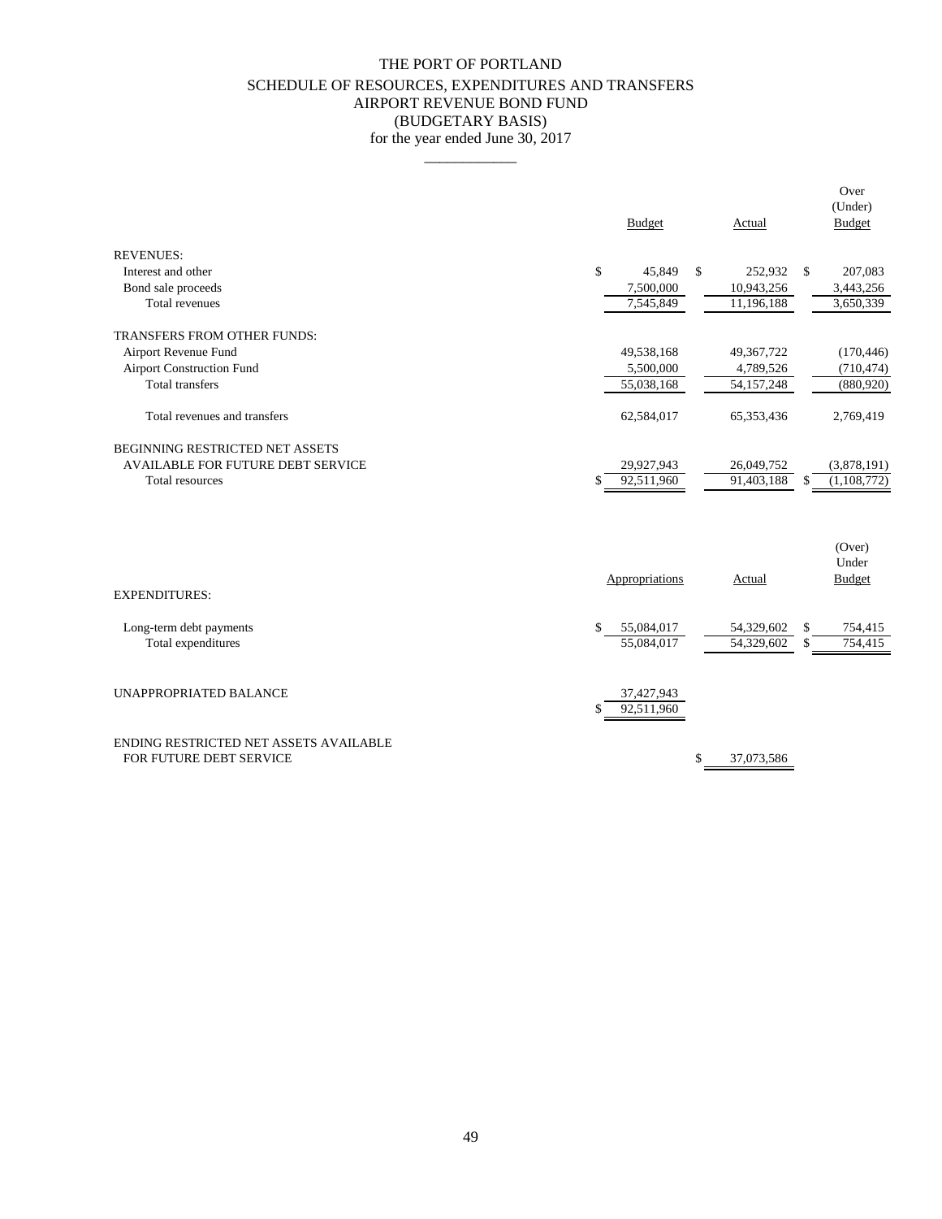# THE PORT OF PORTLAND

## SCHEDULE OF RESOURCES, EXPENDITURES AND TRANSFERS
## AIRPORT REVENUE BOND FUND
## (BUDGETARY BASIS)
### for the year ended June 30, 2017

| | Budget | Actual | Over (Under) Budget |
|---|---|---|---|
| REVENUES: | | | |
| Interest and other | $ 45,849 | $ 252,932 | $ 207,083 |
| Bond sale proceeds | 7,500,000 | 10,943,256 | 3,443,256 |
| Total revenues | 7,545,849 | 11,196,188 | 3,650,339 |
| TRANSFERS FROM OTHER FUNDS: | | | |
| Airport Revenue Fund | 49,538,168 | 49,367,722 | (170,446) |
| Airport Construction Fund | 5,500,000 | 4,789,526 | (710,474) |
| Total transfers | 55,038,168 | 54,157,248 | (880,920) |
| Total revenues and transfers | 62,584,017 | 65,353,436 | 2,769,419 |
| BEGINNING RESTRICTED NET ASSETS AVAILABLE FOR FUTURE DEBT SERVICE | 29,927,943 | 26,049,752 | (3,878,191) |
| Total resources | $ 92,511,960 | 91,403,188 | $ (1,108,772) |

| | Appropriations | Actual | (Over) Under Budget |
|---|---|---|---|
| EXPENDITURES: | | | |
| Long-term debt payments | $ 55,084,017 | 54,329,602 | $ 754,415 |
| Total expenditures | 55,084,017 | 54,329,602 | $ 754,415 |
| UNAPPROPRIATED BALANCE | 37,427,943 | | |
| | $ 92,511,960 | | |
| ENDING RESTRICTED NET ASSETS AVAILABLE FOR FUTURE DEBT SERVICE | | $ 37,073,586 | |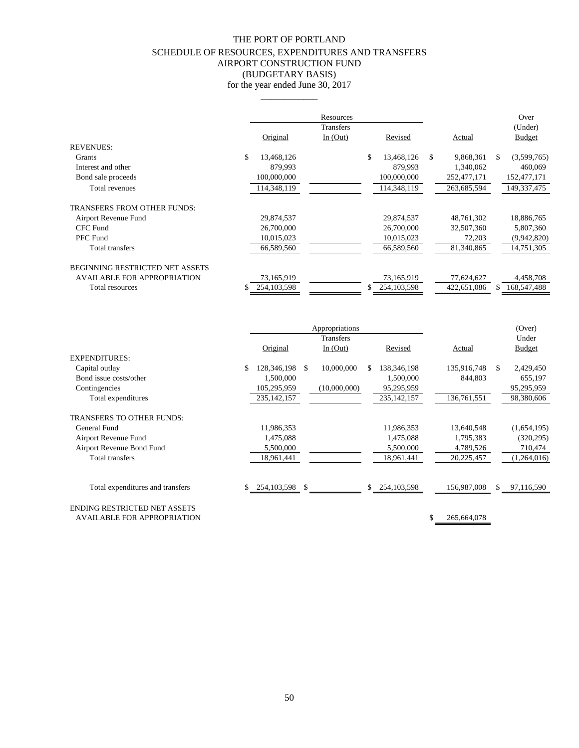# THE PORT OF PORTLAND
## SCHEDULE OF RESOURCES, EXPENDITURES AND TRANSFERS
## AIRPORT CONSTRUCTION FUND
## (BUDGETARY BASIS)
### for the year ended June 30, 2017

| | Resources | | | | Over |
|---|---|---|---|---|---|
| | Original | Transfers In (Out) | Revised | Actual | (Under) Budget |
| REVENUES: | | | | | |
| Grants | $ 13,468,126 | | $ 13,468,126 | $ 9,868,361 | $ (3,599,765) |
| Interest and other | 879,993 | | 879,993 | 1,340,062 | 460,069 |
| Bond sale proceeds | 100,000,000 | | 100,000,000 | 252,477,171 | 152,477,171 |
| Total revenues | 114,348,119 | | 114,348,119 | 263,685,594 | 149,337,475 |
| TRANSFERS FROM OTHER FUNDS: | | | | | |
| Airport Revenue Fund | 29,874,537 | | 29,874,537 | 48,761,302 | 18,886,765 |
| CFC Fund | 26,700,000 | | 26,700,000 | 32,507,360 | 5,807,360 |
| PFC Fund | 10,015,023 | | 10,015,023 | 72,203 | (9,942,820) |
| Total transfers | 66,589,560 | | 66,589,560 | 81,340,865 | 14,751,305 |
| BEGINNING RESTRICTED NET ASSETS AVAILABLE FOR APPROPRIATION | 73,165,919 | | 73,165,919 | 77,624,627 | 4,458,708 |
| Total resources | $ 254,103,598 | | $ 254,103,598 | 422,651,086 | $ 168,547,488 |

| | Appropriations | | | | (Over) |
|---|---|---|---|---|---|
| | Original | Transfers In (Out) | Revised | Actual | Under Budget |
| EXPENDITURES: | | | | | |
| Capital outlay | $ 128,346,198 | $ 10,000,000 | $ 138,346,198 | 135,916,748 | $ 2,429,450 |
| Bond issue costs/other | 1,500,000 | | 1,500,000 | 844,803 | 655,197 |
| Contingencies | 105,295,959 | (10,000,000) | 95,295,959 | | 95,295,959 |
| Total expenditures | 235,142,157 | | 235,142,157 | 136,761,551 | 98,380,606 |
| TRANSFERS TO OTHER FUNDS: | | | | | |
| General Fund | 11,986,353 | | 11,986,353 | 13,640,548 | (1,654,195) |
| Airport Revenue Fund | 1,475,088 | | 1,475,088 | 1,795,383 | (320,295) |
| Airport Revenue Bond Fund | 5,500,000 | | 5,500,000 | 4,789,526 | 710,474 |
| Total transfers | 18,961,441 | | 18,961,441 | 20,225,457 | (1,264,016) |
| Total expenditures and transfers | $ 254,103,598 | $ | $ 254,103,598 | 156,987,008 | $ 97,116,590 |
| ENDING RESTRICTED NET ASSETS AVAILABLE FOR APPROPRIATION | | | | $ 265,664,078 | |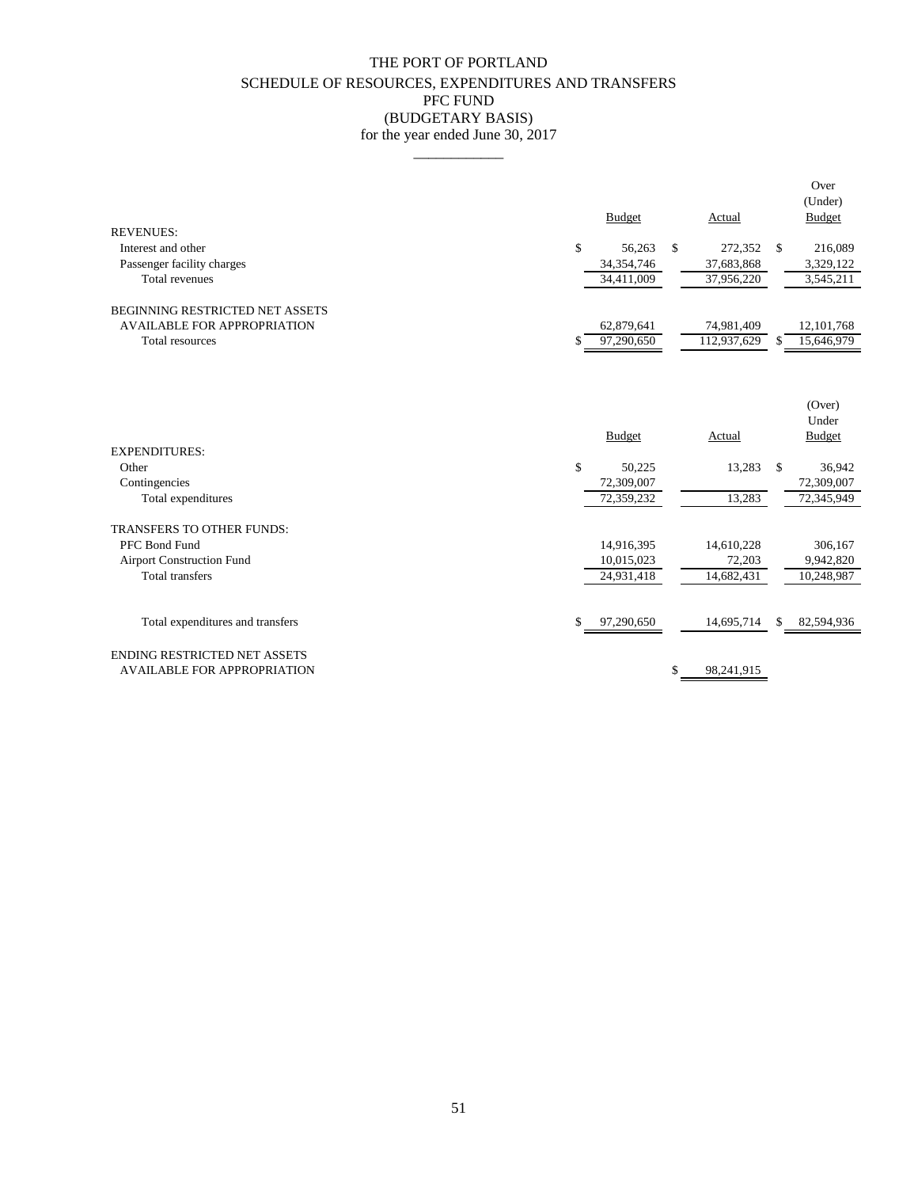# THE PORT OF PORTLAND
## SCHEDULE OF RESOURCES, EXPENDITURES AND TRANSFERS
## PFC FUND
## (BUDGETARY BASIS)
### for the year ended June 30, 2017

| | Budget | Actual | Over (Under) Budget |
|---|---|---|---|
| REVENUES: | | | |
| Interest and other | $ 56,263 | $ 272,352 | $ 216,089 |
| Passenger facility charges | 34,354,746 | 37,683,868 | 3,329,122 |
| Total revenues | 34,411,009 | 37,956,220 | 3,545,211 |
| BEGINNING RESTRICTED NET ASSETS AVAILABLE FOR APPROPRIATION | 62,879,641 | 74,981,409 | 12,101,768 |
| Total resources | $ 97,290,650 | 112,937,629 | $ 15,646,979 |

| | Budget | Actual | (Over) Under Budget |
|---|---|---|---|
| EXPENDITURES: | | | |
| Other | $ 50,225 | 13,283 | $ 36,942 |
| Contingencies | 72,309,007 | | 72,309,007 |
| Total expenditures | 72,359,232 | 13,283 | 72,345,949 |
| TRANSFERS TO OTHER FUNDS: | | | |
| PFC Bond Fund | 14,916,395 | 14,610,228 | 306,167 |
| Airport Construction Fund | 10,015,023 | 72,203 | 9,942,820 |
| Total transfers | 24,931,418 | 14,682,431 | 10,248,987 |
| Total expenditures and transfers | $ 97,290,650 | 14,695,714 | $ 82,594,936 |
| ENDING RESTRICTED NET ASSETS AVAILABLE FOR APPROPRIATION | | $ 98,241,915 | |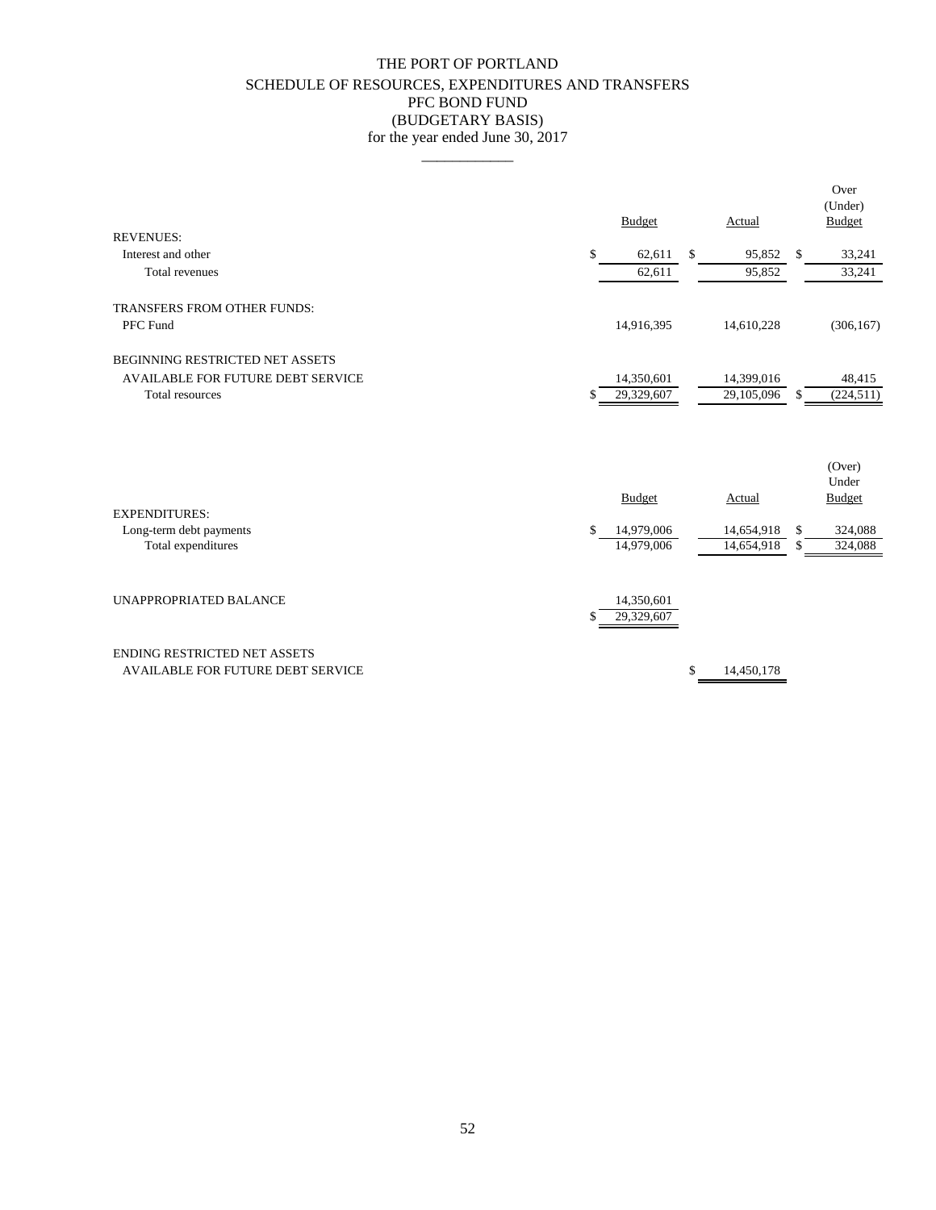# THE PORT OF PORTLAND
## SCHEDULE OF RESOURCES, EXPENDITURES AND TRANSFERS
## PFC BOND FUND
## (BUDGETARY BASIS)
## for the year ended June 30, 2017

| | Budget | Actual | Over (Under) Budget |
|---|---|---|---|
| REVENUES: | | | |
| Interest and other | $ 62,611 | $ 95,852 | $ 33,241 |
| Total revenues | 62,611 | 95,852 | 33,241 |
| TRANSFERS FROM OTHER FUNDS: | | | |
| PFC Fund | 14,916,395 | 14,610,228 | (306,167) |
| BEGINNING RESTRICTED NET ASSETS | | | |
| AVAILABLE FOR FUTURE DEBT SERVICE | 14,350,601 | 14,399,016 | 48,415 |
| Total resources | $ 29,329,607 | 29,105,096 | $ (224,511) |

| | Budget | Actual | (Over) Under Budget |
|---|---|---|---|
| EXPENDITURES: | | | |
| Long-term debt payments | $ 14,979,006 | 14,654,918 | $ 324,088 |
| Total expenditures | 14,979,006 | 14,654,918 | $ 324,088 |
| UNAPPROPRIATED BALANCE | 14,350,601 | | |
| | $ 29,329,607 | | |
| ENDING RESTRICTED NET ASSETS | | | |
| AVAILABLE FOR FUTURE DEBT SERVICE | | $ 14,450,178 | |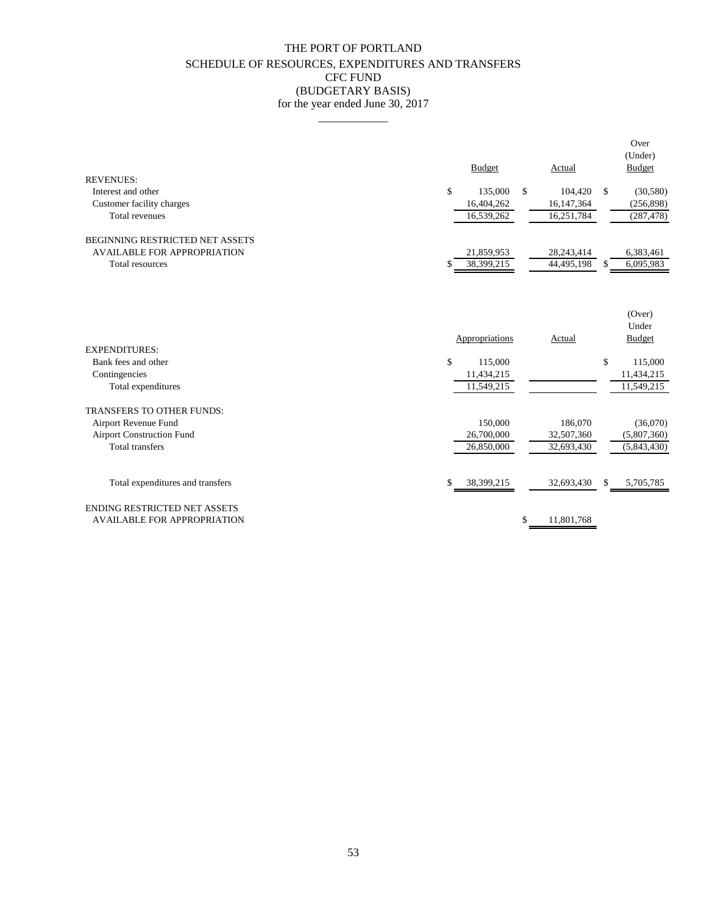# THE PORT OF PORTLAND
## SCHEDULE OF RESOURCES, EXPENDITURES AND TRANSFERS
## CFC FUND
## (BUDGETARY BASIS)
### for the year ended June 30, 2017

| | Budget | Actual | Over (Under) Budget |
|---|---|---|---|
| REVENUES: | | | |
| Interest and other | $ 135,000 | $ 104,420 | $ (30,580) |
| Customer facility charges | 16,404,262 | 16,147,364 | (256,898) |
| Total revenues | 16,539,262 | 16,251,784 | (287,478) |
| BEGINNING RESTRICTED NET ASSETS AVAILABLE FOR APPROPRIATION | 21,859,953 | 28,243,414 | 6,383,461 |
| Total resources | $ 38,399,215 | 44,495,198 | $ 6,095,983 |

| | Appropriations | Actual | (Over) Under Budget |
|---|---|---|---|
| EXPENDITURES: | | | |
| Bank fees and other | $ 115,000 | | $ 115,000 |
| Contingencies | 11,434,215 | | 11,434,215 |
| Total expenditures | 11,549,215 | | 11,549,215 |
| TRANSFERS TO OTHER FUNDS: | | | |
| Airport Revenue Fund | 150,000 | 186,070 | (36,070) |
| Airport Construction Fund | 26,700,000 | 32,507,360 | (5,807,360) |
| Total transfers | 26,850,000 | 32,693,430 | (5,843,430) |
| Total expenditures and transfers | $ 38,399,215 | 32,693,430 | $ 5,705,785 |
| ENDING RESTRICTED NET ASSETS AVAILABLE FOR APPROPRIATION | | $ 11,801,768 | |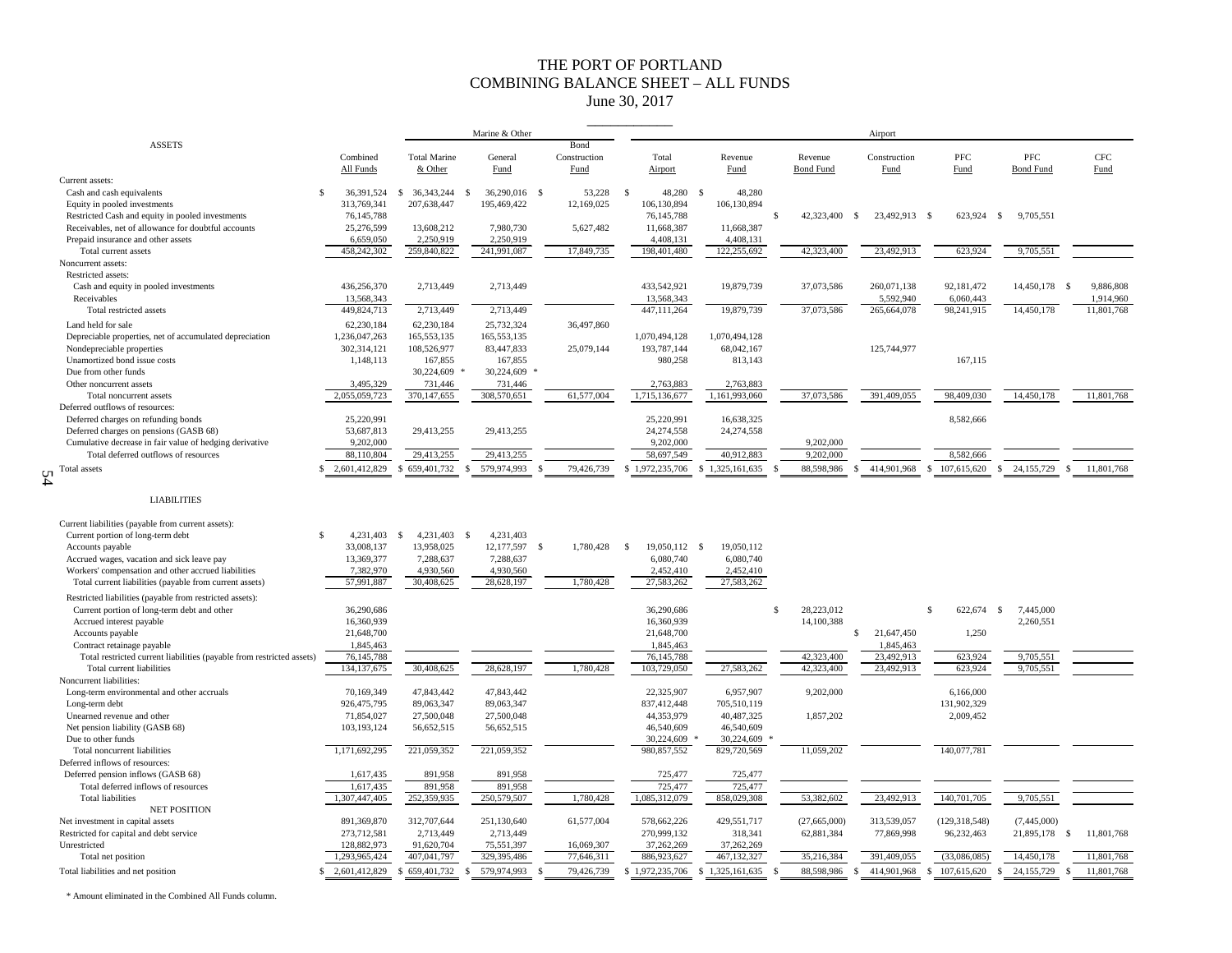# THE PORT OF PORTLAND
## COMBINING BALANCE SHEET – ALL FUNDS
### June 30, 2017

| ASSETS | Combined All Funds | Marine & Other: Total Marine & Other | Marine & Other: General Fund | Marine & Other: Bond Construction Fund | Airport: Total Airport | Airport: Revenue Fund | Airport: Revenue Bond Fund | Airport: Construction Fund | Airport: PFC Fund | Airport: PFC Bond Fund | Airport: CFC Fund |
|---|---|---|---|---|---|---|---|---|---|---|---|
| Current assets: | | | | | | | | | | | |
| Cash and cash equivalents | $ 36,391,524 | $ 36,343,244 | $ 36,290,016 | $ 53,228 | $ 48,280 | $ 48,280 | | | | | |
| Equity in pooled investments | 313,769,341 | 207,638,447 | 195,469,422 | 12,169,025 | 106,130,894 | 106,130,894 | | | | | |
| Restricted Cash and equity in pooled investments | 76,145,788 | | | | 76,145,788 | | $ 42,323,400 | $ 23,492,913 | $ 623,924 | $ 9,705,551 | |
| Receivables, net of allowance for doubtful accounts | 25,276,599 | 13,608,212 | 7,980,730 | 5,627,482 | 11,668,387 | 11,668,387 | | | | | |
| Prepaid insurance and other assets | 6,659,050 | 2,250,919 | 2,250,919 | | 4,408,131 | 4,408,131 | | | | | |
| Total current assets | 458,242,302 | 259,840,822 | 241,991,087 | 17,849,735 | 198,401,480 | 122,255,692 | 42,323,400 | 23,492,913 | 623,924 | 9,705,551 | |
| Noncurrent assets: | | | | | | | | | | | |
| Restricted assets: | | | | | | | | | | | |
| Cash and equity in pooled investments | 436,256,370 | 2,713,449 | 2,713,449 | | 433,542,921 | 19,879,739 | 37,073,586 | 260,071,138 | 92,181,472 | 14,450,178 | $ 9,886,808 |
| Receivables | 13,568,343 | | | | 13,568,343 | | | 5,592,940 | 6,060,443 | | 1,914,960 |
| Total restricted assets | 449,824,713 | 2,713,449 | 2,713,449 | | 447,111,264 | 19,879,739 | 37,073,586 | 265,664,078 | 98,241,915 | 14,450,178 | 11,801,768 |
| Land held for sale | 62,230,184 | 62,230,184 | 25,732,324 | 36,497,860 | | | | | | | |
| Depreciable properties, net of accumulated depreciation | 1,236,047,263 | 165,553,135 | 165,553,135 | | 1,070,494,128 | 1,070,494,128 | | | | | |
| Nondepreciable properties | 302,314,121 | 108,526,977 | 83,447,833 | 25,079,144 | 193,787,144 | 68,042,167 | | 125,744,977 | | | |
| Unamortized bond issue costs | 1,148,113 | 167,855 | 167,855 | | 980,258 | 813,143 | | | 167,115 | | |
| Due from other funds | | 30,224,609 * | 30,224,609 * | | | | | | | | |
| Other noncurrent assets | 3,495,329 | 731,446 | 731,446 | | 2,763,883 | 2,763,883 | | | | | |
| Total noncurrent assets | 2,055,059,723 | 370,147,655 | 308,570,651 | 61,577,004 | 1,715,136,677 | 1,161,993,060 | 37,073,586 | 391,409,055 | 98,409,030 | 14,450,178 | 11,801,768 |
| Deferred outflows of resources: | | | | | | | | | | | |
| Deferred charges on refunding bonds | 25,220,991 | | | | 25,220,991 | 16,638,325 | | | 8,582,666 | | |
| Deferred charges on pensions (GASB 68) | 53,687,813 | 29,413,255 | 29,413,255 | | 24,274,558 | 24,274,558 | | | | | |
| Cumulative decrease in fair value of hedging derivative | 9,202,000 | | | | 9,202,000 | | 9,202,000 | | | | |
| Total deferred outflows of resources | 88,110,804 | 29,413,255 | 29,413,255 | | 58,697,549 | 40,912,883 | 9,202,000 | | 8,582,666 | | |
| Total assets | $ 2,601,412,829 | $ 659,401,732 | $ 579,974,993 | $ 79,426,739 | $ 1,972,235,706 | $ 1,325,161,635 | $ 88,598,986 | $ 414,901,968 | $ 107,615,620 | $ 24,155,729 | $ 11,801,768 |

| LIABILITIES | Combined All Funds | Total Marine & Other | General Fund | Bond Construction Fund | Total Airport | Revenue Fund | Revenue Bond Fund | Construction Fund | PFC Fund | PFC Bond Fund | CFC Fund |
|---|---|---|---|---|---|---|---|---|---|---|---|
| Current liabilities (payable from current assets): | | | | | | | | | | | |
| Current portion of long-term debt | $ 4,231,403 | $ 4,231,403 | $ 4,231,403 | | | | | | | | |
| Accounts payable | 33,008,137 | 13,958,025 | 12,177,597 | $ 1,780,428 | $ 19,050,112 | $ 19,050,112 | | | | | |
| Accrued wages, vacation and sick leave pay | 13,369,377 | 7,288,637 | 7,288,637 | | 6,080,740 | 6,080,740 | | | | | |
| Workers' compensation and other accrued liabilities | 7,382,970 | 4,930,560 | 4,930,560 | | 2,452,410 | 2,452,410 | | | | | |
| Total current liabilities (payable from current assets) | 57,991,887 | 30,408,625 | 28,628,197 | 1,780,428 | 27,583,262 | 27,583,262 | | | | | |
| Restricted liabilities (payable from restricted assets): | | | | | | | | | | | |
| Current portion of long-term debt and other | 36,290,686 | | | | 36,290,686 | | $ 28,223,012 | | $ 622,674 | $ 7,445,000 | |
| Accrued interest payable | 16,360,939 | | | | 16,360,939 | | 14,100,388 | | | 2,260,551 | |
| Accounts payable | 21,648,700 | | | | 21,648,700 | | | $ 21,647,450 | 1,250 | | |
| Contract retainage payable | 1,845,463 | | | | 1,845,463 | | | 1,845,463 | | | |
| Total restricted current liabilities (payable from restricted assets) | 76,145,788 | | | | 76,145,788 | | 42,323,400 | 23,492,913 | 623,924 | 9,705,551 | |
| Total current liabilities | 134,137,675 | 30,408,625 | 28,628,197 | 1,780,428 | 103,729,050 | 27,583,262 | 42,323,400 | 23,492,913 | 623,924 | 9,705,551 | |
| Noncurrent liabilities: | | | | | | | | | | | |
| Long-term environmental and other accruals | 70,169,349 | 47,843,442 | 47,843,442 | | 22,325,907 | 6,957,907 | 9,202,000 | | 6,166,000 | | |
| Long-term debt | 926,475,795 | 89,063,347 | 89,063,347 | | 837,412,448 | 705,510,119 | | | 131,902,329 | | |
| Unearned revenue and other | 71,854,027 | 27,500,048 | 27,500,048 | | 44,353,979 | 40,487,325 | 1,857,202 | | 2,009,452 | | |
| Net pension liability (GASB 68) | 103,193,124 | 56,652,515 | 56,652,515 | | 46,540,609 | 46,540,609 | | | | | |
| Due to other funds | | | | | 30,224,609 * | 30,224,609 * | | | | | |
| Total noncurrent liabilities | 1,171,692,295 | 221,059,352 | 221,059,352 | | 980,857,552 | 829,720,569 | 11,059,202 | | 140,077,781 | | |
| Deferred inflows of resources: | | | | | | | | | | | |
| Deferred pension inflows (GASB 68) | 1,617,435 | 891,958 | 891,958 | | 725,477 | 725,477 | | | | | |
| Total deferred inflows of resources | 1,617,435 | 891,958 | 891,958 | | 725,477 | 725,477 | | | | | |
| Total liabilities | 1,307,447,405 | 252,359,935 | 250,579,507 | 1,780,428 | 1,085,312,079 | 858,029,308 | 53,382,602 | 23,492,913 | 140,701,705 | 9,705,551 | |
| NET POSITION | | | | | | | | | | | |
| Net investment in capital assets | 891,369,870 | 312,707,644 | 251,130,640 | 61,577,004 | 578,662,226 | 429,551,717 | (27,665,000) | 313,539,057 | (129,318,548) | (7,445,000) | |
| Restricted for capital and debt service | 273,712,581 | 2,713,449 | 2,713,449 | | 270,999,132 | 318,341 | 62,881,384 | 77,869,998 | 96,232,463 | 21,895,178 | $ 11,801,768 |
| Unrestricted | 128,882,973 | 91,620,704 | 75,551,397 | 16,069,307 | 37,262,269 | 37,262,269 | | | | | |
| Total net position | 1,293,965,424 | 407,041,797 | 329,395,486 | 77,646,311 | 886,923,627 | 467,132,327 | 35,216,384 | 391,409,055 | (33,086,085) | 14,450,178 | 11,801,768 |
| Total liabilities and net position | $ 2,601,412,829 | $ 659,401,732 | $ 579,974,993 | $ 79,426,739 | $ 1,972,235,706 | $ 1,325,161,635 | $ 88,598,986 | $ 414,901,968 | $ 107,615,620 | $ 24,155,729 | $ 11,801,768 |

\* Amount eliminated in the Combined All Funds column.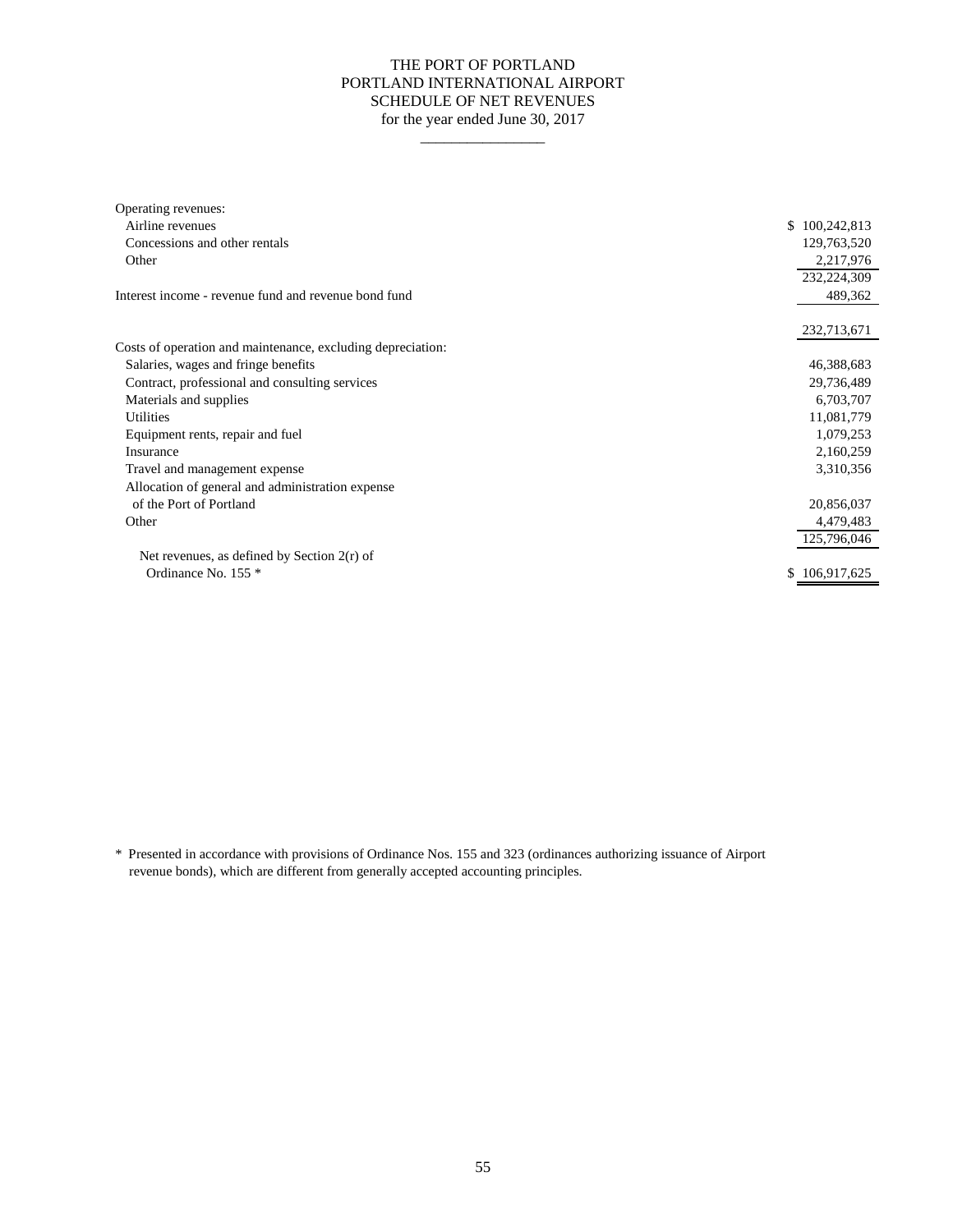# THE PORT OF PORTLAND
## PORTLAND INTERNATIONAL AIRPORT
## SCHEDULE OF NET REVENUES
for the year ended June 30, 2017

| | |
|---|---|
| Operating revenues: | |
| Airline revenues | $ 100,242,813 |
| Concessions and other rentals | 129,763,520 |
| Other | 2,217,976 |
| | 232,224,309 |
| Interest income - revenue fund and revenue bond fund | 489,362 |
| | 232,713,671 |
| Costs of operation and maintenance, excluding depreciation: | |
| Salaries, wages and fringe benefits | 46,388,683 |
| Contract, professional and consulting services | 29,736,489 |
| Materials and supplies | 6,703,707 |
| Utilities | 11,081,779 |
| Equipment rents, repair and fuel | 1,079,253 |
| Insurance | 2,160,259 |
| Travel and management expense | 3,310,356 |
| Allocation of general and administration expense of the Port of Portland | 20,856,037 |
| Other | 4,479,483 |
| | 125,796,046 |
| Net revenues, as defined by Section 2(r) of Ordinance No. 155 * | $ 106,917,625 |

\* Presented in accordance with provisions of Ordinance Nos. 155 and 323 (ordinances authorizing issuance of Airport revenue bonds), which are different from generally accepted accounting principles.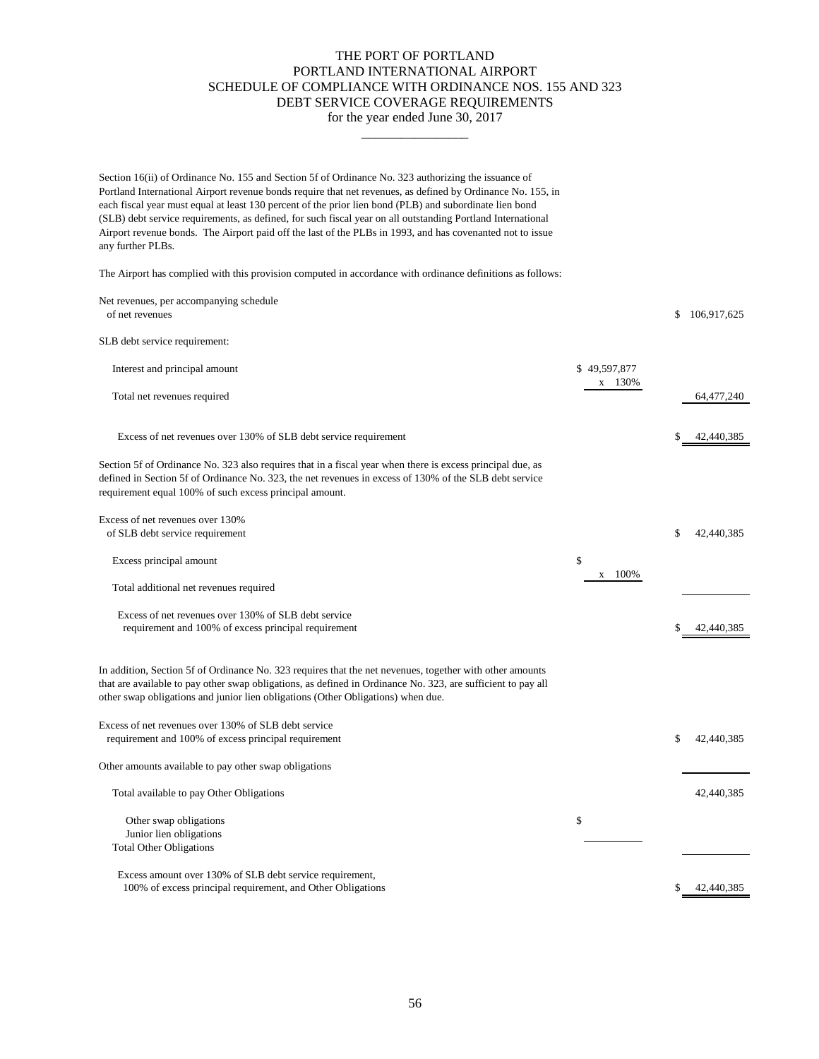# THE PORT OF PORTLAND
## PORTLAND INTERNATIONAL AIRPORT
## SCHEDULE OF COMPLIANCE WITH ORDINANCE NOS. 155 AND 323
## DEBT SERVICE COVERAGE REQUIREMENTS
for the year ended June 30, 2017

---

Section 16(ii) of Ordinance No. 155 and Section 5f of Ordinance No. 323 authorizing the issuance of Portland International Airport revenue bonds require that net revenues, as defined by Ordinance No. 155, in each fiscal year must equal at least 130 percent of the prior lien bond (PLB) and subordinate lien bond (SLB) debt service requirements, as defined, for such fiscal year on all outstanding Portland International Airport revenue bonds. The Airport paid off the last of the PLBs in 1993, and has covenanted not to issue any further PLBs.

The Airport has complied with this provision computed in accordance with ordinance definitions as follows:

| | | |
|---|---|---|
| Net revenues, per accompanying schedule of net revenues | | $ 106,917,625 |
| SLB debt service requirement: | | |
| Interest and principal amount | $ 49,597,877 | |
| | x 130% | |
| Total net revenues required | | 64,477,240 |
| Excess of net revenues over 130% of SLB debt service requirement | | $ 42,440,385 |

Section 5f of Ordinance No. 323 also requires that in a fiscal year when there is excess principal due, as defined in Section 5f of Ordinance No. 323, the net revenues in excess of 130% of the SLB debt service requirement equal 100% of such excess principal amount.

| | | |
|---|---|---|
| Excess of net revenues over 130% of SLB debt service requirement | | $ 42,440,385 |
| Excess principal amount | $ | |
| | x 100% | |
| Total additional net revenues required | | |
| Excess of net revenues over 130% of SLB debt service requirement and 100% of excess principal requirement | | $ 42,440,385 |

In addition, Section 5f of Ordinance No. 323 requires that the net nevenues, together with other amounts that are available to pay other swap obligations, as defined in Ordinance No. 323, are sufficient to pay all other swap obligations and junior lien obligations (Other Obligations) when due.

| | | |
|---|---|---|
| Excess of net revenues over 130% of SLB debt service requirement and 100% of excess principal requirement | | $ 42,440,385 |
| Other amounts available to pay other swap obligations | | |
| Total available to pay Other Obligations | | 42,440,385 |
| Other swap obligations | $ | |
| Junior lien obligations | | |
| Total Other Obligations | | |
| Excess amount over 130% of SLB debt service requirement, 100% of excess principal requirement, and Other Obligations | | $ 42,440,385 |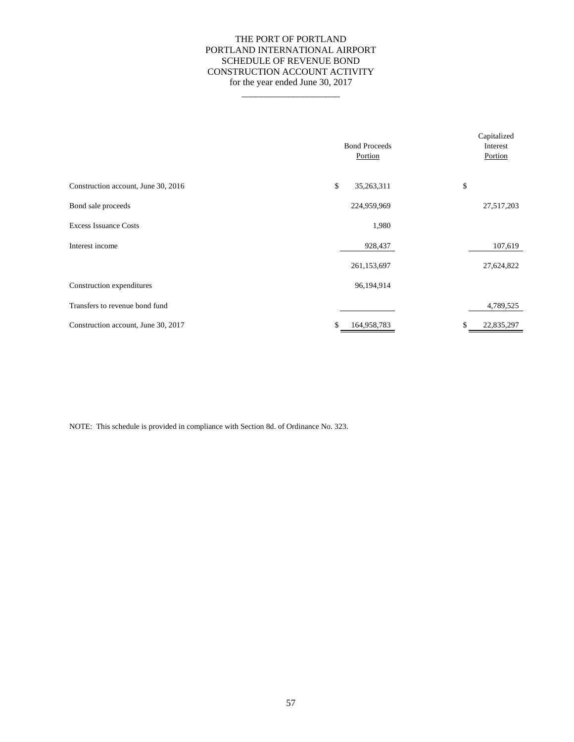# THE PORT OF PORTLAND
# PORTLAND INTERNATIONAL AIRPORT
## SCHEDULE OF REVENUE BOND CONSTRUCTION ACCOUNT ACTIVITY
for the year ended June 30, 2017

| | Bond Proceeds Portion | Capitalized Interest Portion |
|---|---|---|
| Construction account, June 30, 2016 | $ 35,263,311 | $ |
| Bond sale proceeds | 224,959,969 | 27,517,203 |
| Excess Issuance Costs | 1,980 | |
| Interest income | 928,437 | 107,619 |
| | 261,153,697 | 27,624,822 |
| Construction expenditures | 96,194,914 | |
| Transfers to revenue bond fund | | 4,789,525 |
| Construction account, June 30, 2017 | $ 164,958,783 | $ 22,835,297 |

NOTE: This schedule is provided in compliance with Section 8d. of Ordinance No. 323.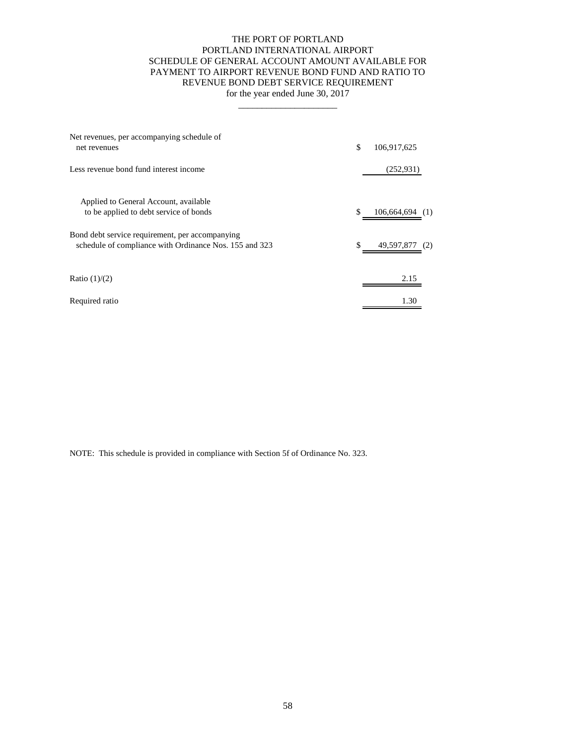# THE PORT OF PORTLAND
## PORTLAND INTERNATIONAL AIRPORT
## SCHEDULE OF GENERAL ACCOUNT AMOUNT AVAILABLE FOR PAYMENT TO AIRPORT REVENUE BOND FUND AND RATIO TO REVENUE BOND DEBT SERVICE REQUIREMENT
### for the year ended June 30, 2017

| | | |
|---|---|---|
| Net revenues, per accompanying schedule of net revenues | $ 106,917,625 | |
| Less revenue bond fund interest income | (252,931) | |
| Applied to General Account, available to be applied to debt service of bonds | $ 106,664,694 | (1) |
| Bond debt service requirement, per accompanying schedule of compliance with Ordinance Nos. 155 and 323 | $ 49,597,877 | (2) |
| Ratio (1)/(2) | 2.15 | |
| Required ratio | 1.30 | |

NOTE: This schedule is provided in compliance with Section 5f of Ordinance No. 323.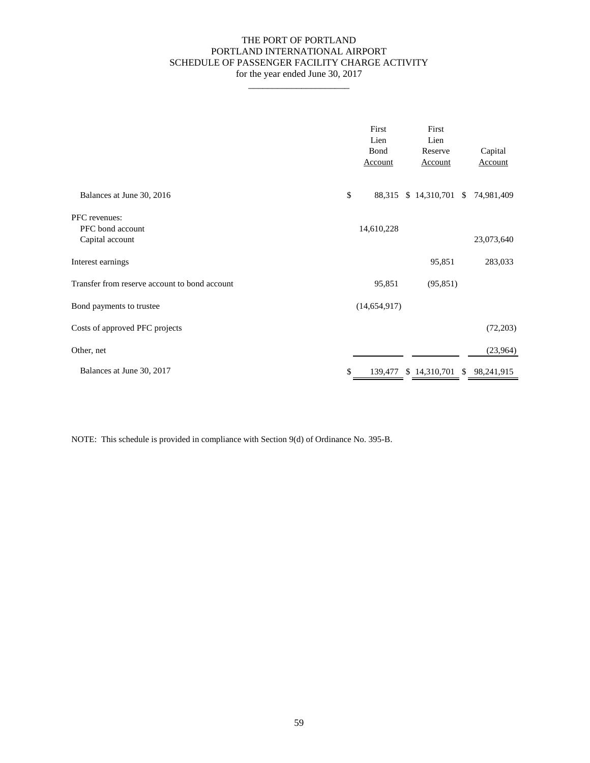# THE PORT OF PORTLAND
## PORTLAND INTERNATIONAL AIRPORT
## SCHEDULE OF PASSENGER FACILITY CHARGE ACTIVITY
for the year ended June 30, 2017

| | First Lien Bond Account | First Lien Reserve Account | Capital Account |
|---|---|---|---|
| Balances at June 30, 2016 | $ 88,315 | $ 14,310,701 | $ 74,981,409 |
| PFC revenues: | | | |
| PFC bond account | 14,610,228 | | |
| Capital account | | | 23,073,640 |
| Interest earnings | | 95,851 | 283,033 |
| Transfer from reserve account to bond account | 95,851 | (95,851) | |
| Bond payments to trustee | (14,654,917) | | |
| Costs of approved PFC projects | | | (72,203) |
| Other, net | | | (23,964) |
| Balances at June 30, 2017 | $ 139,477 | $ 14,310,701 | $ 98,241,915 |

NOTE: This schedule is provided in compliance with Section 9(d) of Ordinance No. 395-B.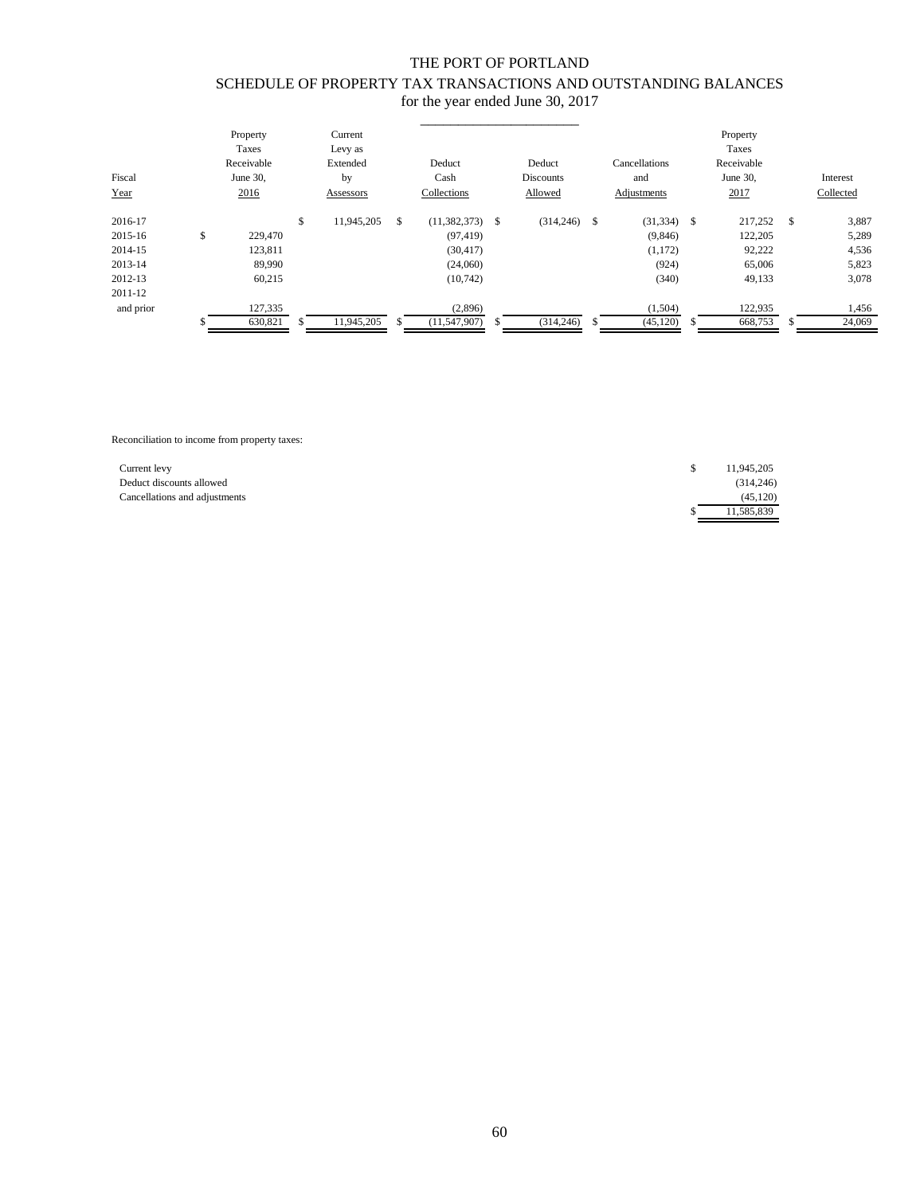# THE PORT OF PORTLAND

## SCHEDULE OF PROPERTY TAX TRANSACTIONS AND OUTSTANDING BALANCES

for the year ended June 30, 2017

| Fiscal Year | Property Taxes Receivable June 30, 2016 | Current Levy as Extended by Assessors | Deduct Cash Collections | Deduct Discounts Allowed | Cancellations and Adjustments | Property Taxes Receivable June 30, 2017 | Interest Collected |
|---|---|---|---|---|---|---|---|
| 2016-17 | | $ 11,945,205 | $ (11,382,373) | $ (314,246) | $ (31,334) | $ 217,252 | $ 3,887 |
| 2015-16 | $ 229,470 | | (97,419) | | (9,846) | 122,205 | 5,289 |
| 2014-15 | 123,811 | | (30,417) | | (1,172) | 92,222 | 4,536 |
| 2013-14 | 89,990 | | (24,060) | | (924) | 65,006 | 5,823 |
| 2012-13 | 60,215 | | (10,742) | | (340) | 49,133 | 3,078 |
| 2011-12 and prior | 127,335 | | (2,896) | | (1,504) | 122,935 | 1,456 |
| | $ 630,821 | $ 11,945,205 | $ (11,547,907) | $ (314,246) | $ (45,120) | $ 668,753 | $ 24,069 |

Reconciliation to income from property taxes:

| | |
|---|---|
| Current levy | $ 11,945,205 |
| Deduct discounts allowed | (314,246) |
| Cancellations and adjustments | (45,120) |
| | $ 11,585,839 |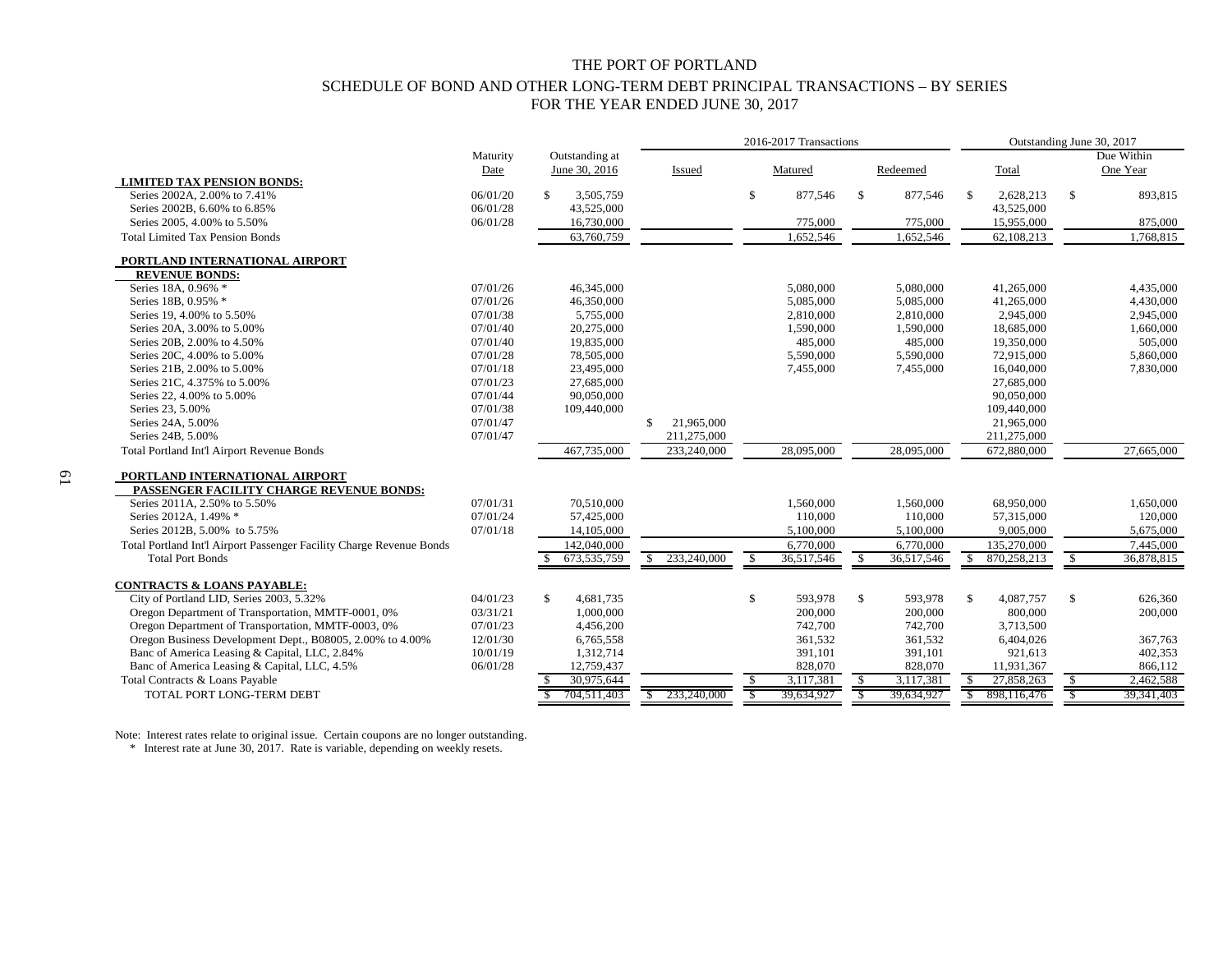# THE PORT OF PORTLAND

## SCHEDULE OF BOND AND OTHER LONG-TERM DEBT PRINCIPAL TRANSACTIONS – BY SERIES

### FOR THE YEAR ENDED JUNE 30, 2017

| | Maturity Date | Outstanding at June 30, 2016 | 2016-2017 Transactions: Issued | Matured | Redeemed | Outstanding June 30, 2017: Total | Due Within One Year |
|---|---|---|---|---|---|---|---|
| **LIMITED TAX PENSION BONDS:** | | | | | | | |
| Series 2002A, 2.00% to 7.41% | 06/01/20 | $ 3,505,759 | | $ 877,546 | $ 877,546 | $ 2,628,213 | $ 893,815 |
| Series 2002B, 6.60% to 6.85% | 06/01/28 | 43,525,000 | | | | 43,525,000 | |
| Series 2005, 4.00% to 5.50% | 06/01/28 | 16,730,000 | | 775,000 | 775,000 | 15,955,000 | 875,000 |
| Total Limited Tax Pension Bonds | | 63,760,759 | | 1,652,546 | 1,652,546 | 62,108,213 | 1,768,815 |
| **PORTLAND INTERNATIONAL AIRPORT REVENUE BONDS:** | | | | | | | |
| Series 18A, 0.96% * | 07/01/26 | 46,345,000 | | 5,080,000 | 5,080,000 | 41,265,000 | 4,435,000 |
| Series 18B, 0.95% * | 07/01/26 | 46,350,000 | | 5,085,000 | 5,085,000 | 41,265,000 | 4,430,000 |
| Series 19, 4.00% to 5.50% | 07/01/38 | 5,755,000 | | 2,810,000 | 2,810,000 | 2,945,000 | 2,945,000 |
| Series 20A, 3.00% to 5.00% | 07/01/40 | 20,275,000 | | 1,590,000 | 1,590,000 | 18,685,000 | 1,660,000 |
| Series 20B, 2.00% to 4.50% | 07/01/40 | 19,835,000 | | 485,000 | 485,000 | 19,350,000 | 505,000 |
| Series 20C, 4.00% to 5.00% | 07/01/28 | 78,505,000 | | 5,590,000 | 5,590,000 | 72,915,000 | 5,860,000 |
| Series 21B, 2.00% to 5.00% | 07/01/18 | 23,495,000 | | 7,455,000 | 7,455,000 | 16,040,000 | 7,830,000 |
| Series 21C, 4.375% to 5.00% | 07/01/23 | 27,685,000 | | | | 27,685,000 | |
| Series 22, 4.00% to 5.00% | 07/01/44 | 90,050,000 | | | | 90,050,000 | |
| Series 23, 5.00% | 07/01/38 | 109,440,000 | | | | 109,440,000 | |
| Series 24A, 5.00% | 07/01/47 | | $ 21,965,000 | | | 21,965,000 | |
| Series 24B, 5.00% | 07/01/47 | | 211,275,000 | | | 211,275,000 | |
| Total Portland Int'l Airport Revenue Bonds | | 467,735,000 | 233,240,000 | 28,095,000 | 28,095,000 | 672,880,000 | 27,665,000 |
| **PORTLAND INTERNATIONAL AIRPORT PASSENGER FACILITY CHARGE REVENUE BONDS:** | | | | | | | |
| Series 2011A, 2.50% to 5.50% | 07/01/31 | 70,510,000 | | 1,560,000 | 1,560,000 | 68,950,000 | 1,650,000 |
| Series 2012A, 1.49% * | 07/01/24 | 57,425,000 | | 110,000 | 110,000 | 57,315,000 | 120,000 |
| Series 2012B, 5.00% to 5.75% | 07/01/18 | 14,105,000 | | 5,100,000 | 5,100,000 | 9,005,000 | 5,675,000 |
| Total Portland Int'l Airport Passenger Facility Charge Revenue Bonds | | 142,040,000 | | 6,770,000 | 6,770,000 | 135,270,000 | 7,445,000 |
| Total Port Bonds | | $ 673,535,759 | $ 233,240,000 | $ 36,517,546 | $ 36,517,546 | $ 870,258,213 | $ 36,878,815 |
| **CONTRACTS & LOANS PAYABLE:** | | | | | | | |
| City of Portland LID, Series 2003, 5.32% | 04/01/23 | $ 4,681,735 | | $ 593,978 | $ 593,978 | $ 4,087,757 | $ 626,360 |
| Oregon Department of Transportation, MMTF-0001, 0% | 03/31/21 | 1,000,000 | | 200,000 | 200,000 | 800,000 | 200,000 |
| Oregon Department of Transportation, MMTF-0003, 0% | 07/01/23 | 4,456,200 | | 742,700 | 742,700 | 3,713,500 | |
| Oregon Business Development Dept., B08005, 2.00% to 4.00% | 12/01/30 | 6,765,558 | | 361,532 | 361,532 | 6,404,026 | 367,763 |
| Banc of America Leasing & Capital, LLC, 2.84% | 10/01/19 | 1,312,714 | | 391,101 | 391,101 | 921,613 | 402,353 |
| Banc of America Leasing & Capital, LLC, 4.5% | 06/01/28 | 12,759,437 | | 828,070 | 828,070 | 11,931,367 | 866,112 |
| Total Contracts & Loans Payable | | $ 30,975,644 | | $ 3,117,381 | $ 3,117,381 | $ 27,858,263 | $ 2,462,588 |
| TOTAL PORT LONG-TERM DEBT | | $ 704,511,403 | $ 233,240,000 | $ 39,634,927 | $ 39,634,927 | $ 898,116,476 | $ 39,341,403 |

Note: Interest rates relate to original issue. Certain coupons are no longer outstanding.
\* Interest rate at June 30, 2017. Rate is variable, depending on weekly resets.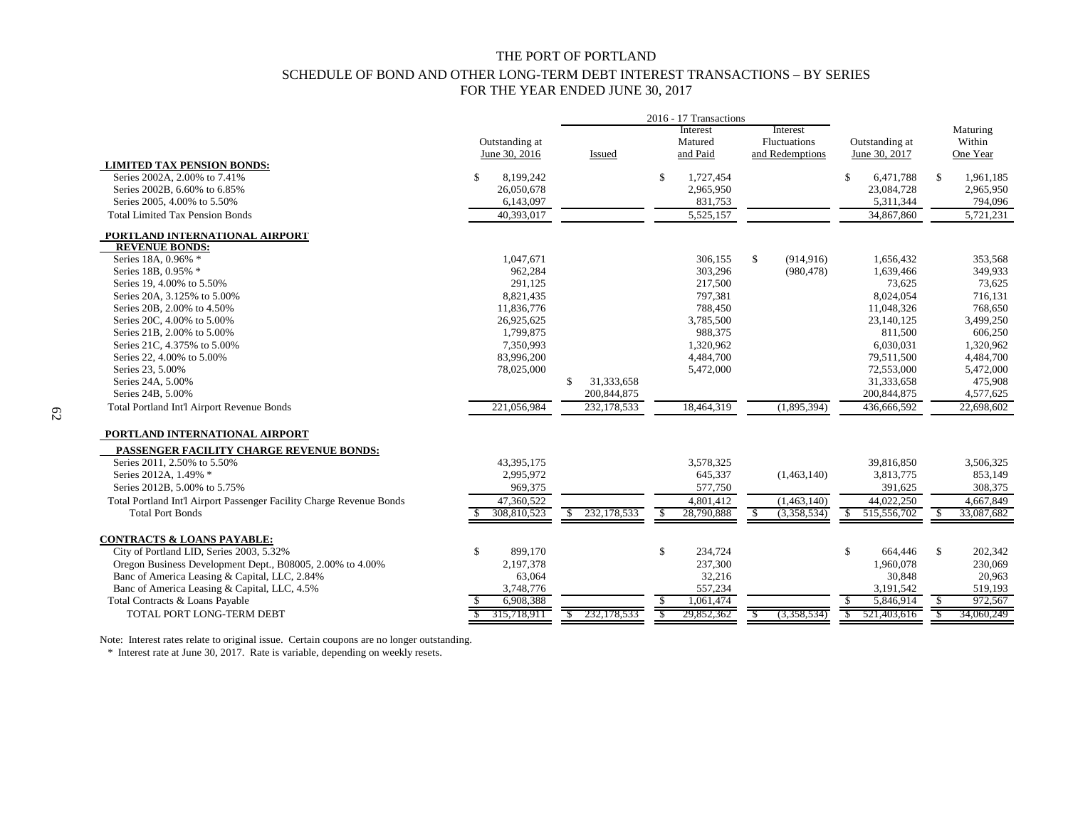# THE PORT OF PORTLAND

## SCHEDULE OF BOND AND OTHER LONG-TERM DEBT INTEREST TRANSACTIONS – BY SERIES
## FOR THE YEAR ENDED JUNE 30, 2017

| | Outstanding at June 30, 2016 | 2016 - 17 Transactions: Issued | 2016 - 17 Transactions: Interest Matured and Paid | 2016 - 17 Transactions: Interest Fluctuations and Redemptions | Outstanding at June 30, 2017 | Maturing Within One Year |
|---|---|---|---|---|---|---|
| **LIMITED TAX PENSION BONDS:** | | | | | | |
| Series 2002A, 2.00% to 7.41% | $ 8,199,242 | | $ 1,727,454 | | $ 6,471,788 | $ 1,961,185 |
| Series 2002B, 6.60% to 6.85% | 26,050,678 | | 2,965,950 | | 23,084,728 | 2,965,950 |
| Series 2005, 4.00% to 5.50% | 6,143,097 | | 831,753 | | 5,311,344 | 794,096 |
| Total Limited Tax Pension Bonds | 40,393,017 | | 5,525,157 | | 34,867,860 | 5,721,231 |
| **PORTLAND INTERNATIONAL AIRPORT REVENUE BONDS:** | | | | | | |
| Series 18A, 0.96% * | 1,047,671 | | 306,155 | $ (914,916) | 1,656,432 | 353,568 |
| Series 18B, 0.95% * | 962,284 | | 303,296 | (980,478) | 1,639,466 | 349,933 |
| Series 19, 4.00% to 5.50% | 291,125 | | 217,500 | | 73,625 | 73,625 |
| Series 20A, 3.125% to 5.00% | 8,821,435 | | 797,381 | | 8,024,054 | 716,131 |
| Series 20B, 2.00% to 4.50% | 11,836,776 | | 788,450 | | 11,048,326 | 768,650 |
| Series 20C, 4.00% to 5.00% | 26,925,625 | | 3,785,500 | | 23,140,125 | 3,499,250 |
| Series 21B, 2.00% to 5.00% | 1,799,875 | | 988,375 | | 811,500 | 606,250 |
| Series 21C, 4.375% to 5.00% | 7,350,993 | | 1,320,962 | | 6,030,031 | 1,320,962 |
| Series 22, 4.00% to 5.00% | 83,996,200 | | 4,484,700 | | 79,511,500 | 4,484,700 |
| Series 23, 5.00% | 78,025,000 | | 5,472,000 | | 72,553,000 | 5,472,000 |
| Series 24A, 5.00% | | $ 31,333,658 | | | 31,333,658 | 475,908 |
| Series 24B, 5.00% | | 200,844,875 | | | 200,844,875 | 4,577,625 |
| Total Portland Int'l Airport Revenue Bonds | 221,056,984 | 232,178,533 | 18,464,319 | (1,895,394) | 436,666,592 | 22,698,602 |
| **PORTLAND INTERNATIONAL AIRPORT PASSENGER FACILITY CHARGE REVENUE BONDS:** | | | | | | |
| Series 2011, 2.50% to 5.50% | 43,395,175 | | 3,578,325 | | 39,816,850 | 3,506,325 |
| Series 2012A, 1.49% * | 2,995,972 | | 645,337 | (1,463,140) | 3,813,775 | 853,149 |
| Series 2012B, 5.00% to 5.75% | 969,375 | | 577,750 | | 391,625 | 308,375 |
| Total Portland Int'l Airport Passenger Facility Charge Revenue Bonds | 47,360,522 | | 4,801,412 | (1,463,140) | 44,022,250 | 4,667,849 |
| Total Port Bonds | $ 308,810,523 | $ 232,178,533 | $ 28,790,888 | $ (3,358,534) | $ 515,556,702 | $ 33,087,682 |
| **CONTRACTS & LOANS PAYABLE:** | | | | | | |
| City of Portland LID, Series 2003, 5.32% | $ 899,170 | | $ 234,724 | | $ 664,446 | $ 202,342 |
| Oregon Business Development Dept., B08005, 2.00% to 4.00% | 2,197,378 | | 237,300 | | 1,960,078 | 230,069 |
| Banc of America Leasing & Capital, LLC, 2.84% | 63,064 | | 32,216 | | 30,848 | 20,963 |
| Banc of America Leasing & Capital, LLC, 4.5% | 3,748,776 | | 557,234 | | 3,191,542 | 519,193 |
| Total Contracts & Loans Payable | $ 6,908,388 | | $ 1,061,474 | | $ 5,846,914 | $ 972,567 |
| TOTAL PORT LONG-TERM DEBT | $ 315,718,911 | $ 232,178,533 | $ 29,852,362 | $ (3,358,534) | $ 521,403,616 | $ 34,060,249 |

Note: Interest rates relate to original issue. Certain coupons are no longer outstanding.

\* Interest rate at June 30, 2017. Rate is variable, depending on weekly resets.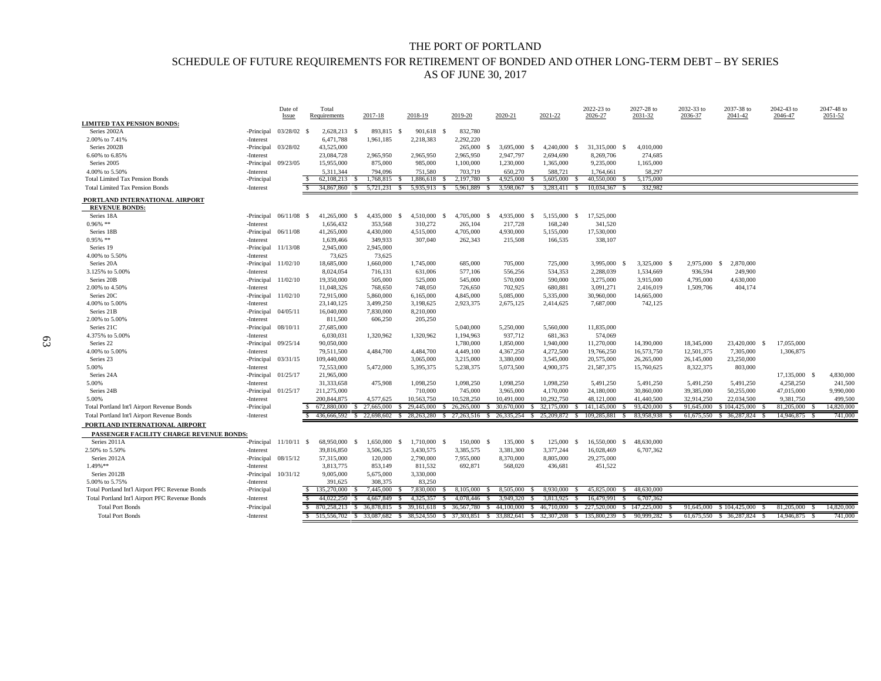# THE PORT OF PORTLAND

## SCHEDULE OF FUTURE REQUIREMENTS FOR RETIREMENT OF BONDED AND OTHER LONG-TERM DEBT – BY SERIES

## AS OF JUNE 30, 2017

| | | Date of Issue | Total Requirements | 2017-18 | 2018-19 | 2019-20 | 2020-21 | 2021-22 | 2022-23 to 2026-27 | 2027-28 to 2031-32 | 2032-33 to 2036-37 | 2037-38 to 2041-42 | 2042-43 to 2046-47 | 2047-48 to 2051-52 |
|---|---|---|---|---|---|---|---|---|---|---|---|---|---|---|
| **LIMITED TAX PENSION BONDS:** | | | | | | | | | | | | | | |
| Series 2002A | -Principal | 03/28/02 | $ 2,628,213 | $ 893,815 | $ 901,618 | $ 832,780 | | | | | | | | |
| 2.00% to 7.41% | -Interest | | 6,471,788 | 1,961,185 | 2,218,383 | 2,292,220 | | | | | | | | |
| Series 2002B | -Principal | 03/28/02 | 43,525,000 | | | 265,000 | $ 3,695,000 | $ 4,240,000 | $ 31,315,000 | $ 4,010,000 | | | | |
| 6.60% to 6.85% | -Interest | | 23,084,728 | 2,965,950 | 2,965,950 | 2,965,950 | 2,947,797 | 2,694,690 | 8,269,706 | 274,685 | | | | |
| Series 2005 | -Principal | 09/23/05 | 15,955,000 | 875,000 | 985,000 | 1,100,000 | 1,230,000 | 1,365,000 | 9,235,000 | 1,165,000 | | | | |
| 4.00% to 5.50% | -Interest | | 5,311,344 | 794,096 | 751,580 | 703,719 | 650,270 | 588,721 | 1,764,661 | 58,297 | | | | |
| Total Limited Tax Pension Bonds | -Principal | | $ 62,108,213 | $ 1,768,815 | $ 1,886,618 | $ 2,197,780 | $ 4,925,000 | $ 5,605,000 | $ 40,550,000 | $ 5,175,000 | | | | |
| Total Limited Tax Pension Bonds | -Interest | | $ 34,867,860 | $ 5,721,231 | $ 5,935,913 | $ 5,961,889 | $ 3,598,067 | $ 3,283,411 | $ 10,034,367 | $ 332,982 | | | | |
| **PORTLAND INTERNATIONAL AIRPORT** | | | | | | | | | | | | | | |
| **REVENUE BONDS:** | | | | | | | | | | | | | | |
| Series 18A | -Principal | 06/11/08 | $ 41,265,000 | $ 4,435,000 | $ 4,510,000 | $ 4,705,000 | $ 4,935,000 | $ 5,155,000 | $ 17,525,000 | | | | | |
| 0.96% ** | -Interest | | 1,656,432 | 353,568 | 310,272 | 265,104 | 217,728 | 168,240 | 341,520 | | | | | |
| Series 18B | -Principal | 06/11/08 | 41,265,000 | 4,430,000 | 4,515,000 | 4,705,000 | 4,930,000 | 5,155,000 | 17,530,000 | | | | | |
| 0.95% ** | -Interest | | 1,639,466 | 349,933 | 307,040 | 262,343 | 215,508 | 166,535 | 338,107 | | | | | |
| Series 19 | -Principal | 11/13/08 | 2,945,000 | 2,945,000 | | | | | | | | | | |
| 4.00% to 5.50% | -Interest | | 73,625 | 73,625 | | | | | | | | | | |
| Series 20A | -Principal | 11/02/10 | 18,685,000 | 1,660,000 | 1,745,000 | 685,000 | 705,000 | 725,000 | 3,995,000 | $ 3,325,000 | $ 2,975,000 | $ 2,870,000 | | |
| 3.125% to 5.00% | -Interest | | 8,024,054 | 716,131 | 631,006 | 577,106 | 556,256 | 534,353 | 2,288,039 | 1,534,669 | 936,594 | 249,900 | | |
| Series 20B | -Principal | 11/02/10 | 19,350,000 | 505,000 | 525,000 | 545,000 | 570,000 | 590,000 | 3,275,000 | 3,915,000 | 4,795,000 | 4,630,000 | | |
| 2.00% to 4.50% | -Interest | | 11,048,326 | 768,650 | 748,050 | 726,650 | 702,925 | 680,881 | 3,091,271 | 2,416,019 | 1,509,706 | 404,174 | | |
| Series 20C | -Principal | 11/02/10 | 72,915,000 | 5,860,000 | 6,165,000 | 4,845,000 | 5,085,000 | 5,335,000 | 30,960,000 | 14,665,000 | | | | |
| 4.00% to 5.00% | -Interest | | 23,140,125 | 3,499,250 | 3,198,625 | 2,923,375 | 2,675,125 | 2,414,625 | 7,687,000 | 742,125 | | | | |
| Series 21B | -Principal | 04/05/11 | 16,040,000 | 7,830,000 | 8,210,000 | | | | | | | | | |
| 2.00% to 5.00% | -Interest | | 811,500 | 606,250 | 205,250 | | | | | | | | | |
| Series 21C | -Principal | 08/10/11 | 27,685,000 | | | 5,040,000 | 5,250,000 | 5,560,000 | 11,835,000 | | | | | |
| 4.375% to 5.00% | -Interest | | 6,030,031 | 1,320,962 | 1,320,962 | 1,194,963 | 937,712 | 681,363 | 574,069 | | | | | |
| Series 22 | -Principal | 09/25/14 | 90,050,000 | | | 1,780,000 | 1,850,000 | 1,940,000 | 11,270,000 | 14,390,000 | 18,345,000 | 23,420,000 | $ 17,055,000 | |
| 4.00% to 5.00% | -Interest | | 79,511,500 | 4,484,700 | 4,484,700 | 4,449,100 | 4,367,250 | 4,272,500 | 19,766,250 | 16,573,750 | 12,501,375 | 7,305,000 | 1,306,875 | |
| Series 23 | -Principal | 03/31/15 | 109,440,000 | | | 3,065,000 | 3,215,000 | 3,380,000 | 3,545,000 | 20,575,000 | 26,265,000 | 26,145,000 | 23,250,000 | |
| 5.00% | -Interest | | 72,553,000 | 5,472,000 | 5,395,375 | 5,238,375 | 5,073,500 | 4,900,375 | 21,587,375 | 15,760,625 | 8,322,375 | 803,000 | | |
| Series 24A | -Principal | 01/25/17 | 21,965,000 | | | | | | | | | | 17,135,000 | $ 4,830,000 |
| 5.00% | -Interest | | 31,333,658 | 475,908 | 1,098,250 | 1,098,250 | 1,098,250 | 1,098,250 | 5,491,250 | 5,491,250 | 5,491,250 | 5,491,250 | 4,258,250 | 241,500 |
| Series 24B | -Principal | 01/25/17 | 211,275,000 | | 710,000 | 745,000 | 3,965,000 | 4,170,000 | 24,180,000 | 30,860,000 | 39,385,000 | 50,255,000 | 47,015,000 | 9,990,000 |
| 5.00% | -Interest | | 200,844,875 | 4,577,625 | 10,563,750 | 10,528,250 | 10,491,000 | 10,292,750 | 48,121,000 | 41,440,500 | 32,914,250 | 22,034,500 | 9,381,750 | 499,500 |
| Total Portland Int'l Airport Revenue Bonds | -Principal | | $ 672,880,000 | $ 27,665,000 | $ 29,445,000 | $ 26,265,000 | $ 30,670,000 | $ 32,175,000 | $ 141,145,000 | $ 93,420,000 | $ 91,645,000 | $ 104,425,000 | $ 81,205,000 | $ 14,820,000 |
| Total Portland Int'l Airport Revenue Bonds | -Interest | | $ 436,666,592 | $ 22,698,602 | $ 28,263,280 | $ 27,263,516 | $ 26,335,254 | $ 25,209,872 | $ 109,285,881 | $ 83,958,938 | $ 61,675,550 | $ 36,287,824 | $ 14,946,875 | $ 741,000 |
| **PORTLAND INTERNATIONAL AIRPORT** | | | | | | | | | | | | | | |
| **PASSENGER FACILITY CHARGE REVENUE BONDS:** | | | | | | | | | | | | | | |
| Series 2011A | -Principal | 11/10/11 | $ 68,950,000 | $ 1,650,000 | $ 1,710,000 | $ 150,000 | $ 135,000 | $ 125,000 | $ 16,550,000 | $ 48,630,000 | | | | |
| 2.50% to 5.50% | -Interest | | 39,816,850 | 3,506,325 | 3,430,575 | 3,385,575 | 3,381,300 | 3,377,244 | 16,028,469 | 6,707,362 | | | | |
| Series 2012A | -Principal | 08/15/12 | 57,315,000 | 120,000 | 2,790,000 | 7,955,000 | 8,370,000 | 8,805,000 | 29,275,000 | | | | | |
| 1.49%** | -Interest | | 3,813,775 | 853,149 | 811,532 | 692,871 | 568,020 | 436,681 | 451,522 | | | | | |
| Series 2012B | -Principal | 10/31/12 | 9,005,000 | 5,675,000 | 3,330,000 | | | | | | | | | |
| 5.00% to 5.75% | -Interest | | 391,625 | 308,375 | 83,250 | | | | | | | | | |
| Total Portland Int'l Airport PFC Revenue Bonds | -Principal | | $ 135,270,000 | $ 7,445,000 | $ 7,830,000 | $ 8,105,000 | $ 8,505,000 | $ 8,930,000 | $ 45,825,000 | $ 48,630,000 | | | | |
| Total Portland Int'l Airport PFC Revenue Bonds | -Interest | | $ 44,022,250 | $ 4,667,849 | $ 4,325,357 | $ 4,078,446 | $ 3,949,320 | $ 3,813,925 | $ 16,479,991 | $ 6,707,362 | | | | |
| Total Port Bonds | -Principal | | $ 870,258,213 | $ 36,878,815 | $ 39,161,618 | $ 36,567,780 | $ 44,100,000 | $ 46,710,000 | $ 227,520,000 | $ 147,225,000 | $ 91,645,000 | $ 104,425,000 | $ 81,205,000 | $ 14,820,000 |
| Total Port Bonds | -Interest | | $ 515,556,702 | $ 33,087,682 | $ 38,524,550 | $ 37,303,851 | $ 33,882,641 | $ 32,307,208 | $ 135,800,239 | $ 90,999,282 | $ 61,675,550 | $ 36,287,824 | $ 14,946,875 | $ 741,000 |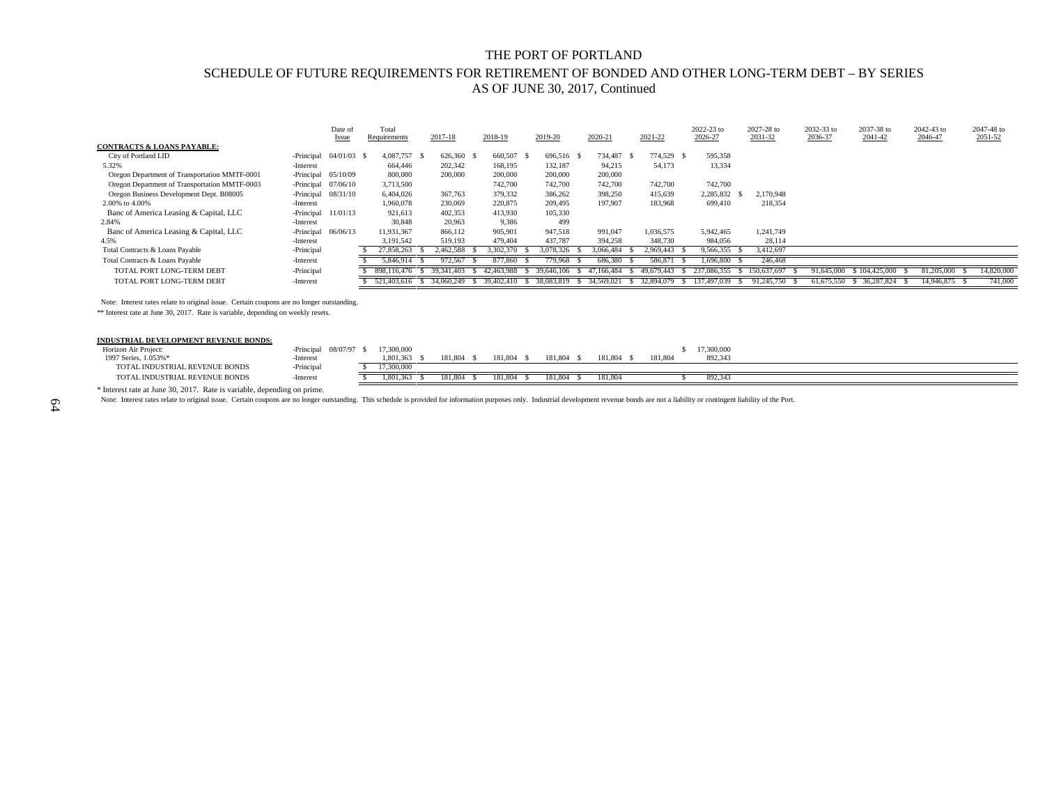# THE PORT OF PORTLAND

## SCHEDULE OF FUTURE REQUIREMENTS FOR RETIREMENT OF BONDED AND OTHER LONG-TERM DEBT – BY SERIES AS OF JUNE 30, 2017, Continued

| | | Date of Issue | Total Requirements | 2017-18 | 2018-19 | 2019-20 | 2020-21 | 2021-22 | 2022-23 to 2026-27 | 2027-28 to 2031-32 | 2032-33 to 2036-37 | 2037-38 to 2041-42 | 2042-43 to 2046-47 | 2047-48 to 2051-52 |
|---|---|---|---|---|---|---|---|---|---|---|---|---|---|---|
| **CONTRACTS & LOANS PAYABLE:** | | | | | | | | | | | | | | |
| City of Portland LID | -Principal | 04/01/03 | $ 4,087,757 | $ 626,360 | $ 660,507 | $ 696,516 | $ 734,487 | $ 774,529 | $ 595,358 | | | | | |
| 5.32% | -Interest | | 664,446 | 202,342 | 168,195 | 132,187 | 94,215 | 54,173 | 13,334 | | | | | |
| Oregon Department of Transportation MMTF-0001 | -Principal | 05/10/09 | 800,000 | 200,000 | 200,000 | 200,000 | 200,000 | | | | | | | |
| Oregon Department of Transportation MMTF-0003 | -Principal | 07/06/10 | 3,713,500 | | 742,700 | 742,700 | 742,700 | 742,700 | 742,700 | | | | | |
| Oregon Business Development Dept. B08005 | -Principal | 08/31/10 | 6,404,026 | 367,763 | 379,332 | 386,262 | 398,250 | 415,639 | 2,285,832 | $ 2,170,948 | | | | |
| 2.00% to 4.00% | -Interest | | 1,960,078 | 230,069 | 220,875 | 209,495 | 197,907 | 183,968 | 699,410 | 218,354 | | | | |
| Banc of America Leasing & Capital, LLC | -Principal | 11/01/13 | 921,613 | 402,353 | 413,930 | 105,330 | | | | | | | | |
| 2.84% | -Interest | | 30,848 | 20,963 | 9,386 | 499 | | | | | | | | |
| Banc of America Leasing & Capital, LLC | -Principal | 06/06/13 | 11,931,367 | 866,112 | 905,901 | 947,518 | 991,047 | 1,036,575 | 5,942,465 | 1,241,749 | | | | |
| 4.5% | -Interest | | 3,191,542 | 519,193 | 479,404 | 437,787 | 394,258 | 348,730 | 984,056 | 28,114 | | | | |
| Total Contracts & Loans Payable | -Principal | | $ 27,858,263 | $ 2,462,588 | $ 3,302,370 | $ 3,078,326 | $ 3,066,484 | $ 2,969,443 | $ 9,566,355 | $ 3,412,697 | | | | |
| Total Contracts & Loans Payable | -Interest | | $ 5,846,914 | $ 972,567 | $ 877,860 | $ 779,968 | $ 686,380 | $ 586,871 | $ 1,696,800 | $ 246,468 | | | | |
| TOTAL PORT LONG-TERM DEBT | -Principal | | $ 898,116,476 | $ 39,341,403 | $ 42,463,988 | $ 39,646,106 | $ 47,166,484 | $ 49,679,443 | $ 237,086,355 | $ 150,637,697 | $ 91,645,000 | $ 104,425,000 | $ 81,205,000 | $ 14,820,000 |
| TOTAL PORT LONG-TERM DEBT | -Interest | | $ 521,403,616 | $ 34,060,249 | $ 39,402,410 | $ 38,083,819 | $ 34,569,021 | $ 32,894,079 | $ 137,497,039 | $ 91,245,750 | $ 61,675,550 | $ 36,287,824 | $ 14,946,875 | $ 741,000 |

Note: Interest rates relate to original issue. Certain coupons are no longer outstanding.

** Interest rate at June 30, 2017. Rate is variable, depending on weekly resets.

| | | Date of Issue | Total Requirements | 2017-18 | 2018-19 | 2019-20 | 2020-21 | 2021-22 | 2022-23 to 2026-27 |
|---|---|---|---|---|---|---|---|---|---|
| **INDUSTRIAL DEVELOPMENT REVENUE BONDS:** | | | | | | | | | |
| Horizon Air Project: | -Principal | 08/07/97 | $ 17,300,000 | | | | | | $ 17,300,000 |
| 1997 Series, 1.053%* | -Interest | | 1,801,363 | $ 181,804 | $ 181,804 | $ 181,804 | $ 181,804 | $ 181,804 | 892,343 |
| TOTAL INDUSTRIAL REVENUE BONDS | -Principal | | $ 17,300,000 | | | | | | |
| TOTAL INDUSTRIAL REVENUE BONDS | -Interest | | $ 1,801,363 | $ 181,804 | $ 181,804 | $ 181,804 | $ 181,804 | | $ 892,343 |

* Interest rate at June 30, 2017. Rate is variable, depending on prime.

Note: Interest rates relate to original issue. Certain coupons are no longer outstanding. This schedule is provided for information purposes only. Industrial development revenue bonds are not a liability or contingent liability of the Port.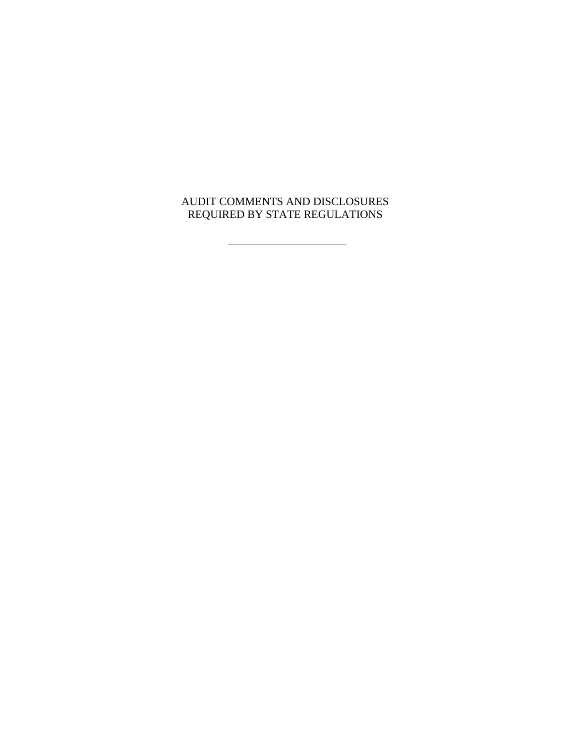# AUDIT COMMENTS AND DISCLOSURES REQUIRED BY STATE REGULATIONS

---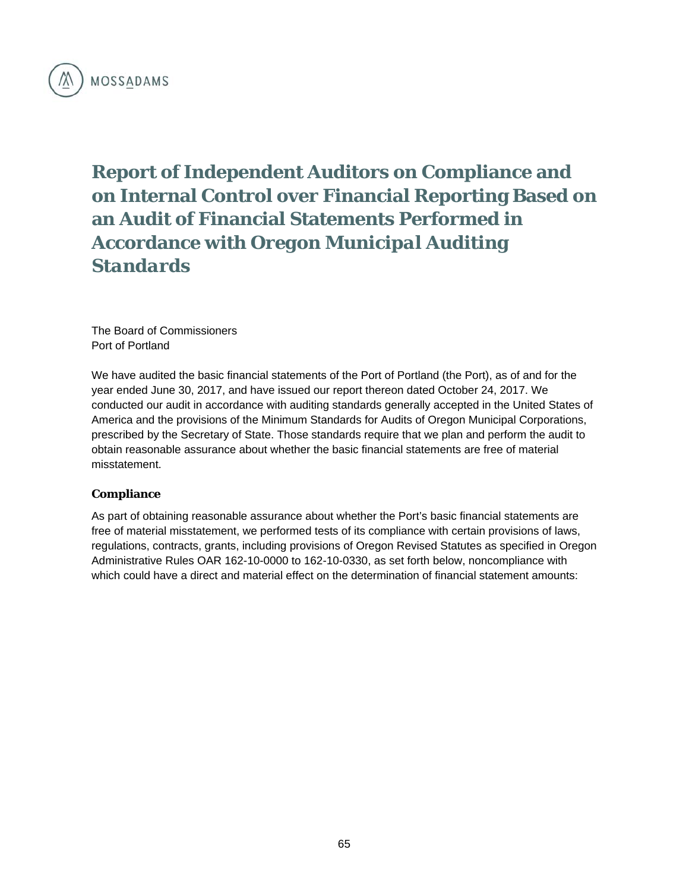MOSSADAMS

# Report of Independent Auditors on Compliance and on Internal Control over Financial Reporting Based on an Audit of Financial Statements Performed in Accordance with *Oregon Municipal Auditing Standards*

The Board of Commissioners
Port of Portland

We have audited the basic financial statements of the Port of Portland (the Port), as of and for the year ended June 30, 2017, and have issued our report thereon dated October 24, 2017. We conducted our audit in accordance with auditing standards generally accepted in the United States of America and the provisions of the Minimum Standards for Audits of Oregon Municipal Corporations, prescribed by the Secretary of State. Those standards require that we plan and perform the audit to obtain reasonable assurance about whether the basic financial statements are free of material misstatement.

**Compliance**

As part of obtaining reasonable assurance about whether the Port's basic financial statements are free of material misstatement, we performed tests of its compliance with certain provisions of laws, regulations, contracts, grants, including provisions of Oregon Revised Statutes as specified in Oregon Administrative Rules OAR 162-10-0000 to 162-10-0330, as set forth below, noncompliance with which could have a direct and material effect on the determination of financial statement amounts: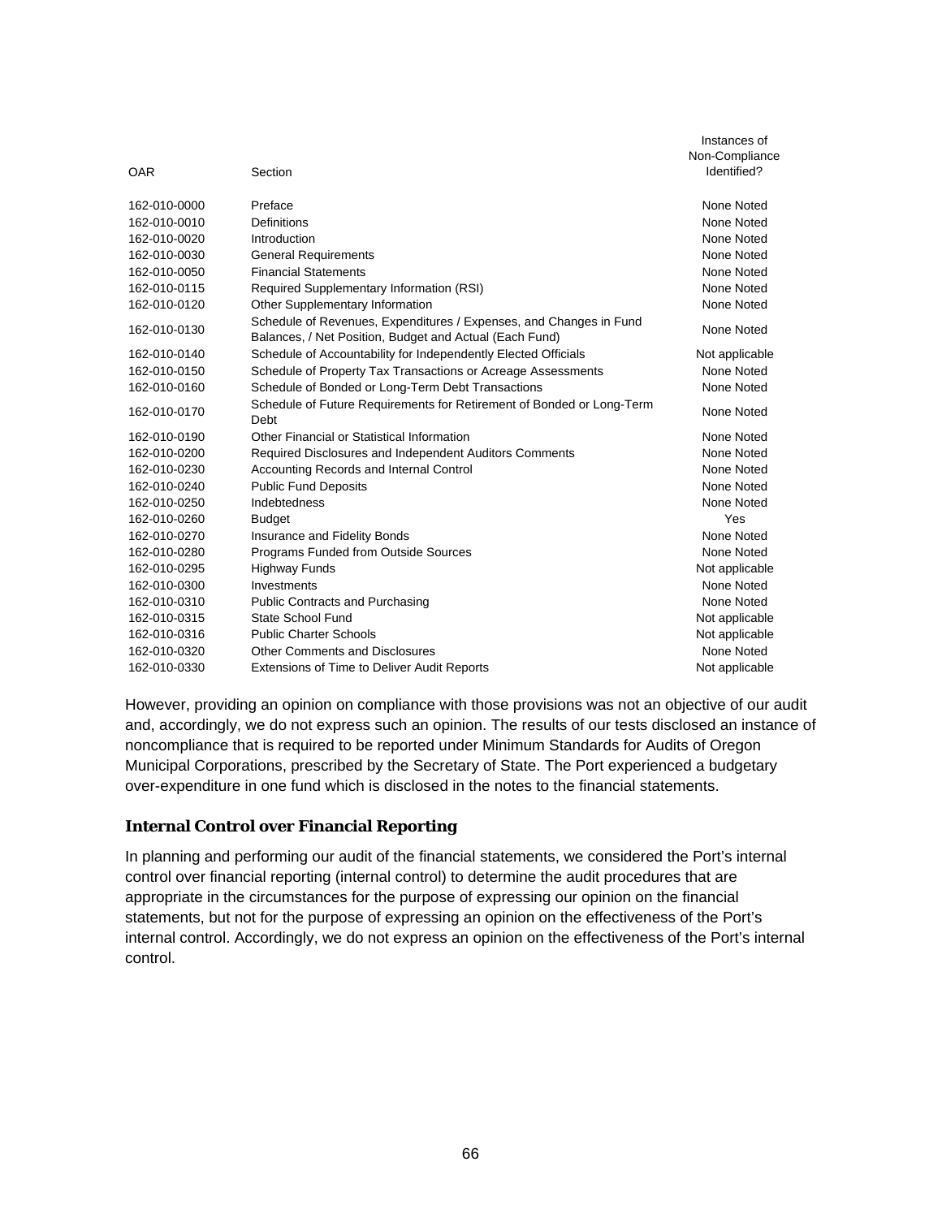| OAR | Section | Instances of Non-Compliance Identified? |
|---|---|---|
| 162-010-0000 | Preface | None Noted |
| 162-010-0010 | Definitions | None Noted |
| 162-010-0020 | Introduction | None Noted |
| 162-010-0030 | General Requirements | None Noted |
| 162-010-0050 | Financial Statements | None Noted |
| 162-010-0115 | Required Supplementary Information (RSI) | None Noted |
| 162-010-0120 | Other Supplementary Information | None Noted |
| 162-010-0130 | Schedule of Revenues, Expenditures / Expenses, and Changes in Fund Balances, / Net Position, Budget and Actual (Each Fund) | None Noted |
| 162-010-0140 | Schedule of Accountability for Independently Elected Officials | Not applicable |
| 162-010-0150 | Schedule of Property Tax Transactions or Acreage Assessments | None Noted |
| 162-010-0160 | Schedule of Bonded or Long-Term Debt Transactions | None Noted |
| 162-010-0170 | Schedule of Future Requirements for Retirement of Bonded or Long-Term Debt | None Noted |
| 162-010-0190 | Other Financial or Statistical Information | None Noted |
| 162-010-0200 | Required Disclosures and Independent Auditors Comments | None Noted |
| 162-010-0230 | Accounting Records and Internal Control | None Noted |
| 162-010-0240 | Public Fund Deposits | None Noted |
| 162-010-0250 | Indebtedness | None Noted |
| 162-010-0260 | Budget | Yes |
| 162-010-0270 | Insurance and Fidelity Bonds | None Noted |
| 162-010-0280 | Programs Funded from Outside Sources | None Noted |
| 162-010-0295 | Highway Funds | Not applicable |
| 162-010-0300 | Investments | None Noted |
| 162-010-0310 | Public Contracts and Purchasing | None Noted |
| 162-010-0315 | State School Fund | Not applicable |
| 162-010-0316 | Public Charter Schools | Not applicable |
| 162-010-0320 | Other Comments and Disclosures | None Noted |
| 162-010-0330 | Extensions of Time to Deliver Audit Reports | Not applicable |

However, providing an opinion on compliance with those provisions was not an objective of our audit and, accordingly, we do not express such an opinion. The results of our tests disclosed an instance of noncompliance that is required to be reported under Minimum Standards for Audits of Oregon Municipal Corporations, prescribed by the Secretary of State. The Port experienced a budgetary over-expenditure in one fund which is disclosed in the notes to the financial statements.

### Internal Control over Financial Reporting

In planning and performing our audit of the financial statements, we considered the Port's internal control over financial reporting (internal control) to determine the audit procedures that are appropriate in the circumstances for the purpose of expressing our opinion on the financial statements, but not for the purpose of expressing an opinion on the effectiveness of the Port's internal control. Accordingly, we do not express an opinion on the effectiveness of the Port's internal control.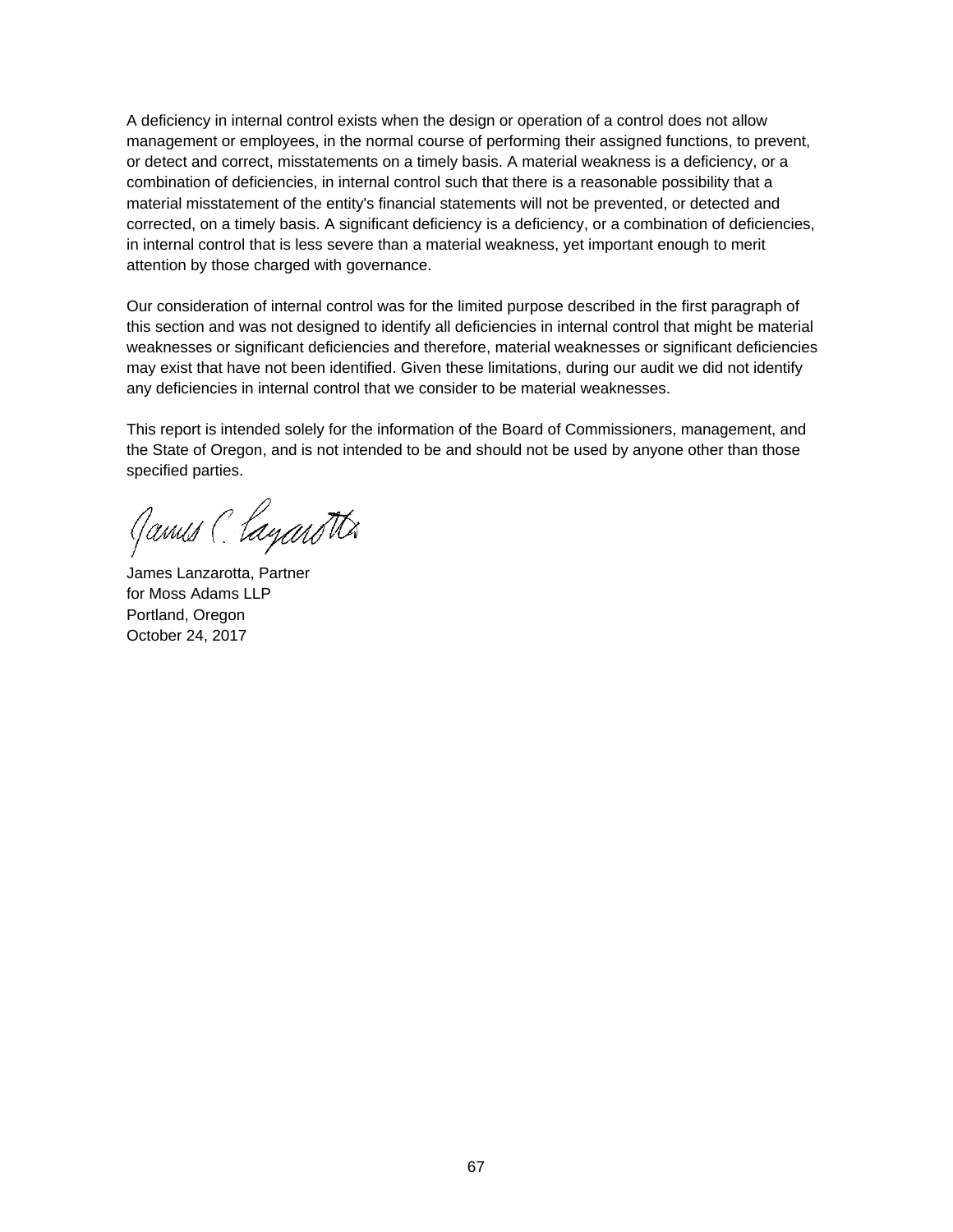A deficiency in internal control exists when the design or operation of a control does not allow management or employees, in the normal course of performing their assigned functions, to prevent, or detect and correct, misstatements on a timely basis. A material weakness is a deficiency, or a combination of deficiencies, in internal control such that there is a reasonable possibility that a material misstatement of the entity's financial statements will not be prevented, or detected and corrected, on a timely basis. A significant deficiency is a deficiency, or a combination of deficiencies, in internal control that is less severe than a material weakness, yet important enough to merit attention by those charged with governance.

Our consideration of internal control was for the limited purpose described in the first paragraph of this section and was not designed to identify all deficiencies in internal control that might be material weaknesses or significant deficiencies and therefore, material weaknesses or significant deficiencies may exist that have not been identified. Given these limitations, during our audit we did not identify any deficiencies in internal control that we consider to be material weaknesses.

This report is intended solely for the information of the Board of Commissioners, management, and the State of Oregon, and is not intended to be and should not be used by anyone other than those specified parties.

James Lanzarotta, Partner
for Moss Adams LLP
Portland, Oregon
October 24, 2017